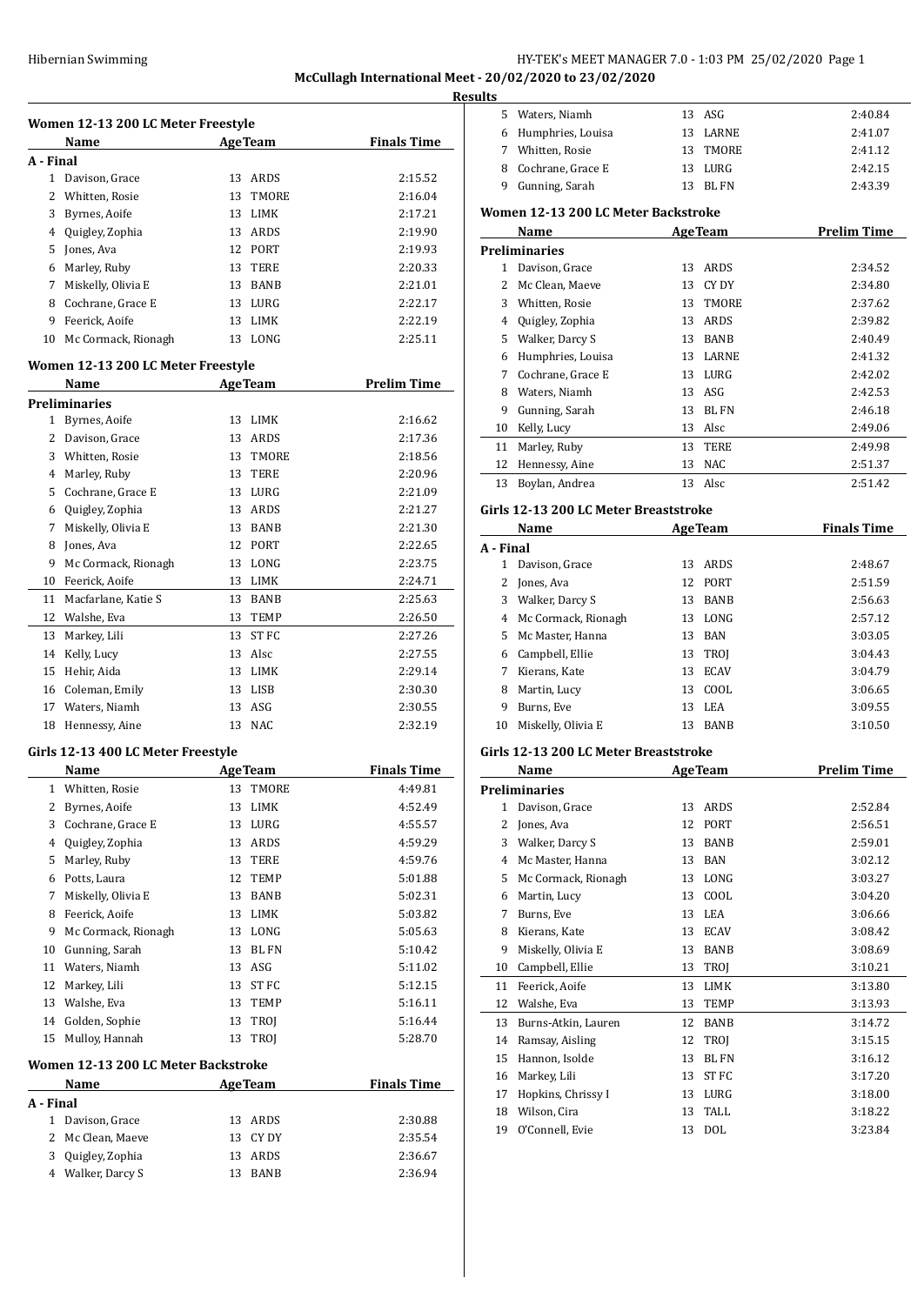McCullagh International Meet - 20/02/2020 to 23/02/2020

Results

### Women 12-13 200 LC Meter Freestyle

| | Name | Age | Team | Finals Time |
|---|---|---|---|---|
| **A - Final** | | | | |
| 1 | Davison, Grace | 13 | ARDS | 2:15.52 |
| 2 | Whitten, Rosie | 13 | TMORE | 2:16.04 |
| 3 | Byrnes, Aoife | 13 | LIMK | 2:17.21 |
| 4 | Quigley, Zophia | 13 | ARDS | 2:19.90 |
| 5 | Jones, Ava | 12 | PORT | 2:19.93 |
| 6 | Marley, Ruby | 13 | TERE | 2:20.33 |
| 7 | Miskelly, Olivia E | 13 | BANB | 2:21.01 |
| 8 | Cochrane, Grace E | 13 | LURG | 2:22.17 |
| 9 | Feerick, Aoife | 13 | LIMK | 2:22.19 |
| 10 | Mc Cormack, Rionagh | 13 | LONG | 2:25.11 |

### Women 12-13 200 LC Meter Freestyle

| | Name | Age | Team | Prelim Time |
|---|---|---|---|---|
| **Preliminaries** | | | | |
| 1 | Byrnes, Aoife | 13 | LIMK | 2:16.62 |
| 2 | Davison, Grace | 13 | ARDS | 2:17.36 |
| 3 | Whitten, Rosie | 13 | TMORE | 2:18.56 |
| 4 | Marley, Ruby | 13 | TERE | 2:20.96 |
| 5 | Cochrane, Grace E | 13 | LURG | 2:21.09 |
| 6 | Quigley, Zophia | 13 | ARDS | 2:21.27 |
| 7 | Miskelly, Olivia E | 13 | BANB | 2:21.30 |
| 8 | Jones, Ava | 12 | PORT | 2:22.65 |
| 9 | Mc Cormack, Rionagh | 13 | LONG | 2:23.75 |
| 10 | Feerick, Aoife | 13 | LIMK | 2:24.71 |
| 11 | Macfarlane, Katie S | 13 | BANB | 2:25.63 |
| 12 | Walshe, Eva | 13 | TEMP | 2:26.50 |
| 13 | Markey, Lili | 13 | ST FC | 2:27.26 |
| 14 | Kelly, Lucy | 13 | Alsc | 2:27.55 |
| 15 | Hehir, Aida | 13 | LIMK | 2:29.14 |
| 16 | Coleman, Emily | 13 | LISB | 2:30.30 |
| 17 | Waters, Niamh | 13 | ASG | 2:30.55 |
| 18 | Hennessy, Aine | 13 | NAC | 2:32.19 |

### Girls 12-13 400 LC Meter Freestyle

| | Name | Age | Team | Finals Time |
|---|---|---|---|---|
| 1 | Whitten, Rosie | 13 | TMORE | 4:49.81 |
| 2 | Byrnes, Aoife | 13 | LIMK | 4:52.49 |
| 3 | Cochrane, Grace E | 13 | LURG | 4:55.57 |
| 4 | Quigley, Zophia | 13 | ARDS | 4:59.29 |
| 5 | Marley, Ruby | 13 | TERE | 4:59.76 |
| 6 | Potts, Laura | 12 | TEMP | 5:01.88 |
| 7 | Miskelly, Olivia E | 13 | BANB | 5:02.31 |
| 8 | Feerick, Aoife | 13 | LIMK | 5:03.82 |
| 9 | Mc Cormack, Rionagh | 13 | LONG | 5:05.63 |
| 10 | Gunning, Sarah | 13 | BL FN | 5:10.42 |
| 11 | Waters, Niamh | 13 | ASG | 5:11.02 |
| 12 | Markey, Lili | 13 | ST FC | 5:12.15 |
| 13 | Walshe, Eva | 13 | TEMP | 5:16.11 |
| 14 | Golden, Sophie | 13 | TROJ | 5:16.44 |
| 15 | Mulloy, Hannah | 13 | TROJ | 5:28.70 |

### Women 12-13 200 LC Meter Backstroke

| | Name | Age | Team | Finals Time |
|---|---|---|---|---|
| **A - Final** | | | | |
| 1 | Davison, Grace | 13 | ARDS | 2:30.88 |
| 2 | Mc Clean, Maeve | 13 | CY DY | 2:35.54 |
| 3 | Quigley, Zophia | 13 | ARDS | 2:36.67 |
| 4 | Walker, Darcy S | 13 | BANB | 2:36.94 |
| 5 | Waters, Niamh | 13 | ASG | 2:40.84 |
| 6 | Humphries, Louisa | 13 | LARNE | 2:41.07 |
| 7 | Whitten, Rosie | 13 | TMORE | 2:41.12 |
| 8 | Cochrane, Grace E | 13 | LURG | 2:42.15 |
| 9 | Gunning, Sarah | 13 | BL FN | 2:43.39 |

### Women 12-13 200 LC Meter Backstroke

| | Name | Age | Team | Prelim Time |
|---|---|---|---|---|
| **Preliminaries** | | | | |
| 1 | Davison, Grace | 13 | ARDS | 2:34.52 |
| 2 | Mc Clean, Maeve | 13 | CY DY | 2:34.80 |
| 3 | Whitten, Rosie | 13 | TMORE | 2:37.62 |
| 4 | Quigley, Zophia | 13 | ARDS | 2:39.82 |
| 5 | Walker, Darcy S | 13 | BANB | 2:40.49 |
| 6 | Humphries, Louisa | 13 | LARNE | 2:41.32 |
| 7 | Cochrane, Grace E | 13 | LURG | 2:42.02 |
| 8 | Waters, Niamh | 13 | ASG | 2:42.53 |
| 9 | Gunning, Sarah | 13 | BL FN | 2:46.18 |
| 10 | Kelly, Lucy | 13 | Alsc | 2:49.06 |
| 11 | Marley, Ruby | 13 | TERE | 2:49.98 |
| 12 | Hennessy, Aine | 13 | NAC | 2:51.37 |
| 13 | Boylan, Andrea | 13 | Alsc | 2:51.42 |

### Girls 12-13 200 LC Meter Breaststroke

| | Name | Age | Team | Finals Time |
|---|---|---|---|---|
| **A - Final** | | | | |
| 1 | Davison, Grace | 13 | ARDS | 2:48.67 |
| 2 | Jones, Ava | 12 | PORT | 2:51.59 |
| 3 | Walker, Darcy S | 13 | BANB | 2:56.63 |
| 4 | Mc Cormack, Rionagh | 13 | LONG | 2:57.12 |
| 5 | Mc Master, Hanna | 13 | BAN | 3:03.05 |
| 6 | Campbell, Ellie | 13 | TROJ | 3:04.43 |
| 7 | Kierans, Kate | 13 | ECAV | 3:04.79 |
| 8 | Martin, Lucy | 13 | COOL | 3:06.65 |
| 9 | Burns, Eve | 13 | LEA | 3:09.55 |
| 10 | Miskelly, Olivia E | 13 | BANB | 3:10.50 |

### Girls 12-13 200 LC Meter Breaststroke

| | Name | Age | Team | Prelim Time |
|---|---|---|---|---|
| **Preliminaries** | | | | |
| 1 | Davison, Grace | 13 | ARDS | 2:52.84 |
| 2 | Jones, Ava | 12 | PORT | 2:56.51 |
| 3 | Walker, Darcy S | 13 | BANB | 2:59.01 |
| 4 | Mc Master, Hanna | 13 | BAN | 3:02.12 |
| 5 | Mc Cormack, Rionagh | 13 | LONG | 3:03.27 |
| 6 | Martin, Lucy | 13 | COOL | 3:04.20 |
| 7 | Burns, Eve | 13 | LEA | 3:06.66 |
| 8 | Kierans, Kate | 13 | ECAV | 3:08.42 |
| 9 | Miskelly, Olivia E | 13 | BANB | 3:08.69 |
| 10 | Campbell, Ellie | 13 | TROJ | 3:10.21 |
| 11 | Feerick, Aoife | 13 | LIMK | 3:13.80 |
| 12 | Walshe, Eva | 13 | TEMP | 3:13.93 |
| 13 | Burns-Atkin, Lauren | 12 | BANB | 3:14.72 |
| 14 | Ramsay, Aisling | 12 | TROJ | 3:15.15 |
| 15 | Hannon, Isolde | 13 | BL FN | 3:16.12 |
| 16 | Markey, Lili | 13 | ST FC | 3:17.20 |
| 17 | Hopkins, Chrissy I | 13 | LURG | 3:18.00 |
| 18 | Wilson, Cira | 13 | TALL | 3:18.22 |
| 19 | O'Connell, Evie | 13 | DOL | 3:23.84 |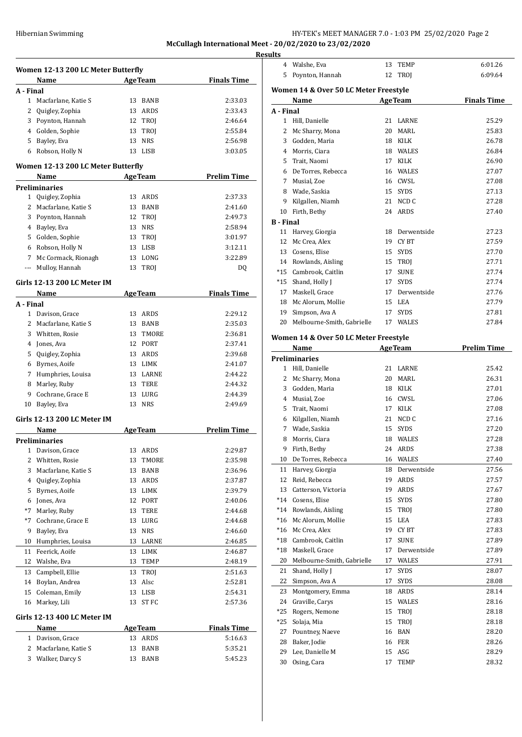**McCullagh International Meet - 20/02/2020 to 23/02/2020**

**Results**

### Women 12-13 200 LC Meter Butterfly

| | Name | Age | Team | Finals Time |
|---|---|---|---|---|
| **A - Final** | | | | |
| 1 | Macfarlane, Katie S | 13 | BANB | 2:33.03 |
| 2 | Quigley, Zophia | 13 | ARDS | 2:33.43 |
| 3 | Poynton, Hannah | 12 | TROJ | 2:46.64 |
| 4 | Golden, Sophie | 13 | TROJ | 2:55.84 |
| 5 | Bayley, Eva | 13 | NRS | 2:56.98 |
| 6 | Robson, Holly N | 13 | LISB | 3:03.05 |

### Women 12-13 200 LC Meter Butterfly

| | Name | Age | Team | Prelim Time |
|---|---|---|---|---|
| **Preliminaries** | | | | |
| 1 | Quigley, Zophia | 13 | ARDS | 2:37.33 |
| 2 | Macfarlane, Katie S | 13 | BANB | 2:41.60 |
| 3 | Poynton, Hannah | 12 | TROJ | 2:49.73 |
| 4 | Bayley, Eva | 13 | NRS | 2:58.94 |
| 5 | Golden, Sophie | 13 | TROJ | 3:01.97 |
| 6 | Robson, Holly N | 13 | LISB | 3:12.11 |
| 7 | Mc Cormack, Rionagh | 13 | LONG | 3:22.89 |
| --- | Mulloy, Hannah | 13 | TROJ | DQ |

### Girls 12-13 200 LC Meter IM

| | Name | Age | Team | Finals Time |
|---|---|---|---|---|
| **A - Final** | | | | |
| 1 | Davison, Grace | 13 | ARDS | 2:29.12 |
| 2 | Macfarlane, Katie S | 13 | BANB | 2:35.03 |
| 3 | Whitten, Rosie | 13 | TMORE | 2:36.81 |
| 4 | Jones, Ava | 12 | PORT | 2:37.41 |
| 5 | Quigley, Zophia | 13 | ARDS | 2:39.68 |
| 6 | Byrnes, Aoife | 13 | LIMK | 2:41.07 |
| 7 | Humphries, Louisa | 13 | LARNE | 2:44.22 |
| 8 | Marley, Ruby | 13 | TERE | 2:44.32 |
| 9 | Cochrane, Grace E | 13 | LURG | 2:44.39 |
| 10 | Bayley, Eva | 13 | NRS | 2:49.69 |

### Girls 12-13 200 LC Meter IM

| | Name | Age | Team | Prelim Time |
|---|---|---|---|---|
| **Preliminaries** | | | | |
| 1 | Davison, Grace | 13 | ARDS | 2:29.87 |
| 2 | Whitten, Rosie | 13 | TMORE | 2:35.98 |
| 3 | Macfarlane, Katie S | 13 | BANB | 2:36.96 |
| 4 | Quigley, Zophia | 13 | ARDS | 2:37.87 |
| 5 | Byrnes, Aoife | 13 | LIMK | 2:39.79 |
| 6 | Jones, Ava | 12 | PORT | 2:40.06 |
| *7 | Marley, Ruby | 13 | TERE | 2:44.68 |
| *7 | Cochrane, Grace E | 13 | LURG | 2:44.68 |
| 9 | Bayley, Eva | 13 | NRS | 2:46.60 |
| 10 | Humphries, Louisa | 13 | LARNE | 2:46.85 |
| 11 | Feerick, Aoife | 13 | LIMK | 2:46.87 |
| 12 | Walshe, Eva | 13 | TEMP | 2:48.19 |
| 13 | Campbell, Ellie | 13 | TROJ | 2:51.63 |
| 14 | Boylan, Andrea | 13 | Alsc | 2:52.81 |
| 15 | Coleman, Emily | 13 | LISB | 2:54.31 |
| 16 | Markey, Lili | 13 | ST FC | 2:57.36 |

### Girls 12-13 400 LC Meter IM

| | Name | Age | Team | Finals Time |
|---|---|---|---|---|
| 1 | Davison, Grace | 13 | ARDS | 5:16.63 |
| 2 | Macfarlane, Katie S | 13 | BANB | 5:35.21 |
| 3 | Walker, Darcy S | 13 | BANB | 5:45.23 |
| 4 | Walshe, Eva | 13 | TEMP | 6:01.26 |
| 5 | Poynton, Hannah | 12 | TROJ | 6:09.64 |

### Women 14 & Over 50 LC Meter Freestyle

| | Name | Age | Team | Finals Time |
|---|---|---|---|---|
| **A - Final** | | | | |
| 1 | Hill, Danielle | 21 | LARNE | 25.29 |
| 2 | Mc Sharry, Mona | 20 | MARL | 25.83 |
| 3 | Godden, Maria | 18 | KILK | 26.78 |
| 4 | Morris, Ciara | 18 | WALES | 26.84 |
| 5 | Trait, Naomi | 17 | KILK | 26.90 |
| 6 | De Torres, Rebecca | 16 | WALES | 27.07 |
| 7 | Musial, Zoe | 16 | CWSL | 27.08 |
| 8 | Wade, Saskia | 15 | SYDS | 27.13 |
| 9 | Kilgallen, Niamh | 21 | NCD C | 27.28 |
| 10 | Firth, Bethy | 24 | ARDS | 27.40 |
| **B - Final** | | | | |
| 11 | Harvey, Giorgia | 18 | Derwentside | 27.23 |
| 12 | Mc Crea, Alex | 19 | CY BT | 27.59 |
| 13 | Cosens, Elise | 15 | SYDS | 27.70 |
| 14 | Rowlands, Aisling | 15 | TROJ | 27.71 |
| *15 | Cambrook, Caitlin | 17 | SUNE | 27.74 |
| *15 | Shand, Holly J | 17 | SYDS | 27.74 |
| 17 | Maskell, Grace | 17 | Derwentside | 27.76 |
| 18 | Mc Alorum, Mollie | 15 | LEA | 27.79 |
| 19 | Simpson, Ava A | 17 | SYDS | 27.81 |
| 20 | Melbourne-Smith, Gabrielle | 17 | WALES | 27.84 |

### Women 14 & Over 50 LC Meter Freestyle

| | Name | Age | Team | Prelim Time |
|---|---|---|---|---|
| **Preliminaries** | | | | |
| 1 | Hill, Danielle | 21 | LARNE | 25.42 |
| 2 | Mc Sharry, Mona | 20 | MARL | 26.31 |
| 3 | Godden, Maria | 18 | KILK | 27.01 |
| 4 | Musial, Zoe | 16 | CWSL | 27.06 |
| 5 | Trait, Naomi | 17 | KILK | 27.08 |
| 6 | Kilgallen, Niamh | 21 | NCD C | 27.16 |
| 7 | Wade, Saskia | 15 | SYDS | 27.20 |
| 8 | Morris, Ciara | 18 | WALES | 27.28 |
| 9 | Firth, Bethy | 24 | ARDS | 27.38 |
| 10 | De Torres, Rebecca | 16 | WALES | 27.40 |
| 11 | Harvey, Giorgia | 18 | Derwentside | 27.56 |
| 12 | Reid, Rebecca | 19 | ARDS | 27.57 |
| 13 | Catterson, Victoria | 19 | ARDS | 27.67 |
| *14 | Cosens, Elise | 15 | SYDS | 27.80 |
| *14 | Rowlands, Aisling | 15 | TROJ | 27.80 |
| *16 | Mc Alorum, Mollie | 15 | LEA | 27.83 |
| *16 | Mc Crea, Alex | 19 | CY BT | 27.83 |
| *18 | Cambrook, Caitlin | 17 | SUNE | 27.89 |
| *18 | Maskell, Grace | 17 | Derwentside | 27.89 |
| 20 | Melbourne-Smith, Gabrielle | 17 | WALES | 27.91 |
| 21 | Shand, Holly J | 17 | SYDS | 28.07 |
| 22 | Simpson, Ava A | 17 | SYDS | 28.08 |
| 23 | Montgomery, Emma | 18 | ARDS | 28.14 |
| 24 | Graville, Carys | 15 | WALES | 28.16 |
| *25 | Rogers, Nemone | 15 | TROJ | 28.18 |
| *25 | Solaja, Mia | 15 | TROJ | 28.18 |
| 27 | Pountney, Naeve | 16 | BAN | 28.20 |
| 28 | Baker, Jodie | 16 | FER | 28.26 |
| 29 | Lee, Danielle M | 15 | ASG | 28.29 |
| 30 | Osing, Cara | 17 | TEMP | 28.32 |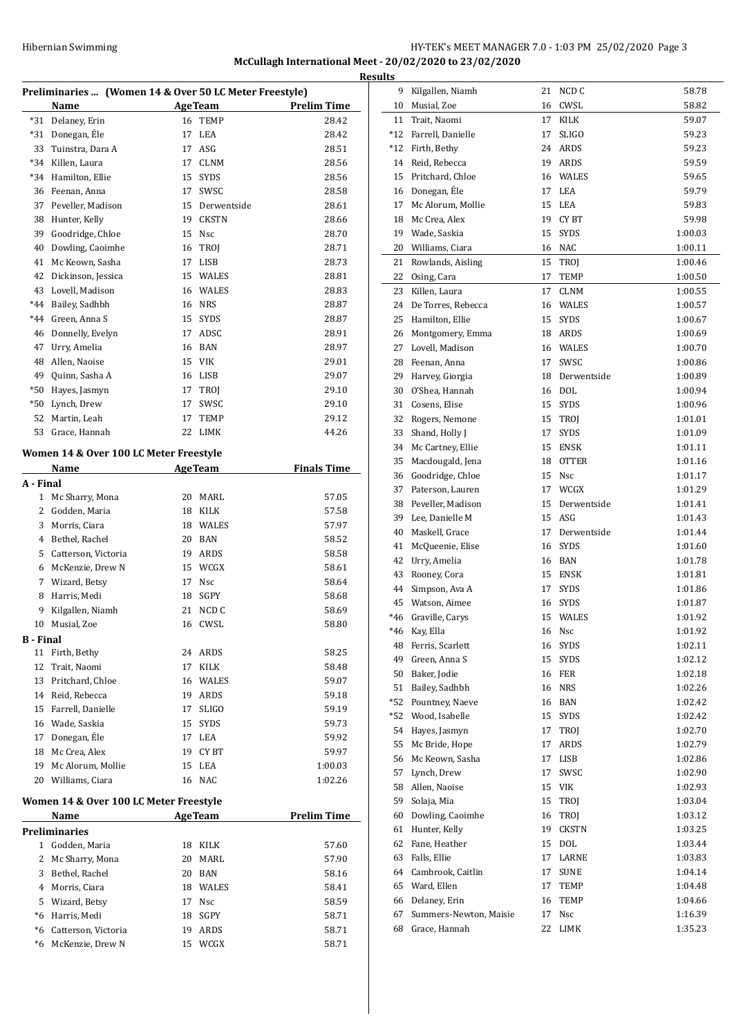## McCullagh International Meet - 20/02/2020 to 23/02/2020

### Results

**Preliminaries ... (Women 14 & Over 50 LC Meter Freestyle)**

| | Name | Age | Team | Prelim Time |
|---|---|---|---|---|
| *31 | Delaney, Erin | 16 | TEMP | 28.42 |
| *31 | Donegan, Éle | 17 | LEA | 28.42 |
| 33 | Tuinstra, Dara A | 17 | ASG | 28.51 |
| *34 | Killen, Laura | 17 | CLNM | 28.56 |
| *34 | Hamilton, Ellie | 15 | SYDS | 28.56 |
| 36 | Feenan, Anna | 17 | SWSC | 28.58 |
| 37 | Peveller, Madison | 15 | Derwentside | 28.61 |
| 38 | Hunter, Kelly | 19 | CKSTN | 28.66 |
| 39 | Goodridge, Chloe | 15 | Nsc | 28.70 |
| 40 | Dowling, Caoimhe | 16 | TROJ | 28.71 |
| 41 | Mc Keown, Sasha | 17 | LISB | 28.73 |
| 42 | Dickinson, Jessica | 15 | WALES | 28.81 |
| 43 | Lovell, Madison | 16 | WALES | 28.83 |
| *44 | Bailey, Sadhbh | 16 | NRS | 28.87 |
| *44 | Green, Anna S | 15 | SYDS | 28.87 |
| 46 | Donnelly, Evelyn | 17 | ADSC | 28.91 |
| 47 | Urry, Amelia | 16 | BAN | 28.97 |
| 48 | Allen, Naoise | 15 | VIK | 29.01 |
| 49 | Quinn, Sasha A | 16 | LISB | 29.07 |
| *50 | Hayes, Jasmyn | 17 | TROJ | 29.10 |
| *50 | Lynch, Drew | 17 | SWSC | 29.10 |
| 52 | Martin, Leah | 17 | TEMP | 29.12 |
| 53 | Grace, Hannah | 22 | LIMK | 44.26 |

**Women 14 & Over 100 LC Meter Freestyle**

| | Name | Age | Team | Finals Time |
|---|---|---|---|---|
| **A - Final** | | | | |
| 1 | Mc Sharry, Mona | 20 | MARL | 57.05 |
| 2 | Godden, Maria | 18 | KILK | 57.58 |
| 3 | Morris, Ciara | 18 | WALES | 57.97 |
| 4 | Bethel, Rachel | 20 | BAN | 58.52 |
| 5 | Catterson, Victoria | 19 | ARDS | 58.58 |
| 6 | McKenzie, Drew N | 15 | WCGX | 58.61 |
| 7 | Wizard, Betsy | 17 | Nsc | 58.64 |
| 8 | Harris, Medi | 18 | SGPY | 58.68 |
| 9 | Kilgallen, Niamh | 21 | NCD C | 58.69 |
| 10 | Musial, Zoe | 16 | CWSL | 58.80 |
| **B - Final** | | | | |
| 11 | Firth, Bethy | 24 | ARDS | 58.25 |
| 12 | Trait, Naomi | 17 | KILK | 58.48 |
| 13 | Pritchard, Chloe | 16 | WALES | 59.07 |
| 14 | Reid, Rebecca | 19 | ARDS | 59.18 |
| 15 | Farrell, Danielle | 17 | SLIGO | 59.19 |
| 16 | Wade, Saskia | 15 | SYDS | 59.73 |
| 17 | Donegan, Éle | 17 | LEA | 59.92 |
| 18 | Mc Crea, Alex | 19 | CY BT | 59.97 |
| 19 | Mc Alorum, Mollie | 15 | LEA | 1:00.03 |
| 20 | Williams, Ciara | 16 | NAC | 1:02.26 |

**Women 14 & Over 100 LC Meter Freestyle**

| | Name | Age | Team | Prelim Time |
|---|---|---|---|---|
| **Preliminaries** | | | | |
| 1 | Godden, Maria | 18 | KILK | 57.60 |
| 2 | Mc Sharry, Mona | 20 | MARL | 57.90 |
| 3 | Bethel, Rachel | 20 | BAN | 58.16 |
| 4 | Morris, Ciara | 18 | WALES | 58.41 |
| 5 | Wizard, Betsy | 17 | Nsc | 58.59 |
| *6 | Harris, Medi | 18 | SGPY | 58.71 |
| *6 | Catterson, Victoria | 19 | ARDS | 58.71 |
| *6 | McKenzie, Drew N | 15 | WCGX | 58.71 |
| 9 | Kilgallen, Niamh | 21 | NCD C | 58.78 |
| 10 | Musial, Zoe | 16 | CWSL | 58.82 |
| 11 | Trait, Naomi | 17 | KILK | 59.07 |
| *12 | Farrell, Danielle | 17 | SLIGO | 59.23 |
| *12 | Firth, Bethy | 24 | ARDS | 59.23 |
| 14 | Reid, Rebecca | 19 | ARDS | 59.59 |
| 15 | Pritchard, Chloe | 16 | WALES | 59.65 |
| 16 | Donegan, Éle | 17 | LEA | 59.79 |
| 17 | Mc Alorum, Mollie | 15 | LEA | 59.83 |
| 18 | Mc Crea, Alex | 19 | CY BT | 59.98 |
| 19 | Wade, Saskia | 15 | SYDS | 1:00.03 |
| 20 | Williams, Ciara | 16 | NAC | 1:00.11 |
| 21 | Rowlands, Aisling | 15 | TROJ | 1:00.46 |
| 22 | Osing, Cara | 17 | TEMP | 1:00.50 |
| 23 | Killen, Laura | 17 | CLNM | 1:00.55 |
| 24 | De Torres, Rebecca | 16 | WALES | 1:00.57 |
| 25 | Hamilton, Ellie | 15 | SYDS | 1:00.67 |
| 26 | Montgomery, Emma | 18 | ARDS | 1:00.69 |
| 27 | Lovell, Madison | 16 | WALES | 1:00.70 |
| 28 | Feenan, Anna | 17 | SWSC | 1:00.86 |
| 29 | Harvey, Giorgia | 18 | Derwentside | 1:00.89 |
| 30 | O'Shea, Hannah | 16 | DOL | 1:00.94 |
| 31 | Cosens, Elise | 15 | SYDS | 1:00.96 |
| 32 | Rogers, Nemone | 15 | TROJ | 1:01.01 |
| 33 | Shand, Holly J | 17 | SYDS | 1:01.09 |
| 34 | Mc Cartney, Ellie | 15 | ENSK | 1:01.11 |
| 35 | Macdougald, Jena | 18 | OTTER | 1:01.16 |
| 36 | Goodridge, Chloe | 15 | Nsc | 1:01.17 |
| 37 | Paterson, Lauren | 17 | WCGX | 1:01.29 |
| 38 | Peveller, Madison | 15 | Derwentside | 1:01.41 |
| 39 | Lee, Danielle M | 15 | ASG | 1:01.43 |
| 40 | Maskell, Grace | 17 | Derwentside | 1:01.44 |
| 41 | McQueenie, Elise | 16 | SYDS | 1:01.60 |
| 42 | Urry, Amelia | 16 | BAN | 1:01.78 |
| 43 | Rooney, Cora | 15 | ENSK | 1:01.81 |
| 44 | Simpson, Ava A | 17 | SYDS | 1:01.86 |
| 45 | Watson, Aimee | 16 | SYDS | 1:01.87 |
| *46 | Graville, Carys | 15 | WALES | 1:01.92 |
| *46 | Kay, Ella | 16 | Nsc | 1:01.92 |
| 48 | Ferris, Scarlett | 16 | SYDS | 1:02.11 |
| 49 | Green, Anna S | 15 | SYDS | 1:02.12 |
| 50 | Baker, Jodie | 16 | FER | 1:02.18 |
| 51 | Bailey, Sadhbh | 16 | NRS | 1:02.26 |
| *52 | Pountney, Naeve | 16 | BAN | 1:02.42 |
| *52 | Wood, Isabelle | 15 | SYDS | 1:02.42 |
| 54 | Hayes, Jasmyn | 17 | TROJ | 1:02.70 |
| 55 | Mc Bride, Hope | 17 | ARDS | 1:02.79 |
| 56 | Mc Keown, Sasha | 17 | LISB | 1:02.86 |
| 57 | Lynch, Drew | 17 | SWSC | 1:02.90 |
| 58 | Allen, Naoise | 15 | VIK | 1:02.93 |
| 59 | Solaja, Mia | 15 | TROJ | 1:03.04 |
| 60 | Dowling, Caoimhe | 16 | TROJ | 1:03.12 |
| 61 | Hunter, Kelly | 19 | CKSTN | 1:03.25 |
| 62 | Fane, Heather | 15 | DOL | 1:03.44 |
| 63 | Falls, Ellie | 17 | LARNE | 1:03.83 |
| 64 | Cambrook, Caitlin | 17 | SUNE | 1:04.14 |
| 65 | Ward, Ellen | 17 | TEMP | 1:04.48 |
| 66 | Delaney, Erin | 16 | TEMP | 1:04.66 |
| 67 | Summers-Newton, Maisie | 17 | Nsc | 1:16.39 |
| 68 | Grace, Hannah | 22 | LIMK | 1:35.23 |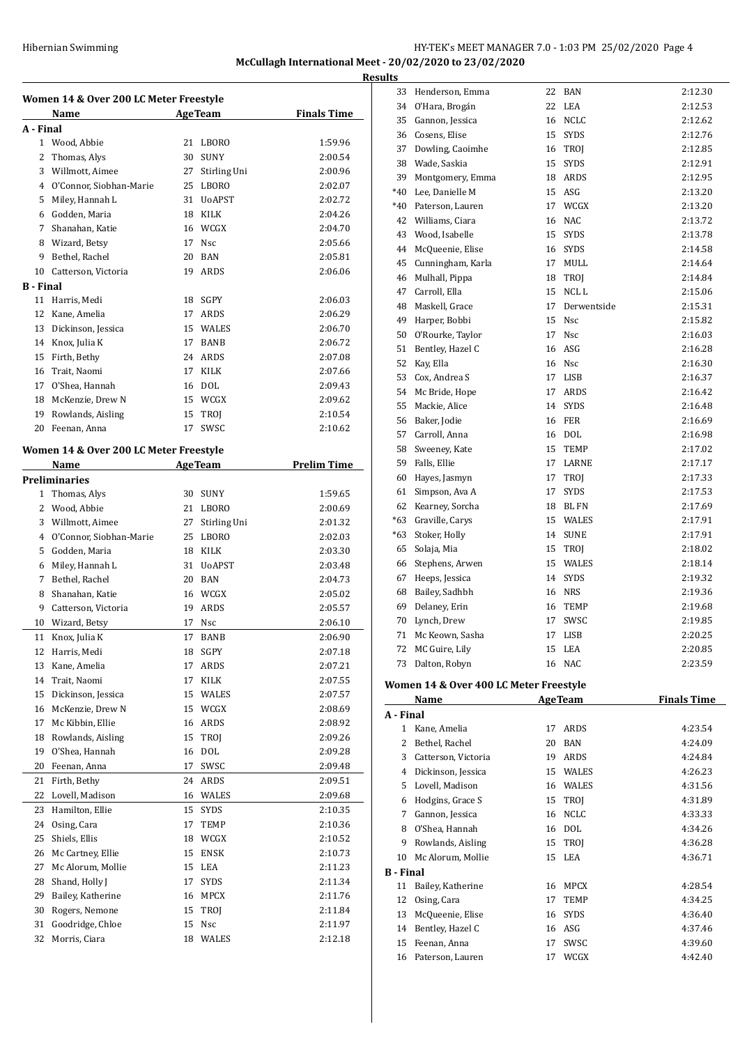McCullagh International Meet - 20/02/2020 to 23/02/2020

**Results**

### Women 14 & Over 200 LC Meter Freestyle

| | Name | Age | Team | Finals Time |
|---|---|---|---|---|
| **A - Final** | | | | |
| 1 | Wood, Abbie | 21 | LBORO | 1:59.96 |
| 2 | Thomas, Alys | 30 | SUNY | 2:00.54 |
| 3 | Willmott, Aimee | 27 | Stirling Uni | 2:00.96 |
| 4 | O'Connor, Siobhan-Marie | 25 | LBORO | 2:02.07 |
| 5 | Miley, Hannah L | 31 | UoAPST | 2:02.72 |
| 6 | Godden, Maria | 18 | KILK | 2:04.26 |
| 7 | Shanahan, Katie | 16 | WCGX | 2:04.70 |
| 8 | Wizard, Betsy | 17 | Nsc | 2:05.66 |
| 9 | Bethel, Rachel | 20 | BAN | 2:05.81 |
| 10 | Catterson, Victoria | 19 | ARDS | 2:06.06 |
| **B - Final** | | | | |
| 11 | Harris, Medi | 18 | SGPY | 2:06.03 |
| 12 | Kane, Amelia | 17 | ARDS | 2:06.29 |
| 13 | Dickinson, Jessica | 15 | WALES | 2:06.70 |
| 14 | Knox, Julia K | 17 | BANB | 2:06.72 |
| 15 | Firth, Bethy | 24 | ARDS | 2:07.08 |
| 16 | Trait, Naomi | 17 | KILK | 2:07.66 |
| 17 | O'Shea, Hannah | 16 | DOL | 2:09.43 |
| 18 | McKenzie, Drew N | 15 | WCGX | 2:09.62 |
| 19 | Rowlands, Aisling | 15 | TROJ | 2:10.54 |
| 20 | Feenan, Anna | 17 | SWSC | 2:10.62 |

### Women 14 & Over 200 LC Meter Freestyle

| | Name | Age | Team | Prelim Time |
|---|---|---|---|---|
| **Preliminaries** | | | | |
| 1 | Thomas, Alys | 30 | SUNY | 1:59.65 |
| 2 | Wood, Abbie | 21 | LBORO | 2:00.69 |
| 3 | Willmott, Aimee | 27 | Stirling Uni | 2:01.32 |
| 4 | O'Connor, Siobhan-Marie | 25 | LBORO | 2:02.03 |
| 5 | Godden, Maria | 18 | KILK | 2:03.30 |
| 6 | Miley, Hannah L | 31 | UoAPST | 2:03.48 |
| 7 | Bethel, Rachel | 20 | BAN | 2:04.73 |
| 8 | Shanahan, Katie | 16 | WCGX | 2:05.02 |
| 9 | Catterson, Victoria | 19 | ARDS | 2:05.57 |
| 10 | Wizard, Betsy | 17 | Nsc | 2:06.10 |
| 11 | Knox, Julia K | 17 | BANB | 2:06.90 |
| 12 | Harris, Medi | 18 | SGPY | 2:07.18 |
| 13 | Kane, Amelia | 17 | ARDS | 2:07.21 |
| 14 | Trait, Naomi | 17 | KILK | 2:07.55 |
| 15 | Dickinson, Jessica | 15 | WALES | 2:07.57 |
| 16 | McKenzie, Drew N | 15 | WCGX | 2:08.69 |
| 17 | Mc Kibbin, Ellie | 16 | ARDS | 2:08.92 |
| 18 | Rowlands, Aisling | 15 | TROJ | 2:09.26 |
| 19 | O'Shea, Hannah | 16 | DOL | 2:09.28 |
| 20 | Feenan, Anna | 17 | SWSC | 2:09.48 |
| 21 | Firth, Bethy | 24 | ARDS | 2:09.51 |
| 22 | Lovell, Madison | 16 | WALES | 2:09.68 |
| 23 | Hamilton, Ellie | 15 | SYDS | 2:10.35 |
| 24 | Osing, Cara | 17 | TEMP | 2:10.36 |
| 25 | Shiels, Ellis | 18 | WCGX | 2:10.52 |
| 26 | Mc Cartney, Ellie | 15 | ENSK | 2:10.73 |
| 27 | Mc Alorum, Mollie | 15 | LEA | 2:11.23 |
| 28 | Shand, Holly J | 17 | SYDS | 2:11.34 |
| 29 | Bailey, Katherine | 16 | MPCX | 2:11.76 |
| 30 | Rogers, Nemone | 15 | TROJ | 2:11.84 |
| 31 | Goodridge, Chloe | 15 | Nsc | 2:11.97 |
| 32 | Morris, Ciara | 18 | WALES | 2:12.18 |
| 33 | Henderson, Emma | 22 | BAN | 2:12.30 |
| 34 | O'Hara, Brogán | 22 | LEA | 2:12.53 |
| 35 | Gannon, Jessica | 16 | NCLC | 2:12.62 |
| 36 | Cosens, Elise | 15 | SYDS | 2:12.76 |
| 37 | Dowling, Caoimhe | 16 | TROJ | 2:12.85 |
| 38 | Wade, Saskia | 15 | SYDS | 2:12.91 |
| 39 | Montgomery, Emma | 18 | ARDS | 2:12.95 |
| *40 | Lee, Danielle M | 15 | ASG | 2:13.20 |
| *40 | Paterson, Lauren | 17 | WCGX | 2:13.20 |
| 42 | Williams, Ciara | 16 | NAC | 2:13.72 |
| 43 | Wood, Isabelle | 15 | SYDS | 2:13.78 |
| 44 | McQueenie, Elise | 16 | SYDS | 2:14.58 |
| 45 | Cunningham, Karla | 17 | MULL | 2:14.64 |
| 46 | Mulhall, Pippa | 18 | TROJ | 2:14.84 |
| 47 | Carroll, Ella | 15 | NCL L | 2:15.06 |
| 48 | Maskell, Grace | 17 | Derwentside | 2:15.31 |
| 49 | Harper, Bobbi | 15 | Nsc | 2:15.82 |
| 50 | O'Rourke, Taylor | 17 | Nsc | 2:16.03 |
| 51 | Bentley, Hazel C | 16 | ASG | 2:16.28 |
| 52 | Kay, Ella | 16 | Nsc | 2:16.30 |
| 53 | Cox, Andrea S | 17 | LISB | 2:16.37 |
| 54 | Mc Bride, Hope | 17 | ARDS | 2:16.42 |
| 55 | Mackie, Alice | 14 | SYDS | 2:16.48 |
| 56 | Baker, Jodie | 16 | FER | 2:16.69 |
| 57 | Carroll, Anna | 16 | DOL | 2:16.98 |
| 58 | Sweeney, Kate | 15 | TEMP | 2:17.02 |
| 59 | Falls, Ellie | 17 | LARNE | 2:17.17 |
| 60 | Hayes, Jasmyn | 17 | TROJ | 2:17.33 |
| 61 | Simpson, Ava A | 17 | SYDS | 2:17.53 |
| 62 | Kearney, Sorcha | 18 | BL FN | 2:17.69 |
| *63 | Graville, Carys | 15 | WALES | 2:17.91 |
| *63 | Stoker, Holly | 14 | SUNE | 2:17.91 |
| 65 | Solaja, Mia | 15 | TROJ | 2:18.02 |
| 66 | Stephens, Arwen | 15 | WALES | 2:18.14 |
| 67 | Heeps, Jessica | 14 | SYDS | 2:19.32 |
| 68 | Bailey, Sadhbh | 16 | NRS | 2:19.36 |
| 69 | Delaney, Erin | 16 | TEMP | 2:19.68 |
| 70 | Lynch, Drew | 17 | SWSC | 2:19.85 |
| 71 | Mc Keown, Sasha | 17 | LISB | 2:20.25 |
| 72 | MC Guire, Lily | 15 | LEA | 2:20.85 |
| 73 | Dalton, Robyn | 16 | NAC | 2:23.59 |

### Women 14 & Over 400 LC Meter Freestyle

| | Name | Age | Team | Finals Time |
|---|---|---|---|---|
| **A - Final** | | | | |
| 1 | Kane, Amelia | 17 | ARDS | 4:23.54 |
| 2 | Bethel, Rachel | 20 | BAN | 4:24.09 |
| 3 | Catterson, Victoria | 19 | ARDS | 4:24.84 |
| 4 | Dickinson, Jessica | 15 | WALES | 4:26.23 |
| 5 | Lovell, Madison | 16 | WALES | 4:31.56 |
| 6 | Hodgins, Grace S | 15 | TROJ | 4:31.89 |
| 7 | Gannon, Jessica | 16 | NCLC | 4:33.33 |
| 8 | O'Shea, Hannah | 16 | DOL | 4:34.26 |
| 9 | Rowlands, Aisling | 15 | TROJ | 4:36.28 |
| 10 | Mc Alorum, Mollie | 15 | LEA | 4:36.71 |
| **B - Final** | | | | |
| 11 | Bailey, Katherine | 16 | MPCX | 4:28.54 |
| 12 | Osing, Cara | 17 | TEMP | 4:34.25 |
| 13 | McQueenie, Elise | 16 | SYDS | 4:36.40 |
| 14 | Bentley, Hazel C | 16 | ASG | 4:37.46 |
| 15 | Feenan, Anna | 17 | SWSC | 4:39.60 |
| 16 | Paterson, Lauren | 17 | WCGX | 4:42.40 |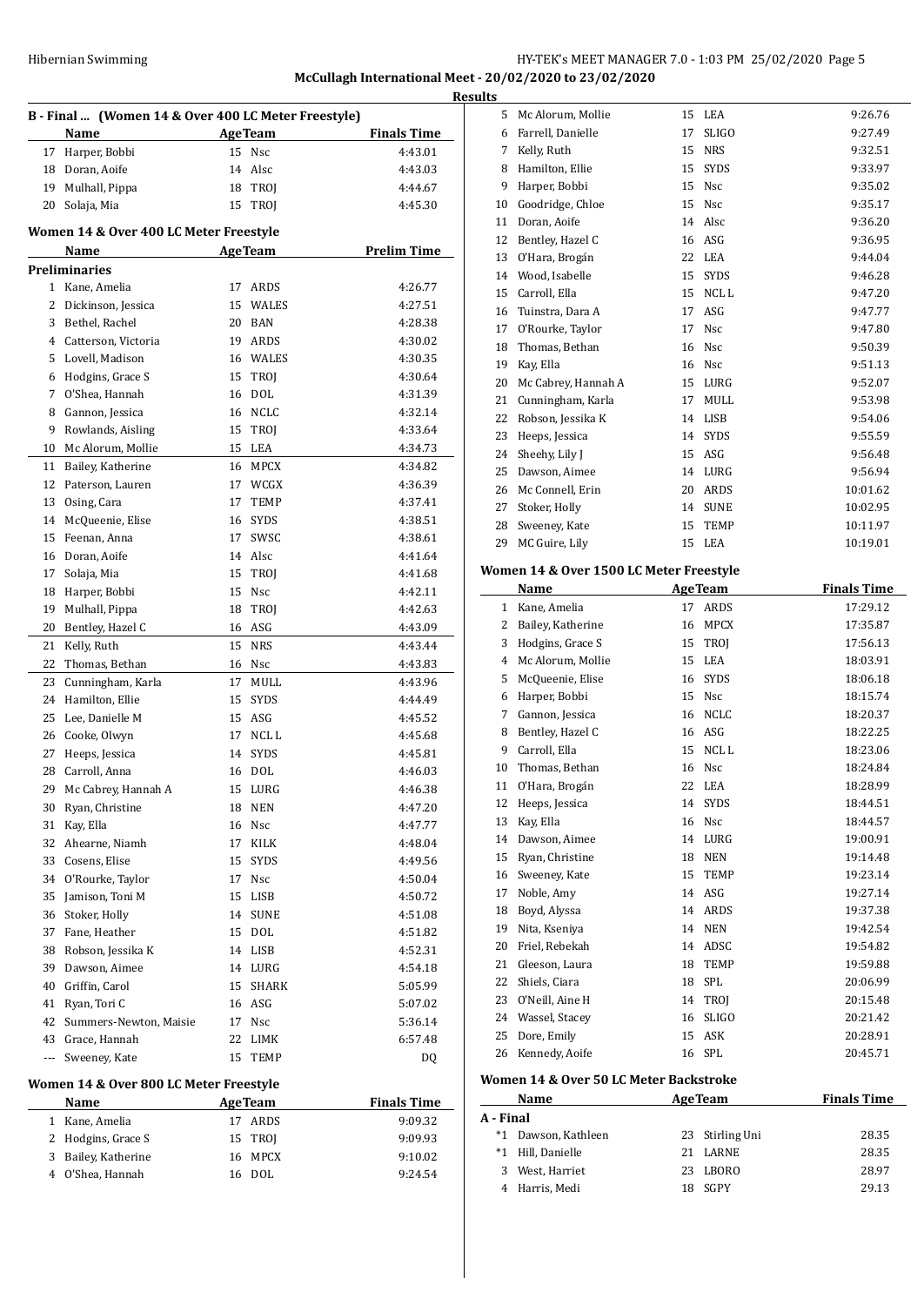**McCullagh International Meet - 20/02/2020 to 23/02/2020**

**Results**

### B - Final ... (Women 14 & Over 400 LC Meter Freestyle)

| | Name | Age | Team | Finals Time |
|---|---|---|---|---|
| 17 | Harper, Bobbi | 15 | Nsc | 4:43.01 |
| 18 | Doran, Aoife | 14 | Alsc | 4:43.03 |
| 19 | Mulhall, Pippa | 18 | TROJ | 4:44.67 |
| 20 | Solaja, Mia | 15 | TROJ | 4:45.30 |

### Women 14 & Over 400 LC Meter Freestyle

| | Name | Age | Team | Prelim Time |
|---|---|---|---|---|
| **Preliminaries** | | | | |
| 1 | Kane, Amelia | 17 | ARDS | 4:26.77 |
| 2 | Dickinson, Jessica | 15 | WALES | 4:27.51 |
| 3 | Bethel, Rachel | 20 | BAN | 4:28.38 |
| 4 | Catterson, Victoria | 19 | ARDS | 4:30.02 |
| 5 | Lovell, Madison | 16 | WALES | 4:30.35 |
| 6 | Hodgins, Grace S | 15 | TROJ | 4:30.64 |
| 7 | O'Shea, Hannah | 16 | DOL | 4:31.39 |
| 8 | Gannon, Jessica | 16 | NCLC | 4:32.14 |
| 9 | Rowlands, Aisling | 15 | TROJ | 4:33.64 |
| 10 | Mc Alorum, Mollie | 15 | LEA | 4:34.73 |
| 11 | Bailey, Katherine | 16 | MPCX | 4:34.82 |
| 12 | Paterson, Lauren | 17 | WCGX | 4:36.39 |
| 13 | Osing, Cara | 17 | TEMP | 4:37.41 |
| 14 | McQueenie, Elise | 16 | SYDS | 4:38.51 |
| 15 | Feenan, Anna | 17 | SWSC | 4:38.61 |
| 16 | Doran, Aoife | 14 | Alsc | 4:41.64 |
| 17 | Solaja, Mia | 15 | TROJ | 4:41.68 |
| 18 | Harper, Bobbi | 15 | Nsc | 4:42.11 |
| 19 | Mulhall, Pippa | 18 | TROJ | 4:42.63 |
| 20 | Bentley, Hazel C | 16 | ASG | 4:43.09 |
| 21 | Kelly, Ruth | 15 | NRS | 4:43.44 |
| 22 | Thomas, Bethan | 16 | Nsc | 4:43.83 |
| 23 | Cunningham, Karla | 17 | MULL | 4:43.96 |
| 24 | Hamilton, Ellie | 15 | SYDS | 4:44.49 |
| 25 | Lee, Danielle M | 15 | ASG | 4:45.52 |
| 26 | Cooke, Olwyn | 17 | NCL L | 4:45.68 |
| 27 | Heeps, Jessica | 14 | SYDS | 4:45.81 |
| 28 | Carroll, Anna | 16 | DOL | 4:46.03 |
| 29 | Mc Cabrey, Hannah A | 15 | LURG | 4:46.38 |
| 30 | Ryan, Christine | 18 | NEN | 4:47.20 |
| 31 | Kay, Ella | 16 | Nsc | 4:47.77 |
| 32 | Ahearne, Niamh | 17 | KILK | 4:48.04 |
| 33 | Cosens, Elise | 15 | SYDS | 4:49.56 |
| 34 | O'Rourke, Taylor | 17 | Nsc | 4:50.04 |
| 35 | Jamison, Toni M | 15 | LISB | 4:50.72 |
| 36 | Stoker, Holly | 14 | SUNE | 4:51.08 |
| 37 | Fane, Heather | 15 | DOL | 4:51.82 |
| 38 | Robson, Jessika K | 14 | LISB | 4:52.31 |
| 39 | Dawson, Aimee | 14 | LURG | 4:54.18 |
| 40 | Griffin, Carol | 15 | SHARK | 5:05.99 |
| 41 | Ryan, Tori C | 16 | ASG | 5:07.02 |
| 42 | Summers-Newton, Maisie | 17 | Nsc | 5:36.14 |
| 43 | Grace, Hannah | 22 | LIMK | 6:57.48 |
| --- | Sweeney, Kate | 15 | TEMP | DQ |

### Women 14 & Over 800 LC Meter Freestyle

| | Name | Age | Team | Finals Time |
|---|---|---|---|---|
| 1 | Kane, Amelia | 17 | ARDS | 9:09.32 |
| 2 | Hodgins, Grace S | 15 | TROJ | 9:09.93 |
| 3 | Bailey, Katherine | 16 | MPCX | 9:10.02 |
| 4 | O'Shea, Hannah | 16 | DOL | 9:24.54 |
| 5 | Mc Alorum, Mollie | 15 | LEA | 9:26.76 |
| 6 | Farrell, Danielle | 17 | SLIGO | 9:27.49 |
| 7 | Kelly, Ruth | 15 | NRS | 9:32.51 |
| 8 | Hamilton, Ellie | 15 | SYDS | 9:33.97 |
| 9 | Harper, Bobbi | 15 | Nsc | 9:35.02 |
| 10 | Goodridge, Chloe | 15 | Nsc | 9:35.17 |
| 11 | Doran, Aoife | 14 | Alsc | 9:36.20 |
| 12 | Bentley, Hazel C | 16 | ASG | 9:36.95 |
| 13 | O'Hara, Brogán | 22 | LEA | 9:44.04 |
| 14 | Wood, Isabelle | 15 | SYDS | 9:46.28 |
| 15 | Carroll, Ella | 15 | NCL L | 9:47.20 |
| 16 | Tuinstra, Dara A | 17 | ASG | 9:47.77 |
| 17 | O'Rourke, Taylor | 17 | Nsc | 9:47.80 |
| 18 | Thomas, Bethan | 16 | Nsc | 9:50.39 |
| 19 | Kay, Ella | 16 | Nsc | 9:51.13 |
| 20 | Mc Cabrey, Hannah A | 15 | LURG | 9:52.07 |
| 21 | Cunningham, Karla | 17 | MULL | 9:53.98 |
| 22 | Robson, Jessika K | 14 | LISB | 9:54.06 |
| 23 | Heeps, Jessica | 14 | SYDS | 9:55.59 |
| 24 | Sheehy, Lily J | 15 | ASG | 9:56.48 |
| 25 | Dawson, Aimee | 14 | LURG | 9:56.94 |
| 26 | Mc Connell, Erin | 20 | ARDS | 10:01.62 |
| 27 | Stoker, Holly | 14 | SUNE | 10:02.95 |
| 28 | Sweeney, Kate | 15 | TEMP | 10:11.97 |
| 29 | MC Guire, Lily | 15 | LEA | 10:19.01 |

### Women 14 & Over 1500 LC Meter Freestyle

| | Name | Age | Team | Finals Time |
|---|---|---|---|---|
| 1 | Kane, Amelia | 17 | ARDS | 17:29.12 |
| 2 | Bailey, Katherine | 16 | MPCX | 17:35.87 |
| 3 | Hodgins, Grace S | 15 | TROJ | 17:56.13 |
| 4 | Mc Alorum, Mollie | 15 | LEA | 18:03.91 |
| 5 | McQueenie, Elise | 16 | SYDS | 18:06.18 |
| 6 | Harper, Bobbi | 15 | Nsc | 18:15.74 |
| 7 | Gannon, Jessica | 16 | NCLC | 18:20.37 |
| 8 | Bentley, Hazel C | 16 | ASG | 18:22.25 |
| 9 | Carroll, Ella | 15 | NCL L | 18:23.06 |
| 10 | Thomas, Bethan | 16 | Nsc | 18:24.84 |
| 11 | O'Hara, Brogán | 22 | LEA | 18:28.99 |
| 12 | Heeps, Jessica | 14 | SYDS | 18:44.51 |
| 13 | Kay, Ella | 16 | Nsc | 18:44.57 |
| 14 | Dawson, Aimee | 14 | LURG | 19:00.91 |
| 15 | Ryan, Christine | 18 | NEN | 19:14.48 |
| 16 | Sweeney, Kate | 15 | TEMP | 19:23.14 |
| 17 | Noble, Amy | 14 | ASG | 19:27.14 |
| 18 | Boyd, Alyssa | 14 | ARDS | 19:37.38 |
| 19 | Nita, Kseniya | 14 | NEN | 19:42.54 |
| 20 | Friel, Rebekah | 14 | ADSC | 19:54.82 |
| 21 | Gleeson, Laura | 18 | TEMP | 19:59.88 |
| 22 | Shiels, Ciara | 18 | SPL | 20:06.99 |
| 23 | O'Neill, Aine H | 14 | TROJ | 20:15.48 |
| 24 | Wassel, Stacey | 16 | SLIGO | 20:21.42 |
| 25 | Dore, Emily | 15 | ASK | 20:28.91 |
| 26 | Kennedy, Aoife | 16 | SPL | 20:45.71 |

### Women 14 & Over 50 LC Meter Backstroke

| | Name | Age | Team | Finals Time |
|---|---|---|---|---|
| **A - Final** | | | | |
| *1 | Dawson, Kathleen | 23 | Stirling Uni | 28.35 |
| *1 | Hill, Danielle | 21 | LARNE | 28.35 |
| 3 | West, Harriet | 23 | LBORO | 28.97 |
| 4 | Harris, Medi | 18 | SGPY | 29.13 |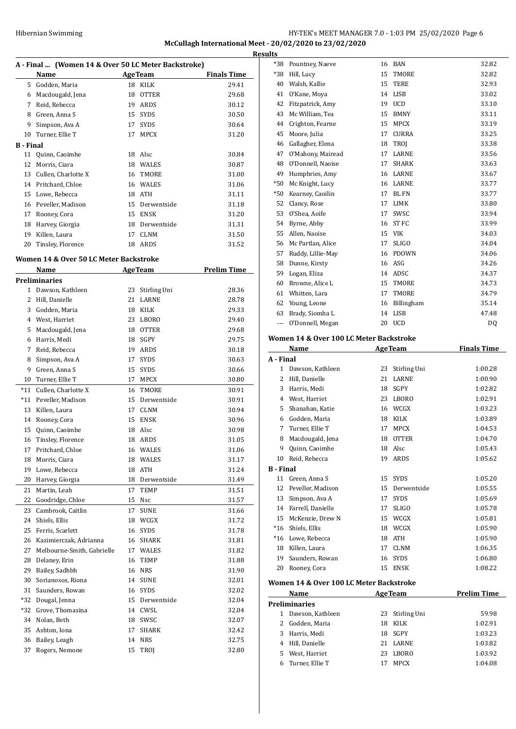**McCullagh International Meet - 20/02/2020 to 23/02/2020**

**Results**

### A - Final ... (Women 14 & Over 50 LC Meter Backstroke)

| | Name | Age | Team | Finals Time |
|---|---|---|---|---|
| 5 | Godden, Maria | 18 | KILK | 29.41 |
| 6 | Macdougald, Jena | 18 | OTTER | 29.68 |
| 7 | Reid, Rebecca | 19 | ARDS | 30.12 |
| 8 | Green, Anna S | 15 | SYDS | 30.50 |
| 9 | Simpson, Ava A | 17 | SYDS | 30.64 |
| 10 | Turner, Ellie T | 17 | MPCX | 31.20 |
| **B - Final** | | | | |
| 11 | Quinn, Caoimhe | 18 | Alsc | 30.84 |
| 12 | Morris, Ciara | 18 | WALES | 30.87 |
| 13 | Cullen, Charlotte X | 16 | TMORE | 31.00 |
| 14 | Pritchard, Chloe | 16 | WALES | 31.06 |
| 15 | Lowe, Rebecca | 18 | ATH | 31.11 |
| 16 | Peveller, Madison | 15 | Derwentside | 31.18 |
| 17 | Rooney, Cora | 15 | ENSK | 31.20 |
| 18 | Harvey, Giorgia | 18 | Derwentside | 31.31 |
| 19 | Killen, Laura | 17 | CLNM | 31.50 |
| 20 | Tinsley, Florence | 18 | ARDS | 31.52 |

### Women 14 & Over 50 LC Meter Backstroke

| | Name | Age | Team | Prelim Time |
|---|---|---|---|---|
| **Preliminaries** | | | | |
| 1 | Dawson, Kathleen | 23 | Stirling Uni | 28.36 |
| 2 | Hill, Danielle | 21 | LARNE | 28.78 |
| 3 | Godden, Maria | 18 | KILK | 29.33 |
| 4 | West, Harriet | 23 | LBORO | 29.40 |
| 5 | Macdougald, Jena | 18 | OTTER | 29.68 |
| 6 | Harris, Medi | 18 | SGPY | 29.75 |
| 7 | Reid, Rebecca | 19 | ARDS | 30.18 |
| 8 | Simpson, Ava A | 17 | SYDS | 30.63 |
| 9 | Green, Anna S | 15 | SYDS | 30.66 |
| 10 | Turner, Ellie T | 17 | MPCX | 30.80 |
| *11 | Cullen, Charlotte X | 16 | TMORE | 30.91 |
| *11 | Peveller, Madison | 15 | Derwentside | 30.91 |
| 13 | Killen, Laura | 17 | CLNM | 30.94 |
| 14 | Rooney, Cora | 15 | ENSK | 30.96 |
| 15 | Quinn, Caoimhe | 18 | Alsc | 30.98 |
| 16 | Tinsley, Florence | 18 | ARDS | 31.05 |
| 17 | Pritchard, Chloe | 16 | WALES | 31.06 |
| 18 | Morris, Ciara | 18 | WALES | 31.17 |
| 19 | Lowe, Rebecca | 18 | ATH | 31.24 |
| 20 | Harvey, Giorgia | 18 | Derwentside | 31.49 |
| 21 | Martin, Leah | 17 | TEMP | 31.51 |
| 22 | Goodridge, Chloe | 15 | Nsc | 31.57 |
| 23 | Cambrook, Caitlin | 17 | SUNE | 31.66 |
| 24 | Shiels, Ellis | 18 | WCGX | 31.72 |
| 25 | Ferris, Scarlett | 16 | SYDS | 31.78 |
| 26 | Kazimierczak, Adrianna | 16 | SHARK | 31.81 |
| 27 | Melbourne-Smith, Gabrielle | 17 | WALES | 31.82 |
| 28 | Delaney, Erin | 16 | TEMP | 31.88 |
| 29 | Bailey, Sadhbh | 16 | NRS | 31.90 |
| 30 | Sorianosos, Riona | 14 | SUNE | 32.01 |
| 31 | Saunders, Rowan | 16 | SYDS | 32.02 |
| *32 | Dougal, Jenna | 15 | Derwentside | 32.04 |
| *32 | Grove, Thomasina | 14 | CWSL | 32.04 |
| 34 | Nolan, Beth | 18 | SWSC | 32.07 |
| 35 | Ashton, Iona | 17 | SHARK | 32.42 |
| 36 | Bailey, Leagh | 14 | NRS | 32.75 |
| 37 | Rogers, Nemone | 15 | TROJ | 32.80 |
| *38 | Pountney, Naeve | 16 | BAN | 32.82 |
| *38 | Hill, Lucy | 15 | TMORE | 32.82 |
| 40 | Walsh, Kallie | 15 | TERE | 32.93 |
| 41 | O'Kane, Moya | 14 | LISB | 33.02 |
| 42 | Fitzpatrick, Amy | 19 | UCD | 33.10 |
| 43 | Mc William, Tea | 15 | BMNY | 33.11 |
| 44 | Crighton, Fearne | 15 | MPCX | 33.19 |
| 45 | Moore, Julia | 17 | CURRA | 33.25 |
| 46 | Gallagher, Elena | 18 | TROJ | 33.38 |
| 47 | O'Mahony, Mairead | 17 | LARNE | 33.56 |
| 48 | O'Donnell, Naoise | 17 | SHARK | 33.63 |
| 49 | Humphries, Amy | 16 | LARNE | 33.67 |
| *50 | Mc Knight, Lucy | 16 | LARNE | 33.77 |
| *50 | Kearney, Caoilin | 17 | BL FN | 33.77 |
| 52 | Clancy, Rose | 17 | LIMK | 33.80 |
| 53 | O'Shea, Aoife | 17 | SWSC | 33.94 |
| 54 | Byrne, Abby | 16 | ST FC | 33.99 |
| 55 | Allen, Naoise | 15 | VIK | 34.03 |
| 56 | Mc Partlan, Alice | 17 | SLIGO | 34.04 |
| 57 | Ruddy, Lillie-May | 16 | PDOWN | 34.06 |
| 58 | Dunne, Kirsty | 16 | ASG | 34.26 |
| 59 | Logan, Eliza | 14 | ADSC | 34.37 |
| 60 | Browne, Alice L | 15 | TMORE | 34.73 |
| 61 | Whitten, Lara | 17 | TMORE | 34.79 |
| 62 | Young, Leone | 16 | Billingham | 35.14 |
| 63 | Brady, Siomha L | 14 | LISB | 47.48 |
| --- | O'Donnell, Megan | 20 | UCD | DQ |

### Women 14 & Over 100 LC Meter Backstroke

| | Name | Age | Team | Finals Time |
|---|---|---|---|---|
| **A - Final** | | | | |
| 1 | Dawson, Kathleen | 23 | Stirling Uni | 1:00.28 |
| 2 | Hill, Danielle | 21 | LARNE | 1:00.90 |
| 3 | Harris, Medi | 18 | SGPY | 1:02.82 |
| 4 | West, Harriet | 23 | LBORO | 1:02.91 |
| 5 | Shanahan, Katie | 16 | WCGX | 1:03.23 |
| 6 | Godden, Maria | 18 | KILK | 1:03.89 |
| 7 | Turner, Ellie T | 17 | MPCX | 1:04.53 |
| 8 | Macdougald, Jena | 18 | OTTER | 1:04.70 |
| 9 | Quinn, Caoimhe | 18 | Alsc | 1:05.43 |
| 10 | Reid, Rebecca | 19 | ARDS | 1:05.62 |
| **B - Final** | | | | |
| 11 | Green, Anna S | 15 | SYDS | 1:05.20 |
| 12 | Peveller, Madison | 15 | Derwentside | 1:05.55 |
| 13 | Simpson, Ava A | 17 | SYDS | 1:05.69 |
| 14 | Farrell, Danielle | 17 | SLIGO | 1:05.78 |
| 15 | McKenzie, Drew N | 15 | WCGX | 1:05.81 |
| *16 | Shiels, Ellis | 18 | WCGX | 1:05.90 |
| *16 | Lowe, Rebecca | 18 | ATH | 1:05.90 |
| 18 | Killen, Laura | 17 | CLNM | 1:06.35 |
| 19 | Saunders, Rowan | 16 | SYDS | 1:06.80 |
| 20 | Rooney, Cora | 15 | ENSK | 1:08.22 |

### Women 14 & Over 100 LC Meter Backstroke

| | Name | Age | Team | Prelim Time |
|---|---|---|---|---|
| **Preliminaries** | | | | |
| 1 | Dawson, Kathleen | 23 | Stirling Uni | 59.98 |
| 2 | Godden, Maria | 18 | KILK | 1:02.91 |
| 3 | Harris, Medi | 18 | SGPY | 1:03.23 |
| 4 | Hill, Danielle | 21 | LARNE | 1:03.82 |
| 5 | West, Harriet | 23 | LBORO | 1:03.92 |
| 6 | Turner, Ellie T | 17 | MPCX | 1:04.08 |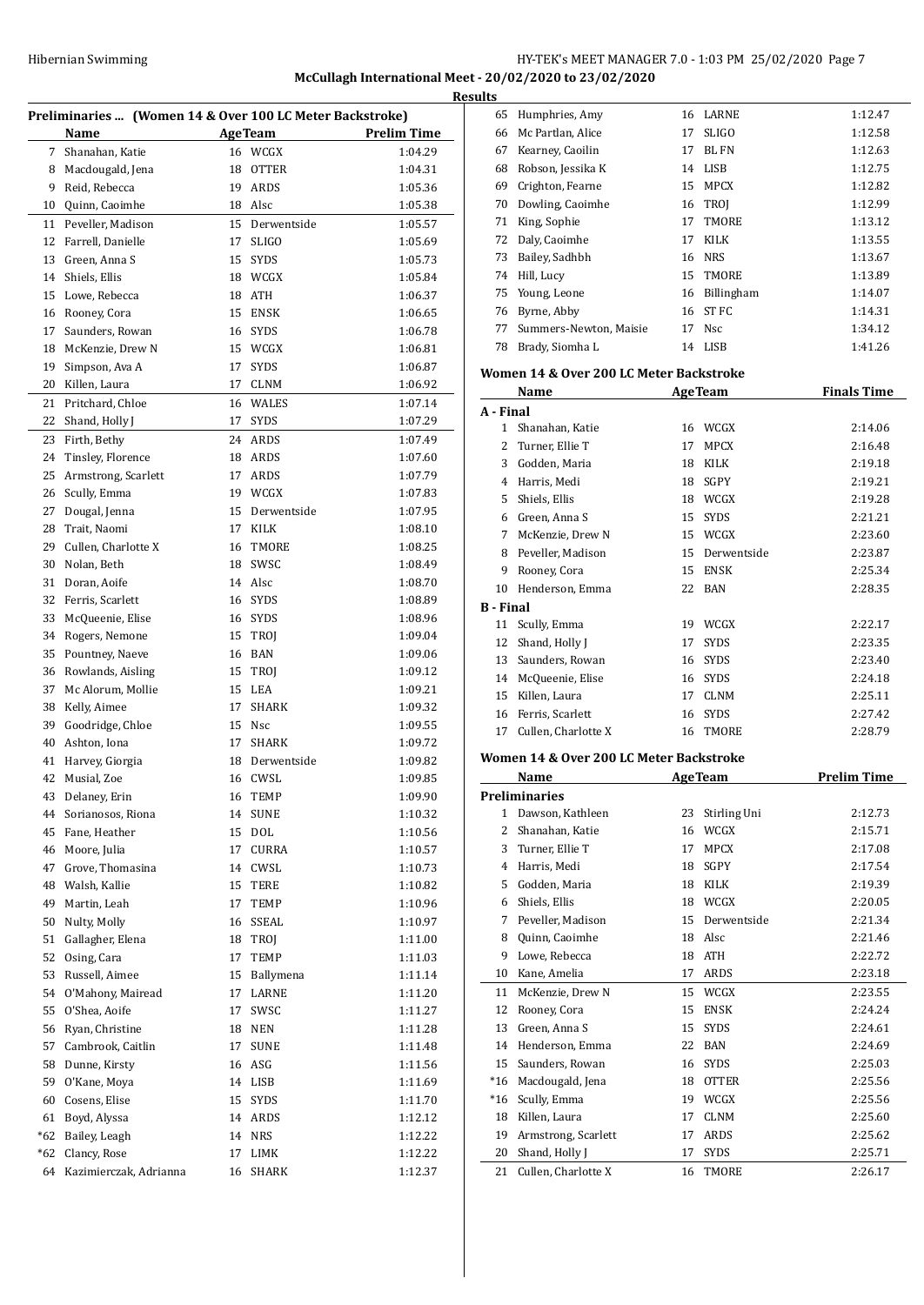## Results

### Preliminaries ... (Women 14 & Over 100 LC Meter Backstroke)

| | Name | Age | Team | Prelim Time |
|---|---|---|---|---|
| 7 | Shanahan, Katie | 16 | WCGX | 1:04.29 |
| 8 | Macdougald, Jena | 18 | OTTER | 1:04.31 |
| 9 | Reid, Rebecca | 19 | ARDS | 1:05.36 |
| 10 | Quinn, Caoimhe | 18 | Alsc | 1:05.38 |
| 11 | Peveller, Madison | 15 | Derwentside | 1:05.57 |
| 12 | Farrell, Danielle | 17 | SLIGO | 1:05.69 |
| 13 | Green, Anna S | 15 | SYDS | 1:05.73 |
| 14 | Shiels, Ellis | 18 | WCGX | 1:05.84 |
| 15 | Lowe, Rebecca | 18 | ATH | 1:06.37 |
| 16 | Rooney, Cora | 15 | ENSK | 1:06.65 |
| 17 | Saunders, Rowan | 16 | SYDS | 1:06.78 |
| 18 | McKenzie, Drew N | 15 | WCGX | 1:06.81 |
| 19 | Simpson, Ava A | 17 | SYDS | 1:06.87 |
| 20 | Killen, Laura | 17 | CLNM | 1:06.92 |
| 21 | Pritchard, Chloe | 16 | WALES | 1:07.14 |
| 22 | Shand, Holly J | 17 | SYDS | 1:07.29 |
| 23 | Firth, Bethy | 24 | ARDS | 1:07.49 |
| 24 | Tinsley, Florence | 18 | ARDS | 1:07.60 |
| 25 | Armstrong, Scarlett | 17 | ARDS | 1:07.79 |
| 26 | Scully, Emma | 19 | WCGX | 1:07.83 |
| 27 | Dougal, Jenna | 15 | Derwentside | 1:07.95 |
| 28 | Trait, Naomi | 17 | KILK | 1:08.10 |
| 29 | Cullen, Charlotte X | 16 | TMORE | 1:08.25 |
| 30 | Nolan, Beth | 18 | SWSC | 1:08.49 |
| 31 | Doran, Aoife | 14 | Alsc | 1:08.70 |
| 32 | Ferris, Scarlett | 16 | SYDS | 1:08.89 |
| 33 | McQueenie, Elise | 16 | SYDS | 1:08.96 |
| 34 | Rogers, Nemone | 15 | TROJ | 1:09.04 |
| 35 | Pountney, Naeve | 16 | BAN | 1:09.06 |
| 36 | Rowlands, Aisling | 15 | TROJ | 1:09.12 |
| 37 | Mc Alorum, Mollie | 15 | LEA | 1:09.21 |
| 38 | Kelly, Aimee | 17 | SHARK | 1:09.32 |
| 39 | Goodridge, Chloe | 15 | Nsc | 1:09.55 |
| 40 | Ashton, Iona | 17 | SHARK | 1:09.72 |
| 41 | Harvey, Giorgia | 18 | Derwentside | 1:09.82 |
| 42 | Musial, Zoe | 16 | CWSL | 1:09.85 |
| 43 | Delaney, Erin | 16 | TEMP | 1:09.90 |
| 44 | Sorianosos, Riona | 14 | SUNE | 1:10.32 |
| 45 | Fane, Heather | 15 | DOL | 1:10.56 |
| 46 | Moore, Julia | 17 | CURRA | 1:10.57 |
| 47 | Grove, Thomasina | 14 | CWSL | 1:10.73 |
| 48 | Walsh, Kallie | 15 | TERE | 1:10.82 |
| 49 | Martin, Leah | 17 | TEMP | 1:10.96 |
| 50 | Nulty, Molly | 16 | SSEAL | 1:10.97 |
| 51 | Gallagher, Elena | 18 | TROJ | 1:11.00 |
| 52 | Osing, Cara | 17 | TEMP | 1:11.03 |
| 53 | Russell, Aimee | 15 | Ballymena | 1:11.14 |
| 54 | O'Mahony, Mairead | 17 | LARNE | 1:11.20 |
| 55 | O'Shea, Aoife | 17 | SWSC | 1:11.27 |
| 56 | Ryan, Christine | 18 | NEN | 1:11.28 |
| 57 | Cambrook, Caitlin | 17 | SUNE | 1:11.48 |
| 58 | Dunne, Kirsty | 16 | ASG | 1:11.56 |
| 59 | O'Kane, Moya | 14 | LISB | 1:11.69 |
| 60 | Cosens, Elise | 15 | SYDS | 1:11.70 |
| 61 | Boyd, Alyssa | 14 | ARDS | 1:12.12 |
| *62 | Bailey, Leagh | 14 | NRS | 1:12.22 |
| *62 | Clancy, Rose | 17 | LIMK | 1:12.22 |
| 64 | Kazimierczak, Adrianna | 16 | SHARK | 1:12.37 |
| 65 | Humphries, Amy | 16 | LARNE | 1:12.47 |
| 66 | Mc Partlan, Alice | 17 | SLIGO | 1:12.58 |
| 67 | Kearney, Caoilin | 17 | BL FN | 1:12.63 |
| 68 | Robson, Jessika K | 14 | LISB | 1:12.75 |
| 69 | Crighton, Fearne | 15 | MPCX | 1:12.82 |
| 70 | Dowling, Caoimhe | 16 | TROJ | 1:12.99 |
| 71 | King, Sophie | 17 | TMORE | 1:13.12 |
| 72 | Daly, Caoimhe | 17 | KILK | 1:13.55 |
| 73 | Bailey, Sadhbh | 16 | NRS | 1:13.67 |
| 74 | Hill, Lucy | 15 | TMORE | 1:13.89 |
| 75 | Young, Leone | 16 | Billingham | 1:14.07 |
| 76 | Byrne, Abby | 16 | ST FC | 1:14.31 |
| 77 | Summers-Newton, Maisie | 17 | Nsc | 1:34.12 |
| 78 | Brady, Siomha L | 14 | LISB | 1:41.26 |

### Women 14 & Over 200 LC Meter Backstroke

| | Name | Age | Team | Finals Time |
|---|---|---|---|---|
| **A - Final** | | | | |
| 1 | Shanahan, Katie | 16 | WCGX | 2:14.06 |
| 2 | Turner, Ellie T | 17 | MPCX | 2:16.48 |
| 3 | Godden, Maria | 18 | KILK | 2:19.18 |
| 4 | Harris, Medi | 18 | SGPY | 2:19.21 |
| 5 | Shiels, Ellis | 18 | WCGX | 2:19.28 |
| 6 | Green, Anna S | 15 | SYDS | 2:21.21 |
| 7 | McKenzie, Drew N | 15 | WCGX | 2:23.60 |
| 8 | Peveller, Madison | 15 | Derwentside | 2:23.87 |
| 9 | Rooney, Cora | 15 | ENSK | 2:25.34 |
| 10 | Henderson, Emma | 22 | BAN | 2:28.35 |
| **B - Final** | | | | |
| 11 | Scully, Emma | 19 | WCGX | 2:22.17 |
| 12 | Shand, Holly J | 17 | SYDS | 2:23.35 |
| 13 | Saunders, Rowan | 16 | SYDS | 2:23.40 |
| 14 | McQueenie, Elise | 16 | SYDS | 2:24.18 |
| 15 | Killen, Laura | 17 | CLNM | 2:25.11 |
| 16 | Ferris, Scarlett | 16 | SYDS | 2:27.42 |
| 17 | Cullen, Charlotte X | 16 | TMORE | 2:28.79 |

### Women 14 & Over 200 LC Meter Backstroke

| | Name | Age | Team | Prelim Time |
|---|---|---|---|---|
| **Preliminaries** | | | | |
| 1 | Dawson, Kathleen | 23 | Stirling Uni | 2:12.73 |
| 2 | Shanahan, Katie | 16 | WCGX | 2:15.71 |
| 3 | Turner, Ellie T | 17 | MPCX | 2:17.08 |
| 4 | Harris, Medi | 18 | SGPY | 2:17.54 |
| 5 | Godden, Maria | 18 | KILK | 2:19.39 |
| 6 | Shiels, Ellis | 18 | WCGX | 2:20.05 |
| 7 | Peveller, Madison | 15 | Derwentside | 2:21.34 |
| 8 | Quinn, Caoimhe | 18 | Alsc | 2:21.46 |
| 9 | Lowe, Rebecca | 18 | ATH | 2:22.72 |
| 10 | Kane, Amelia | 17 | ARDS | 2:23.18 |
| 11 | McKenzie, Drew N | 15 | WCGX | 2:23.55 |
| 12 | Rooney, Cora | 15 | ENSK | 2:24.24 |
| 13 | Green, Anna S | 15 | SYDS | 2:24.61 |
| 14 | Henderson, Emma | 22 | BAN | 2:24.69 |
| 15 | Saunders, Rowan | 16 | SYDS | 2:25.03 |
| *16 | Macdougald, Jena | 18 | OTTER | 2:25.56 |
| *16 | Scully, Emma | 19 | WCGX | 2:25.56 |
| 18 | Killen, Laura | 17 | CLNM | 2:25.60 |
| 19 | Armstrong, Scarlett | 17 | ARDS | 2:25.62 |
| 20 | Shand, Holly J | 17 | SYDS | 2:25.71 |
| 21 | Cullen, Charlotte X | 16 | TMORE | 2:26.17 |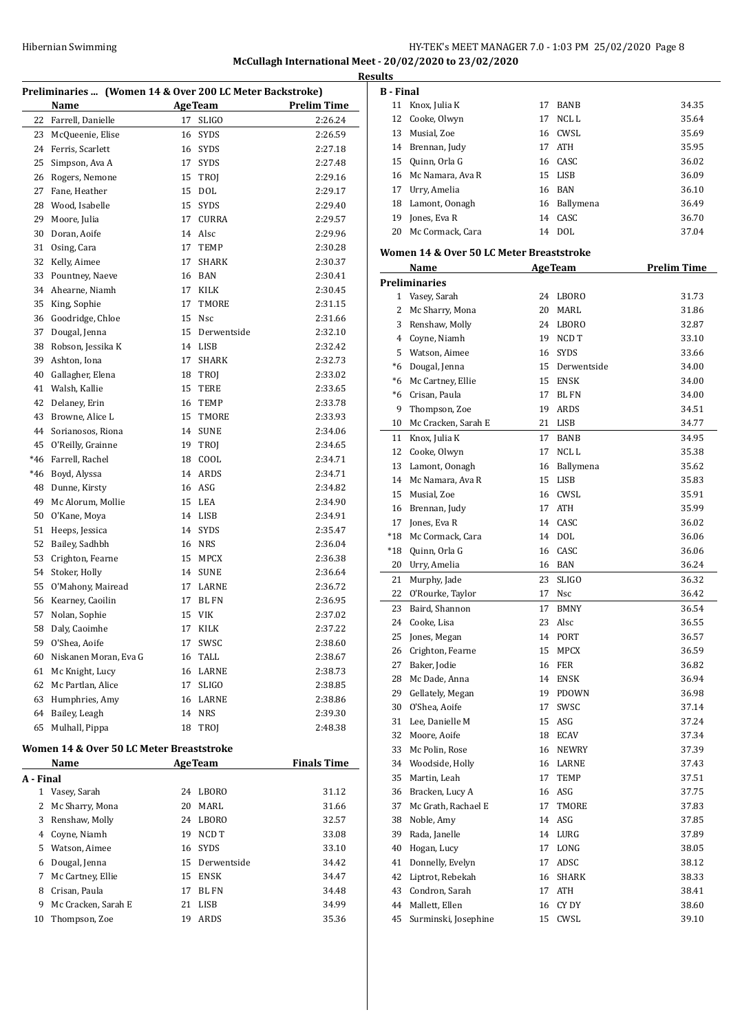McCullagh International Meet - 20/02/2020 to 23/02/2020

Results

### Preliminaries ... (Women 14 & Over 200 LC Meter Backstroke)

| | Name | Age | Team | Prelim Time |
|---|---|---|---|---|
| 22 | Farrell, Danielle | 17 | SLIGO | 2:26.24 |
| 23 | McQueenie, Elise | 16 | SYDS | 2:26.59 |
| 24 | Ferris, Scarlett | 16 | SYDS | 2:27.18 |
| 25 | Simpson, Ava A | 17 | SYDS | 2:27.48 |
| 26 | Rogers, Nemone | 15 | TROJ | 2:29.16 |
| 27 | Fane, Heather | 15 | DOL | 2:29.17 |
| 28 | Wood, Isabelle | 15 | SYDS | 2:29.40 |
| 29 | Moore, Julia | 17 | CURRA | 2:29.57 |
| 30 | Doran, Aoife | 14 | Alsc | 2:29.96 |
| 31 | Osing, Cara | 17 | TEMP | 2:30.28 |
| 32 | Kelly, Aimee | 17 | SHARK | 2:30.37 |
| 33 | Pountney, Naeve | 16 | BAN | 2:30.41 |
| 34 | Ahearne, Niamh | 17 | KILK | 2:30.45 |
| 35 | King, Sophie | 17 | TMORE | 2:31.15 |
| 36 | Goodridge, Chloe | 15 | Nsc | 2:31.66 |
| 37 | Dougal, Jenna | 15 | Derwentside | 2:32.10 |
| 38 | Robson, Jessika K | 14 | LISB | 2:32.42 |
| 39 | Ashton, Iona | 17 | SHARK | 2:32.73 |
| 40 | Gallagher, Elena | 18 | TROJ | 2:33.02 |
| 41 | Walsh, Kallie | 15 | TERE | 2:33.65 |
| 42 | Delaney, Erin | 16 | TEMP | 2:33.78 |
| 43 | Browne, Alice L | 15 | TMORE | 2:33.93 |
| 44 | Sorianosos, Riona | 14 | SUNE | 2:34.06 |
| 45 | O'Reilly, Grainne | 19 | TROJ | 2:34.65 |
| *46 | Farrell, Rachel | 18 | COOL | 2:34.71 |
| *46 | Boyd, Alyssa | 14 | ARDS | 2:34.71 |
| 48 | Dunne, Kirsty | 16 | ASG | 2:34.82 |
| 49 | Mc Alorum, Mollie | 15 | LEA | 2:34.90 |
| 50 | O'Kane, Moya | 14 | LISB | 2:34.91 |
| 51 | Heeps, Jessica | 14 | SYDS | 2:35.47 |
| 52 | Bailey, Sadhbh | 16 | NRS | 2:36.04 |
| 53 | Crighton, Fearne | 15 | MPCX | 2:36.38 |
| 54 | Stoker, Holly | 14 | SUNE | 2:36.64 |
| 55 | O'Mahony, Mairead | 17 | LARNE | 2:36.72 |
| 56 | Kearney, Caoilin | 17 | BL FN | 2:36.95 |
| 57 | Nolan, Sophie | 15 | VIK | 2:37.02 |
| 58 | Daly, Caoimhe | 17 | KILK | 2:37.22 |
| 59 | O'Shea, Aoife | 17 | SWSC | 2:38.60 |
| 60 | Niskanen Moran, Eva G | 16 | TALL | 2:38.67 |
| 61 | Mc Knight, Lucy | 16 | LARNE | 2:38.73 |
| 62 | Mc Partlan, Alice | 17 | SLIGO | 2:38.85 |
| 63 | Humphries, Amy | 16 | LARNE | 2:38.86 |
| 64 | Bailey, Leagh | 14 | NRS | 2:39.30 |
| 65 | Mulhall, Pippa | 18 | TROJ | 2:48.38 |

### Women 14 & Over 50 LC Meter Breaststroke

| | Name | Age | Team | Finals Time |
|---|---|---|---|---|
| **A - Final** | | | | |
| 1 | Vasey, Sarah | 24 | LBORO | 31.12 |
| 2 | Mc Sharry, Mona | 20 | MARL | 31.66 |
| 3 | Renshaw, Molly | 24 | LBORO | 32.57 |
| 4 | Coyne, Niamh | 19 | NCD T | 33.08 |
| 5 | Watson, Aimee | 16 | SYDS | 33.10 |
| 6 | Dougal, Jenna | 15 | Derwentside | 34.42 |
| 7 | Mc Cartney, Ellie | 15 | ENSK | 34.47 |
| 8 | Crisan, Paula | 17 | BL FN | 34.48 |
| 9 | Mc Cracken, Sarah E | 21 | LISB | 34.99 |
| 10 | Thompson, Zoe | 19 | ARDS | 35.36 |
| **B - Final** | | | | |
| 11 | Knox, Julia K | 17 | BANB | 34.35 |
| 12 | Cooke, Olwyn | 17 | NCL L | 35.64 |
| 13 | Musial, Zoe | 16 | CWSL | 35.69 |
| 14 | Brennan, Judy | 17 | ATH | 35.95 |
| 15 | Quinn, Orla G | 16 | CASC | 36.02 |
| 16 | Mc Namara, Ava R | 15 | LISB | 36.09 |
| 17 | Urry, Amelia | 16 | BAN | 36.10 |
| 18 | Lamont, Oonagh | 16 | Ballymena | 36.49 |
| 19 | Jones, Eva R | 14 | CASC | 36.70 |
| 20 | Mc Cormack, Cara | 14 | DOL | 37.04 |

### Women 14 & Over 50 LC Meter Breaststroke

| | Name | Age | Team | Prelim Time |
|---|---|---|---|---|
| **Preliminaries** | | | | |
| 1 | Vasey, Sarah | 24 | LBORO | 31.73 |
| 2 | Mc Sharry, Mona | 20 | MARL | 31.86 |
| 3 | Renshaw, Molly | 24 | LBORO | 32.87 |
| 4 | Coyne, Niamh | 19 | NCD T | 33.10 |
| 5 | Watson, Aimee | 16 | SYDS | 33.66 |
| *6 | Dougal, Jenna | 15 | Derwentside | 34.00 |
| *6 | Mc Cartney, Ellie | 15 | ENSK | 34.00 |
| *6 | Crisan, Paula | 17 | BL FN | 34.00 |
| 9 | Thompson, Zoe | 19 | ARDS | 34.51 |
| 10 | Mc Cracken, Sarah E | 21 | LISB | 34.77 |
| 11 | Knox, Julia K | 17 | BANB | 34.95 |
| 12 | Cooke, Olwyn | 17 | NCL L | 35.38 |
| 13 | Lamont, Oonagh | 16 | Ballymena | 35.62 |
| 14 | Mc Namara, Ava R | 15 | LISB | 35.83 |
| 15 | Musial, Zoe | 16 | CWSL | 35.91 |
| 16 | Brennan, Judy | 17 | ATH | 35.99 |
| 17 | Jones, Eva R | 14 | CASC | 36.02 |
| *18 | Mc Cormack, Cara | 14 | DOL | 36.06 |
| *18 | Quinn, Orla G | 16 | CASC | 36.06 |
| 20 | Urry, Amelia | 16 | BAN | 36.24 |
| 21 | Murphy, Jade | 23 | SLIGO | 36.32 |
| 22 | O'Rourke, Taylor | 17 | Nsc | 36.42 |
| 23 | Baird, Shannon | 17 | BMNY | 36.54 |
| 24 | Cooke, Lisa | 23 | Alsc | 36.55 |
| 25 | Jones, Megan | 14 | PORT | 36.57 |
| 26 | Crighton, Fearne | 15 | MPCX | 36.59 |
| 27 | Baker, Jodie | 16 | FER | 36.82 |
| 28 | Mc Dade, Anna | 14 | ENSK | 36.94 |
| 29 | Gellately, Megan | 19 | PDOWN | 36.98 |
| 30 | O'Shea, Aoife | 17 | SWSC | 37.14 |
| 31 | Lee, Danielle M | 15 | ASG | 37.24 |
| 32 | Moore, Aoife | 18 | ECAV | 37.34 |
| 33 | Mc Polin, Rose | 16 | NEWRY | 37.39 |
| 34 | Woodside, Holly | 16 | LARNE | 37.43 |
| 35 | Martin, Leah | 17 | TEMP | 37.51 |
| 36 | Bracken, Lucy A | 16 | ASG | 37.75 |
| 37 | Mc Grath, Rachael E | 17 | TMORE | 37.83 |
| 38 | Noble, Amy | 14 | ASG | 37.85 |
| 39 | Rada, Janelle | 14 | LURG | 37.89 |
| 40 | Hogan, Lucy | 17 | LONG | 38.05 |
| 41 | Donnelly, Evelyn | 17 | ADSC | 38.12 |
| 42 | Liptrot, Rebekah | 16 | SHARK | 38.33 |
| 43 | Condron, Sarah | 17 | ATH | 38.41 |
| 44 | Mallett, Ellen | 16 | CY DY | 38.60 |
| 45 | Surminski, Josephine | 15 | CWSL | 39.10 |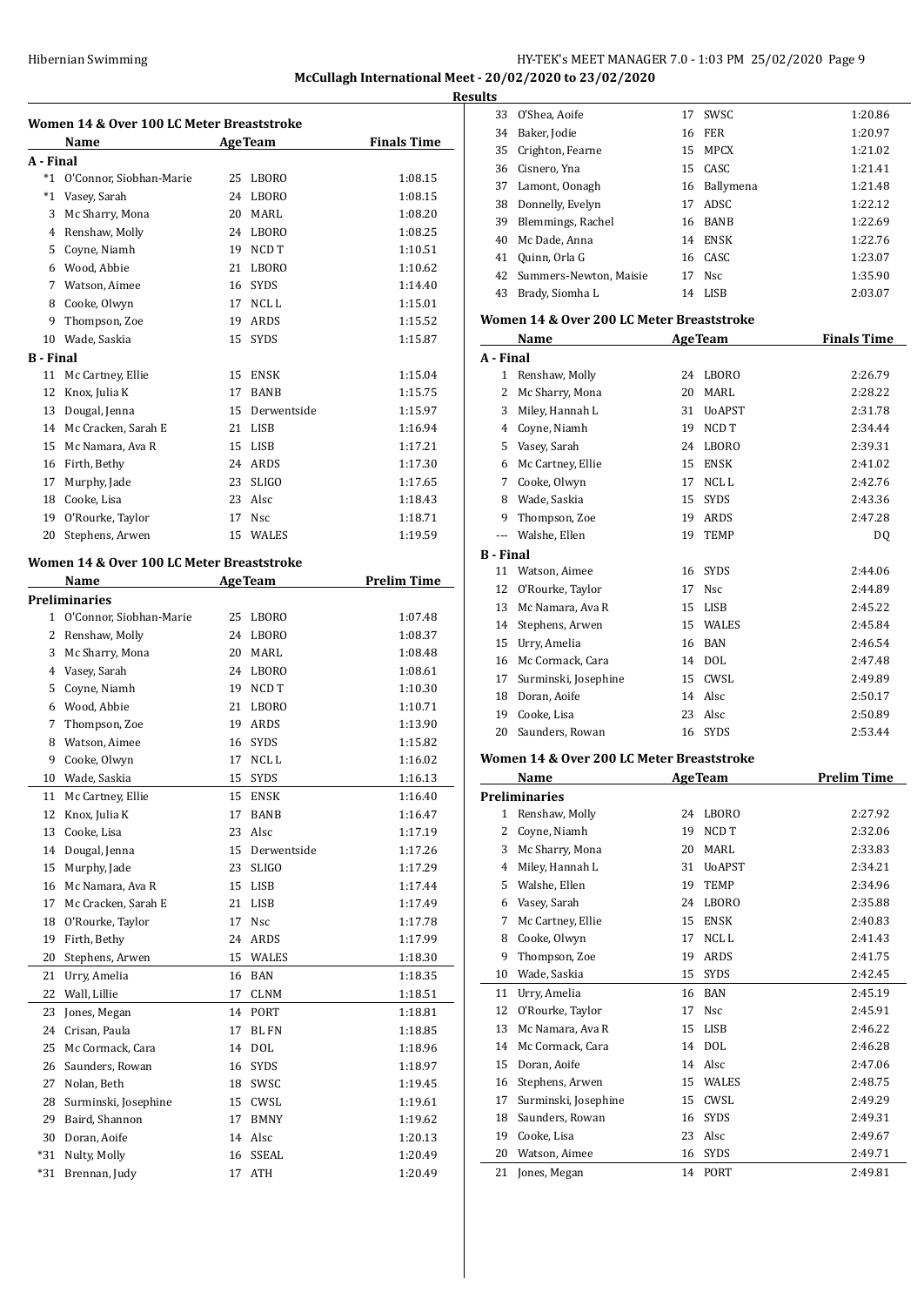## Results

### Women 14 & Over 100 LC Meter Breaststroke

| | Name | Age | Team | Finals Time |
|---|---|---|---|---|
| **A - Final** | | | | |
| *1 | O'Connor, Siobhan-Marie | 25 | LBORO | 1:08.15 |
| *1 | Vasey, Sarah | 24 | LBORO | 1:08.15 |
| 3 | Mc Sharry, Mona | 20 | MARL | 1:08.20 |
| 4 | Renshaw, Molly | 24 | LBORO | 1:08.25 |
| 5 | Coyne, Niamh | 19 | NCD T | 1:10.51 |
| 6 | Wood, Abbie | 21 | LBORO | 1:10.62 |
| 7 | Watson, Aimee | 16 | SYDS | 1:14.40 |
| 8 | Cooke, Olwyn | 17 | NCL L | 1:15.01 |
| 9 | Thompson, Zoe | 19 | ARDS | 1:15.52 |
| 10 | Wade, Saskia | 15 | SYDS | 1:15.87 |
| **B - Final** | | | | |
| 11 | Mc Cartney, Ellie | 15 | ENSK | 1:15.04 |
| 12 | Knox, Julia K | 17 | BANB | 1:15.75 |
| 13 | Dougal, Jenna | 15 | Derwentside | 1:15.97 |
| 14 | Mc Cracken, Sarah E | 21 | LISB | 1:16.94 |
| 15 | Mc Namara, Ava R | 15 | LISB | 1:17.21 |
| 16 | Firth, Bethy | 24 | ARDS | 1:17.30 |
| 17 | Murphy, Jade | 23 | SLIGO | 1:17.65 |
| 18 | Cooke, Lisa | 23 | Alsc | 1:18.43 |
| 19 | O'Rourke, Taylor | 17 | Nsc | 1:18.71 |
| 20 | Stephens, Arwen | 15 | WALES | 1:19.59 |

### Women 14 & Over 100 LC Meter Breaststroke

| | Name | Age | Team | Prelim Time |
|---|---|---|---|---|
| **Preliminaries** | | | | |
| 1 | O'Connor, Siobhan-Marie | 25 | LBORO | 1:07.48 |
| 2 | Renshaw, Molly | 24 | LBORO | 1:08.37 |
| 3 | Mc Sharry, Mona | 20 | MARL | 1:08.48 |
| 4 | Vasey, Sarah | 24 | LBORO | 1:08.61 |
| 5 | Coyne, Niamh | 19 | NCD T | 1:10.30 |
| 6 | Wood, Abbie | 21 | LBORO | 1:10.71 |
| 7 | Thompson, Zoe | 19 | ARDS | 1:13.90 |
| 8 | Watson, Aimee | 16 | SYDS | 1:15.82 |
| 9 | Cooke, Olwyn | 17 | NCL L | 1:16.02 |
| 10 | Wade, Saskia | 15 | SYDS | 1:16.13 |
| 11 | Mc Cartney, Ellie | 15 | ENSK | 1:16.40 |
| 12 | Knox, Julia K | 17 | BANB | 1:16.47 |
| 13 | Cooke, Lisa | 23 | Alsc | 1:17.19 |
| 14 | Dougal, Jenna | 15 | Derwentside | 1:17.26 |
| 15 | Murphy, Jade | 23 | SLIGO | 1:17.29 |
| 16 | Mc Namara, Ava R | 15 | LISB | 1:17.44 |
| 17 | Mc Cracken, Sarah E | 21 | LISB | 1:17.49 |
| 18 | O'Rourke, Taylor | 17 | Nsc | 1:17.78 |
| 19 | Firth, Bethy | 24 | ARDS | 1:17.99 |
| 20 | Stephens, Arwen | 15 | WALES | 1:18.30 |
| 21 | Urry, Amelia | 16 | BAN | 1:18.35 |
| 22 | Wall, Lillie | 17 | CLNM | 1:18.51 |
| 23 | Jones, Megan | 14 | PORT | 1:18.81 |
| 24 | Crisan, Paula | 17 | BL FN | 1:18.85 |
| 25 | Mc Cormack, Cara | 14 | DOL | 1:18.96 |
| 26 | Saunders, Rowan | 16 | SYDS | 1:18.97 |
| 27 | Nolan, Beth | 18 | SWSC | 1:19.45 |
| 28 | Surminski, Josephine | 15 | CWSL | 1:19.61 |
| 29 | Baird, Shannon | 17 | BMNY | 1:19.62 |
| 30 | Doran, Aoife | 14 | Alsc | 1:20.13 |
| *31 | Nulty, Molly | 16 | SSEAL | 1:20.49 |
| *31 | Brennan, Judy | 17 | ATH | 1:20.49 |
| 33 | O'Shea, Aoife | 17 | SWSC | 1:20.86 |
| 34 | Baker, Jodie | 16 | FER | 1:20.97 |
| 35 | Crighton, Fearne | 15 | MPCX | 1:21.02 |
| 36 | Cisnero, Yna | 15 | CASC | 1:21.41 |
| 37 | Lamont, Oonagh | 16 | Ballymena | 1:21.48 |
| 38 | Donnelly, Evelyn | 17 | ADSC | 1:22.12 |
| 39 | Blemmings, Rachel | 16 | BANB | 1:22.69 |
| 40 | Mc Dade, Anna | 14 | ENSK | 1:22.76 |
| 41 | Quinn, Orla G | 16 | CASC | 1:23.07 |
| 42 | Summers-Newton, Maisie | 17 | Nsc | 1:35.90 |
| 43 | Brady, Siomha L | 14 | LISB | 2:03.07 |

### Women 14 & Over 200 LC Meter Breaststroke

| | Name | Age | Team | Finals Time |
|---|---|---|---|---|
| **A - Final** | | | | |
| 1 | Renshaw, Molly | 24 | LBORO | 2:26.79 |
| 2 | Mc Sharry, Mona | 20 | MARL | 2:28.22 |
| 3 | Miley, Hannah L | 31 | UoAPST | 2:31.78 |
| 4 | Coyne, Niamh | 19 | NCD T | 2:34.44 |
| 5 | Vasey, Sarah | 24 | LBORO | 2:39.31 |
| 6 | Mc Cartney, Ellie | 15 | ENSK | 2:41.02 |
| 7 | Cooke, Olwyn | 17 | NCL L | 2:42.76 |
| 8 | Wade, Saskia | 15 | SYDS | 2:43.36 |
| 9 | Thompson, Zoe | 19 | ARDS | 2:47.28 |
| --- | Walshe, Ellen | 19 | TEMP | DQ |
| **B - Final** | | | | |
| 11 | Watson, Aimee | 16 | SYDS | 2:44.06 |
| 12 | O'Rourke, Taylor | 17 | Nsc | 2:44.89 |
| 13 | Mc Namara, Ava R | 15 | LISB | 2:45.22 |
| 14 | Stephens, Arwen | 15 | WALES | 2:45.84 |
| 15 | Urry, Amelia | 16 | BAN | 2:46.54 |
| 16 | Mc Cormack, Cara | 14 | DOL | 2:47.48 |
| 17 | Surminski, Josephine | 15 | CWSL | 2:49.89 |
| 18 | Doran, Aoife | 14 | Alsc | 2:50.17 |
| 19 | Cooke, Lisa | 23 | Alsc | 2:50.89 |
| 20 | Saunders, Rowan | 16 | SYDS | 2:53.44 |

### Women 14 & Over 200 LC Meter Breaststroke

| | Name | Age | Team | Prelim Time |
|---|---|---|---|---|
| **Preliminaries** | | | | |
| 1 | Renshaw, Molly | 24 | LBORO | 2:27.92 |
| 2 | Coyne, Niamh | 19 | NCD T | 2:32.06 |
| 3 | Mc Sharry, Mona | 20 | MARL | 2:33.83 |
| 4 | Miley, Hannah L | 31 | UoAPST | 2:34.21 |
| 5 | Walshe, Ellen | 19 | TEMP | 2:34.96 |
| 6 | Vasey, Sarah | 24 | LBORO | 2:35.88 |
| 7 | Mc Cartney, Ellie | 15 | ENSK | 2:40.83 |
| 8 | Cooke, Olwyn | 17 | NCL L | 2:41.43 |
| 9 | Thompson, Zoe | 19 | ARDS | 2:41.75 |
| 10 | Wade, Saskia | 15 | SYDS | 2:42.45 |
| 11 | Urry, Amelia | 16 | BAN | 2:45.19 |
| 12 | O'Rourke, Taylor | 17 | Nsc | 2:45.91 |
| 13 | Mc Namara, Ava R | 15 | LISB | 2:46.22 |
| 14 | Mc Cormack, Cara | 14 | DOL | 2:46.28 |
| 15 | Doran, Aoife | 14 | Alsc | 2:47.06 |
| 16 | Stephens, Arwen | 15 | WALES | 2:48.75 |
| 17 | Surminski, Josephine | 15 | CWSL | 2:49.29 |
| 18 | Saunders, Rowan | 16 | SYDS | 2:49.31 |
| 19 | Cooke, Lisa | 23 | Alsc | 2:49.67 |
| 20 | Watson, Aimee | 16 | SYDS | 2:49.71 |
| 21 | Jones, Megan | 14 | PORT | 2:49.81 |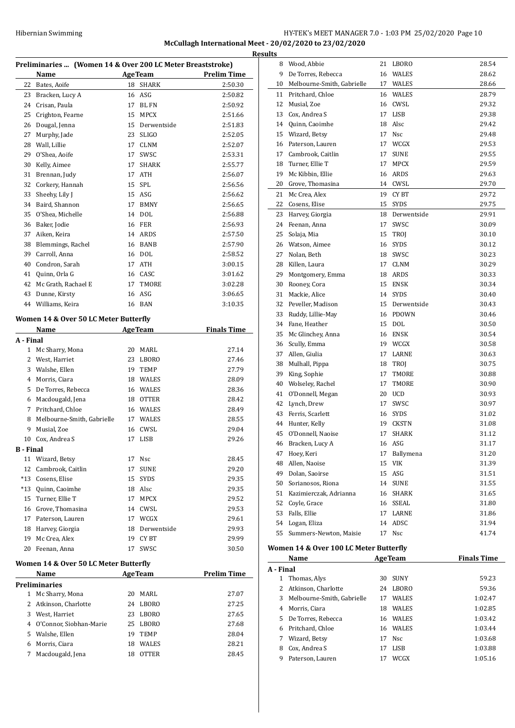**McCullagh International Meet - 20/02/2020 to 23/02/2020**

**Results**

### Preliminaries ... (Women 14 & Over 200 LC Meter Breaststroke)

| | Name | Age | Team | Prelim Time |
|---|---|---|---|---|
| 22 | Bates, Aoife | 18 | SHARK | 2:50.30 |
| 23 | Bracken, Lucy A | 16 | ASG | 2:50.82 |
| 24 | Crisan, Paula | 17 | BL FN | 2:50.92 |
| 25 | Crighton, Fearne | 15 | MPCX | 2:51.66 |
| 26 | Dougal, Jenna | 15 | Derwentside | 2:51.83 |
| 27 | Murphy, Jade | 23 | SLIGO | 2:52.05 |
| 28 | Wall, Lillie | 17 | CLNM | 2:52.07 |
| 29 | O'Shea, Aoife | 17 | SWSC | 2:53.31 |
| 30 | Kelly, Aimee | 17 | SHARK | 2:55.77 |
| 31 | Brennan, Judy | 17 | ATH | 2:56.07 |
| 32 | Corkery, Hannah | 15 | SPL | 2:56.56 |
| 33 | Sheehy, Lily J | 15 | ASG | 2:56.62 |
| 34 | Baird, Shannon | 17 | BMNY | 2:56.65 |
| 35 | O'Shea, Michelle | 14 | DOL | 2:56.88 |
| 36 | Baker, Jodie | 16 | FER | 2:56.93 |
| 37 | Aiken, Keira | 14 | ARDS | 2:57.50 |
| 38 | Blemmings, Rachel | 16 | BANB | 2:57.90 |
| 39 | Carroll, Anna | 16 | DOL | 2:58.52 |
| 40 | Condron, Sarah | 17 | ATH | 3:00.15 |
| 41 | Quinn, Orla G | 16 | CASC | 3:01.62 |
| 42 | Mc Grath, Rachael E | 17 | TMORE | 3:02.28 |
| 43 | Dunne, Kirsty | 16 | ASG | 3:06.65 |
| 44 | Williams, Keira | 16 | BAN | 3:10.35 |

### Women 14 & Over 50 LC Meter Butterfly

| | Name | Age | Team | Finals Time |
|---|---|---|---|---|
| **A - Final** | | | | |
| 1 | Mc Sharry, Mona | 20 | MARL | 27.14 |
| 2 | West, Harriet | 23 | LBORO | 27.46 |
| 3 | Walshe, Ellen | 19 | TEMP | 27.79 |
| 4 | Morris, Ciara | 18 | WALES | 28.09 |
| 5 | De Torres, Rebecca | 16 | WALES | 28.36 |
| 6 | Macdougald, Jena | 18 | OTTER | 28.42 |
| 7 | Pritchard, Chloe | 16 | WALES | 28.49 |
| 8 | Melbourne-Smith, Gabrielle | 17 | WALES | 28.55 |
| 9 | Musial, Zoe | 16 | CWSL | 29.04 |
| 10 | Cox, Andrea S | 17 | LISB | 29.26 |
| **B - Final** | | | | |
| 11 | Wizard, Betsy | 17 | Nsc | 28.45 |
| 12 | Cambrook, Caitlin | 17 | SUNE | 29.20 |
| *13 | Cosens, Elise | 15 | SYDS | 29.35 |
| *13 | Quinn, Caoimhe | 18 | Alsc | 29.35 |
| 15 | Turner, Ellie T | 17 | MPCX | 29.52 |
| 16 | Grove, Thomasina | 14 | CWSL | 29.53 |
| 17 | Paterson, Lauren | 17 | WCGX | 29.61 |
| 18 | Harvey, Giorgia | 18 | Derwentside | 29.93 |
| 19 | Mc Crea, Alex | 19 | CY BT | 29.99 |
| 20 | Feenan, Anna | 17 | SWSC | 30.50 |

### Women 14 & Over 50 LC Meter Butterfly

| | Name | Age | Team | Prelim Time |
|---|---|---|---|---|
| **Preliminaries** | | | | |
| 1 | Mc Sharry, Mona | 20 | MARL | 27.07 |
| 2 | Atkinson, Charlotte | 24 | LBORO | 27.25 |
| 3 | West, Harriet | 23 | LBORO | 27.65 |
| 4 | O'Connor, Siobhan-Marie | 25 | LBORO | 27.68 |
| 5 | Walshe, Ellen | 19 | TEMP | 28.04 |
| 6 | Morris, Ciara | 18 | WALES | 28.21 |
| 7 | Macdougald, Jena | 18 | OTTER | 28.45 |
| 8 | Wood, Abbie | 21 | LBORO | 28.54 |
| 9 | De Torres, Rebecca | 16 | WALES | 28.62 |
| 10 | Melbourne-Smith, Gabrielle | 17 | WALES | 28.66 |
| 11 | Pritchard, Chloe | 16 | WALES | 28.79 |
| 12 | Musial, Zoe | 16 | CWSL | 29.32 |
| 13 | Cox, Andrea S | 17 | LISB | 29.38 |
| 14 | Quinn, Caoimhe | 18 | Alsc | 29.42 |
| 15 | Wizard, Betsy | 17 | Nsc | 29.48 |
| 16 | Paterson, Lauren | 17 | WCGX | 29.53 |
| 17 | Cambrook, Caitlin | 17 | SUNE | 29.55 |
| 18 | Turner, Ellie T | 17 | MPCX | 29.59 |
| 19 | Mc Kibbin, Ellie | 16 | ARDS | 29.63 |
| 20 | Grove, Thomasina | 14 | CWSL | 29.70 |
| 21 | Mc Crea, Alex | 19 | CY BT | 29.72 |
| 22 | Cosens, Elise | 15 | SYDS | 29.75 |
| 23 | Harvey, Giorgia | 18 | Derwentside | 29.91 |
| 24 | Feenan, Anna | 17 | SWSC | 30.09 |
| 25 | Solaja, Mia | 15 | TROJ | 30.10 |
| 26 | Watson, Aimee | 16 | SYDS | 30.12 |
| 27 | Nolan, Beth | 18 | SWSC | 30.23 |
| 28 | Killen, Laura | 17 | CLNM | 30.29 |
| 29 | Montgomery, Emma | 18 | ARDS | 30.33 |
| 30 | Rooney, Cora | 15 | ENSK | 30.34 |
| 31 | Mackie, Alice | 14 | SYDS | 30.40 |
| 32 | Peveller, Madison | 15 | Derwentside | 30.43 |
| 33 | Ruddy, Lillie-May | 16 | PDOWN | 30.46 |
| 34 | Fane, Heather | 15 | DOL | 30.50 |
| 35 | Mc Glinchey, Anna | 16 | ENSK | 30.54 |
| 36 | Scully, Emma | 19 | WCGX | 30.58 |
| 37 | Allen, Giulia | 17 | LARNE | 30.63 |
| 38 | Mulhall, Pippa | 18 | TROJ | 30.75 |
| 39 | King, Sophie | 17 | TMORE | 30.88 |
| 40 | Wolseley, Rachel | 17 | TMORE | 30.90 |
| 41 | O'Donnell, Megan | 20 | UCD | 30.93 |
| 42 | Lynch, Drew | 17 | SWSC | 30.97 |
| 43 | Ferris, Scarlett | 16 | SYDS | 31.02 |
| 44 | Hunter, Kelly | 19 | CKSTN | 31.08 |
| 45 | O'Donnell, Naoise | 17 | SHARK | 31.12 |
| 46 | Bracken, Lucy A | 16 | ASG | 31.17 |
| 47 | Hoey, Keri | 17 | Ballymena | 31.20 |
| 48 | Allen, Naoise | 15 | VIK | 31.39 |
| 49 | Dolan, Saoirse | 15 | ASG | 31.51 |
| 50 | Sorianosos, Riona | 14 | SUNE | 31.55 |
| 51 | Kazimierczak, Adrianna | 16 | SHARK | 31.65 |
| 52 | Coyle, Grace | 16 | SSEAL | 31.80 |
| 53 | Falls, Ellie | 17 | LARNE | 31.86 |
| 54 | Logan, Eliza | 14 | ADSC | 31.94 |
| 55 | Summers-Newton, Maisie | 17 | Nsc | 41.74 |

### Women 14 & Over 100 LC Meter Butterfly

| | Name | Age | Team | Finals Time |
|---|---|---|---|---|
| **A - Final** | | | | |
| 1 | Thomas, Alys | 30 | SUNY | 59.23 |
| 2 | Atkinson, Charlotte | 24 | LBORO | 59.36 |
| 3 | Melbourne-Smith, Gabrielle | 17 | WALES | 1:02.47 |
| 4 | Morris, Ciara | 18 | WALES | 1:02.85 |
| 5 | De Torres, Rebecca | 16 | WALES | 1:03.42 |
| 6 | Pritchard, Chloe | 16 | WALES | 1:03.44 |
| 7 | Wizard, Betsy | 17 | Nsc | 1:03.68 |
| 8 | Cox, Andrea S | 17 | LISB | 1:03.88 |
| 9 | Paterson, Lauren | 17 | WCGX | 1:05.16 |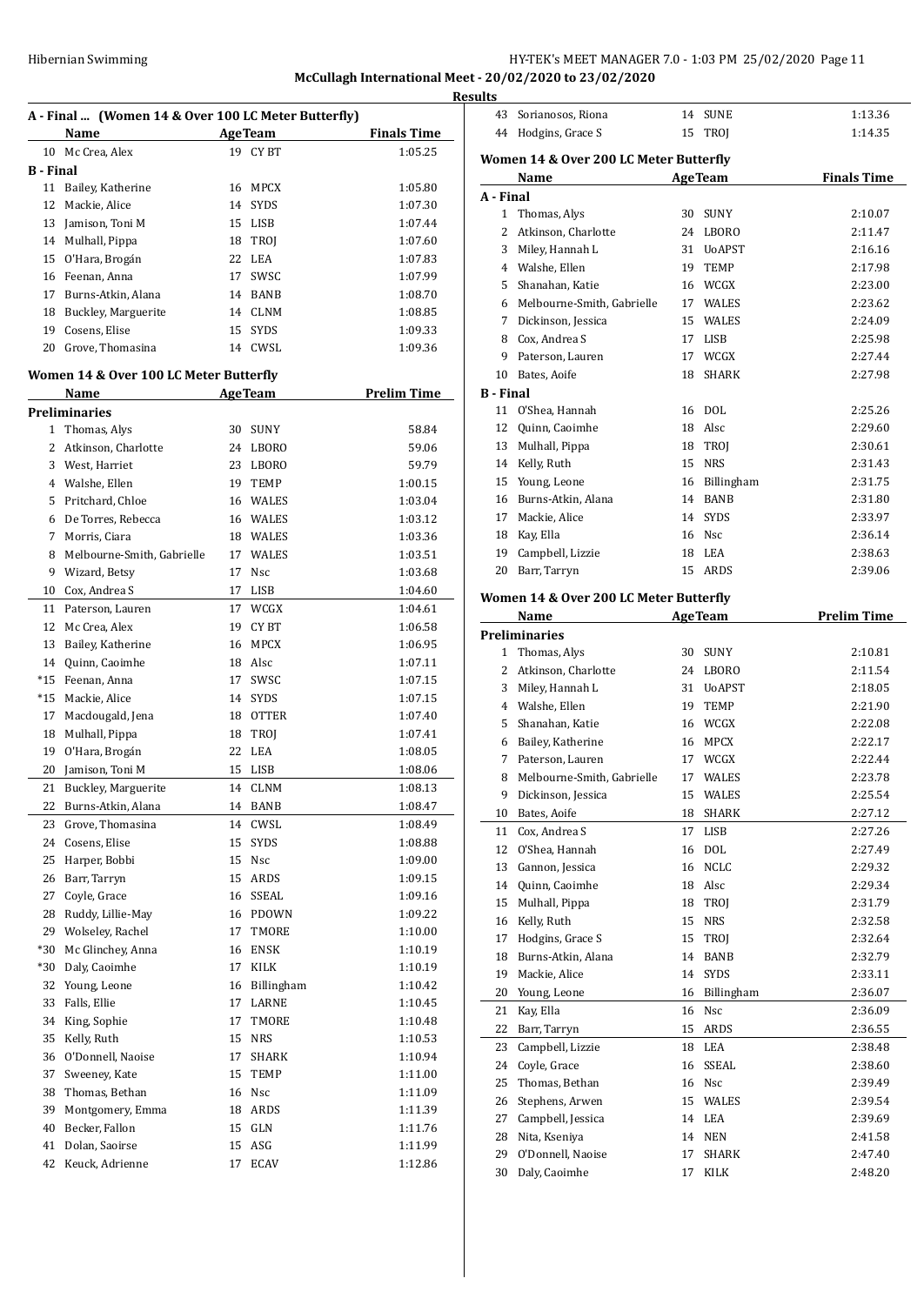## A - Final ... (Women 14 & Over 100 LC Meter Butterfly)

| | Name | Age | Team | Finals Time |
|---|---|---|---|---|
| 10 | Mc Crea, Alex | 19 | CY BT | 1:05.25 |
| **B - Final** | | | | |
| 11 | Bailey, Katherine | 16 | MPCX | 1:05.80 |
| 12 | Mackie, Alice | 14 | SYDS | 1:07.30 |
| 13 | Jamison, Toni M | 15 | LISB | 1:07.44 |
| 14 | Mulhall, Pippa | 18 | TROJ | 1:07.60 |
| 15 | O'Hara, Brogán | 22 | LEA | 1:07.83 |
| 16 | Feenan, Anna | 17 | SWSC | 1:07.99 |
| 17 | Burns-Atkin, Alana | 14 | BANB | 1:08.70 |
| 18 | Buckley, Marguerite | 14 | CLNM | 1:08.85 |
| 19 | Cosens, Elise | 15 | SYDS | 1:09.33 |
| 20 | Grove, Thomasina | 14 | CWSL | 1:09.36 |

## Women 14 & Over 100 LC Meter Butterfly

| | Name | Age | Team | Prelim Time |
|---|---|---|---|---|
| **Preliminaries** | | | | |
| 1 | Thomas, Alys | 30 | SUNY | 58.84 |
| 2 | Atkinson, Charlotte | 24 | LBORO | 59.06 |
| 3 | West, Harriet | 23 | LBORO | 59.79 |
| 4 | Walshe, Ellen | 19 | TEMP | 1:00.15 |
| 5 | Pritchard, Chloe | 16 | WALES | 1:03.04 |
| 6 | De Torres, Rebecca | 16 | WALES | 1:03.12 |
| 7 | Morris, Ciara | 18 | WALES | 1:03.36 |
| 8 | Melbourne-Smith, Gabrielle | 17 | WALES | 1:03.51 |
| 9 | Wizard, Betsy | 17 | Nsc | 1:03.68 |
| 10 | Cox, Andrea S | 17 | LISB | 1:04.60 |
| 11 | Paterson, Lauren | 17 | WCGX | 1:04.61 |
| 12 | Mc Crea, Alex | 19 | CY BT | 1:06.58 |
| 13 | Bailey, Katherine | 16 | MPCX | 1:06.95 |
| 14 | Quinn, Caoimhe | 18 | Alsc | 1:07.11 |
| *15 | Feenan, Anna | 17 | SWSC | 1:07.15 |
| *15 | Mackie, Alice | 14 | SYDS | 1:07.15 |
| 17 | Macdougald, Jena | 18 | OTTER | 1:07.40 |
| 18 | Mulhall, Pippa | 18 | TROJ | 1:07.41 |
| 19 | O'Hara, Brogán | 22 | LEA | 1:08.05 |
| 20 | Jamison, Toni M | 15 | LISB | 1:08.06 |
| 21 | Buckley, Marguerite | 14 | CLNM | 1:08.13 |
| 22 | Burns-Atkin, Alana | 14 | BANB | 1:08.47 |
| 23 | Grove, Thomasina | 14 | CWSL | 1:08.49 |
| 24 | Cosens, Elise | 15 | SYDS | 1:08.88 |
| 25 | Harper, Bobbi | 15 | Nsc | 1:09.00 |
| 26 | Barr, Tarryn | 15 | ARDS | 1:09.15 |
| 27 | Coyle, Grace | 16 | SSEAL | 1:09.16 |
| 28 | Ruddy, Lillie-May | 16 | PDOWN | 1:09.22 |
| 29 | Wolseley, Rachel | 17 | TMORE | 1:10.00 |
| *30 | Mc Glinchey, Anna | 16 | ENSK | 1:10.19 |
| *30 | Daly, Caoimhe | 17 | KILK | 1:10.19 |
| 32 | Young, Leone | 16 | Billingham | 1:10.42 |
| 33 | Falls, Ellie | 17 | LARNE | 1:10.45 |
| 34 | King, Sophie | 17 | TMORE | 1:10.48 |
| 35 | Kelly, Ruth | 15 | NRS | 1:10.53 |
| 36 | O'Donnell, Naoise | 17 | SHARK | 1:10.94 |
| 37 | Sweeney, Kate | 15 | TEMP | 1:11.00 |
| 38 | Thomas, Bethan | 16 | Nsc | 1:11.09 |
| 39 | Montgomery, Emma | 18 | ARDS | 1:11.39 |
| 40 | Becker, Fallon | 15 | GLN | 1:11.76 |
| 41 | Dolan, Saoirse | 15 | ASG | 1:11.99 |
| 42 | Keuck, Adrienne | 17 | ECAV | 1:12.86 |
| 43 | Sorianosos, Riona | 14 | SUNE | 1:13.36 |
| 44 | Hodgins, Grace S | 15 | TROJ | 1:14.35 |

## Women 14 & Over 200 LC Meter Butterfly

| | Name | Age | Team | Finals Time |
|---|---|---|---|---|
| **A - Final** | | | | |
| 1 | Thomas, Alys | 30 | SUNY | 2:10.07 |
| 2 | Atkinson, Charlotte | 24 | LBORO | 2:11.47 |
| 3 | Miley, Hannah L | 31 | UoAPST | 2:16.16 |
| 4 | Walshe, Ellen | 19 | TEMP | 2:17.98 |
| 5 | Shanahan, Katie | 16 | WCGX | 2:23.00 |
| 6 | Melbourne-Smith, Gabrielle | 17 | WALES | 2:23.62 |
| 7 | Dickinson, Jessica | 15 | WALES | 2:24.09 |
| 8 | Cox, Andrea S | 17 | LISB | 2:25.98 |
| 9 | Paterson, Lauren | 17 | WCGX | 2:27.44 |
| 10 | Bates, Aoife | 18 | SHARK | 2:27.98 |
| **B - Final** | | | | |
| 11 | O'Shea, Hannah | 16 | DOL | 2:25.26 |
| 12 | Quinn, Caoimhe | 18 | Alsc | 2:29.60 |
| 13 | Mulhall, Pippa | 18 | TROJ | 2:30.61 |
| 14 | Kelly, Ruth | 15 | NRS | 2:31.43 |
| 15 | Young, Leone | 16 | Billingham | 2:31.75 |
| 16 | Burns-Atkin, Alana | 14 | BANB | 2:31.80 |
| 17 | Mackie, Alice | 14 | SYDS | 2:33.97 |
| 18 | Kay, Ella | 16 | Nsc | 2:36.14 |
| 19 | Campbell, Lizzie | 18 | LEA | 2:38.63 |
| 20 | Barr, Tarryn | 15 | ARDS | 2:39.06 |

## Women 14 & Over 200 LC Meter Butterfly

| | Name | Age | Team | Prelim Time |
|---|---|---|---|---|
| **Preliminaries** | | | | |
| 1 | Thomas, Alys | 30 | SUNY | 2:10.81 |
| 2 | Atkinson, Charlotte | 24 | LBORO | 2:11.54 |
| 3 | Miley, Hannah L | 31 | UoAPST | 2:18.05 |
| 4 | Walshe, Ellen | 19 | TEMP | 2:21.90 |
| 5 | Shanahan, Katie | 16 | WCGX | 2:22.08 |
| 6 | Bailey, Katherine | 16 | MPCX | 2:22.17 |
| 7 | Paterson, Lauren | 17 | WCGX | 2:22.44 |
| 8 | Melbourne-Smith, Gabrielle | 17 | WALES | 2:23.78 |
| 9 | Dickinson, Jessica | 15 | WALES | 2:25.54 |
| 10 | Bates, Aoife | 18 | SHARK | 2:27.12 |
| 11 | Cox, Andrea S | 17 | LISB | 2:27.26 |
| 12 | O'Shea, Hannah | 16 | DOL | 2:27.49 |
| 13 | Gannon, Jessica | 16 | NCLC | 2:29.32 |
| 14 | Quinn, Caoimhe | 18 | Alsc | 2:29.34 |
| 15 | Mulhall, Pippa | 18 | TROJ | 2:31.79 |
| 16 | Kelly, Ruth | 15 | NRS | 2:32.58 |
| 17 | Hodgins, Grace S | 15 | TROJ | 2:32.64 |
| 18 | Burns-Atkin, Alana | 14 | BANB | 2:32.79 |
| 19 | Mackie, Alice | 14 | SYDS | 2:33.11 |
| 20 | Young, Leone | 16 | Billingham | 2:36.07 |
| 21 | Kay, Ella | 16 | Nsc | 2:36.09 |
| 22 | Barr, Tarryn | 15 | ARDS | 2:36.55 |
| 23 | Campbell, Lizzie | 18 | LEA | 2:38.48 |
| 24 | Coyle, Grace | 16 | SSEAL | 2:38.60 |
| 25 | Thomas, Bethan | 16 | Nsc | 2:39.49 |
| 26 | Stephens, Arwen | 15 | WALES | 2:39.54 |
| 27 | Campbell, Jessica | 14 | LEA | 2:39.69 |
| 28 | Nita, Kseniya | 14 | NEN | 2:41.58 |
| 29 | O'Donnell, Naoise | 17 | SHARK | 2:47.40 |
| 30 | Daly, Caoimhe | 17 | KILK | 2:48.20 |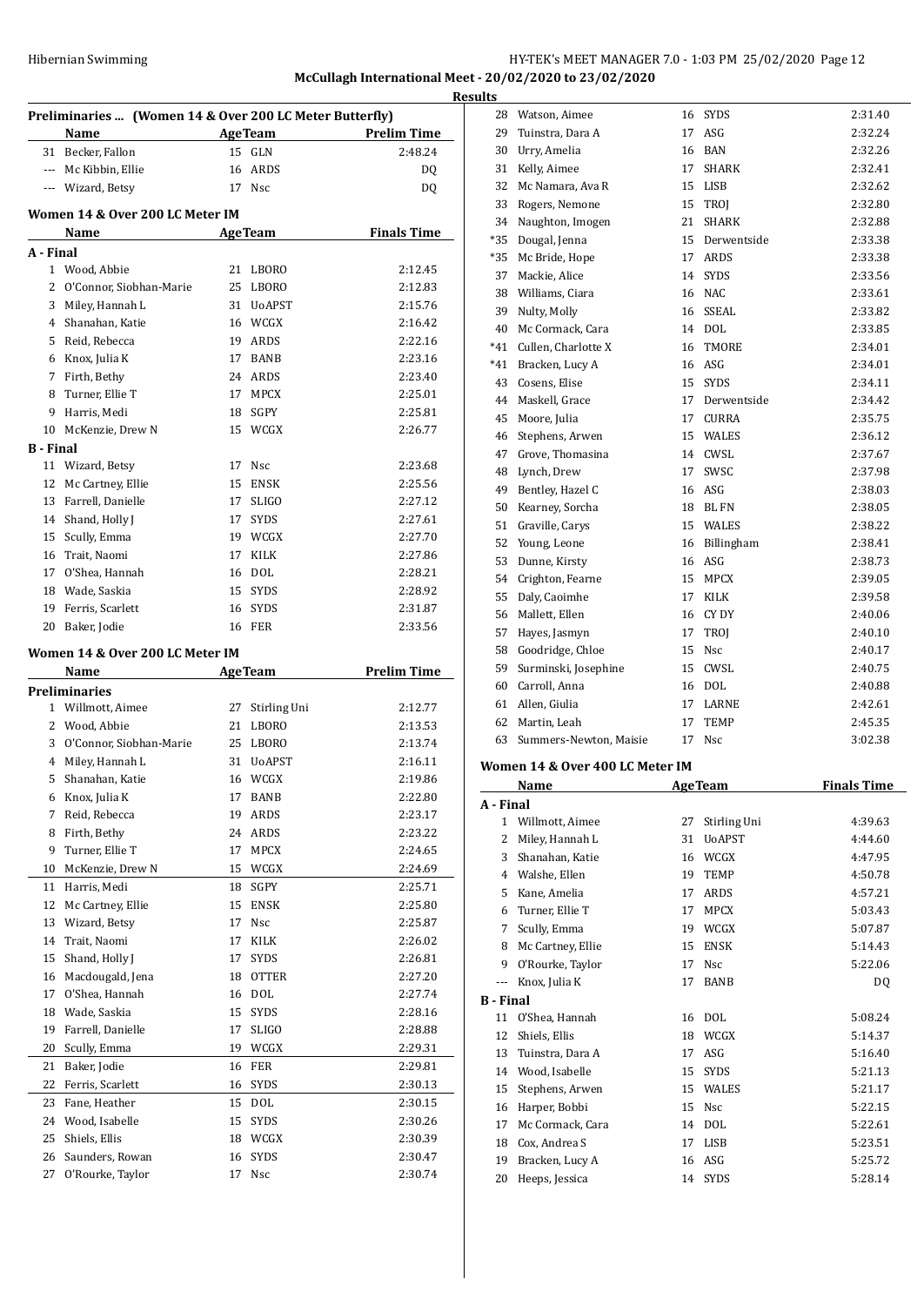**Results**

## Preliminaries ... (Women 14 & Over 200 LC Meter Butterfly)

| | Name | Age | Team | Prelim Time |
|---|---|---|---|---|
| 31 | Becker, Fallon | 15 | GLN | 2:48.24 |
| --- | Mc Kibbin, Ellie | 16 | ARDS | DQ |
| --- | Wizard, Betsy | 17 | Nsc | DQ |

## Women 14 & Over 200 LC Meter IM

| | Name | Age | Team | Finals Time |
|---|---|---|---|---|
| **A - Final** | | | | |
| 1 | Wood, Abbie | 21 | LBORO | 2:12.45 |
| 2 | O'Connor, Siobhan-Marie | 25 | LBORO | 2:12.83 |
| 3 | Miley, Hannah L | 31 | UoAPST | 2:15.76 |
| 4 | Shanahan, Katie | 16 | WCGX | 2:16.42 |
| 5 | Reid, Rebecca | 19 | ARDS | 2:22.16 |
| 6 | Knox, Julia K | 17 | BANB | 2:23.16 |
| 7 | Firth, Bethy | 24 | ARDS | 2:23.40 |
| 8 | Turner, Ellie T | 17 | MPCX | 2:25.01 |
| 9 | Harris, Medi | 18 | SGPY | 2:25.81 |
| 10 | McKenzie, Drew N | 15 | WCGX | 2:26.77 |
| **B - Final** | | | | |
| 11 | Wizard, Betsy | 17 | Nsc | 2:23.68 |
| 12 | Mc Cartney, Ellie | 15 | ENSK | 2:25.56 |
| 13 | Farrell, Danielle | 17 | SLIGO | 2:27.12 |
| 14 | Shand, Holly J | 17 | SYDS | 2:27.61 |
| 15 | Scully, Emma | 19 | WCGX | 2:27.70 |
| 16 | Trait, Naomi | 17 | KILK | 2:27.86 |
| 17 | O'Shea, Hannah | 16 | DOL | 2:28.21 |
| 18 | Wade, Saskia | 15 | SYDS | 2:28.92 |
| 19 | Ferris, Scarlett | 16 | SYDS | 2:31.87 |
| 20 | Baker, Jodie | 16 | FER | 2:33.56 |

## Women 14 & Over 200 LC Meter IM

| | Name | Age | Team | Prelim Time |
|---|---|---|---|---|
| **Preliminaries** | | | | |
| 1 | Willmott, Aimee | 27 | Stirling Uni | 2:12.77 |
| 2 | Wood, Abbie | 21 | LBORO | 2:13.53 |
| 3 | O'Connor, Siobhan-Marie | 25 | LBORO | 2:13.74 |
| 4 | Miley, Hannah L | 31 | UoAPST | 2:16.11 |
| 5 | Shanahan, Katie | 16 | WCGX | 2:19.86 |
| 6 | Knox, Julia K | 17 | BANB | 2:22.80 |
| 7 | Reid, Rebecca | 19 | ARDS | 2:23.17 |
| 8 | Firth, Bethy | 24 | ARDS | 2:23.22 |
| 9 | Turner, Ellie T | 17 | MPCX | 2:24.65 |
| 10 | McKenzie, Drew N | 15 | WCGX | 2:24.69 |
| 11 | Harris, Medi | 18 | SGPY | 2:25.71 |
| 12 | Mc Cartney, Ellie | 15 | ENSK | 2:25.80 |
| 13 | Wizard, Betsy | 17 | Nsc | 2:25.87 |
| 14 | Trait, Naomi | 17 | KILK | 2:26.02 |
| 15 | Shand, Holly J | 17 | SYDS | 2:26.81 |
| 16 | Macdougald, Jena | 18 | OTTER | 2:27.20 |
| 17 | O'Shea, Hannah | 16 | DOL | 2:27.74 |
| 18 | Wade, Saskia | 15 | SYDS | 2:28.16 |
| 19 | Farrell, Danielle | 17 | SLIGO | 2:28.88 |
| 20 | Scully, Emma | 19 | WCGX | 2:29.31 |
| 21 | Baker, Jodie | 16 | FER | 2:29.81 |
| 22 | Ferris, Scarlett | 16 | SYDS | 2:30.13 |
| 23 | Fane, Heather | 15 | DOL | 2:30.15 |
| 24 | Wood, Isabelle | 15 | SYDS | 2:30.26 |
| 25 | Shiels, Ellis | 18 | WCGX | 2:30.39 |
| 26 | Saunders, Rowan | 16 | SYDS | 2:30.47 |
| 27 | O'Rourke, Taylor | 17 | Nsc | 2:30.74 |
| 28 | Watson, Aimee | 16 | SYDS | 2:31.40 |
| 29 | Tuinstra, Dara A | 17 | ASG | 2:32.24 |
| 30 | Urry, Amelia | 16 | BAN | 2:32.26 |
| 31 | Kelly, Aimee | 17 | SHARK | 2:32.41 |
| 32 | Mc Namara, Ava R | 15 | LISB | 2:32.62 |
| 33 | Rogers, Nemone | 15 | TROJ | 2:32.80 |
| 34 | Naughton, Imogen | 21 | SHARK | 2:32.88 |
| *35 | Dougal, Jenna | 15 | Derwentside | 2:33.38 |
| *35 | Mc Bride, Hope | 17 | ARDS | 2:33.38 |
| 37 | Mackie, Alice | 14 | SYDS | 2:33.56 |
| 38 | Williams, Ciara | 16 | NAC | 2:33.61 |
| 39 | Nulty, Molly | 16 | SSEAL | 2:33.82 |
| 40 | Mc Cormack, Cara | 14 | DOL | 2:33.85 |
| *41 | Cullen, Charlotte X | 16 | TMORE | 2:34.01 |
| *41 | Bracken, Lucy A | 16 | ASG | 2:34.01 |
| 43 | Cosens, Elise | 15 | SYDS | 2:34.11 |
| 44 | Maskell, Grace | 17 | Derwentside | 2:34.42 |
| 45 | Moore, Julia | 17 | CURRA | 2:35.75 |
| 46 | Stephens, Arwen | 15 | WALES | 2:36.12 |
| 47 | Grove, Thomasina | 14 | CWSL | 2:37.67 |
| 48 | Lynch, Drew | 17 | SWSC | 2:37.98 |
| 49 | Bentley, Hazel C | 16 | ASG | 2:38.03 |
| 50 | Kearney, Sorcha | 18 | BL FN | 2:38.05 |
| 51 | Graville, Carys | 15 | WALES | 2:38.22 |
| 52 | Young, Leone | 16 | Billingham | 2:38.41 |
| 53 | Dunne, Kirsty | 16 | ASG | 2:38.73 |
| 54 | Crighton, Fearne | 15 | MPCX | 2:39.05 |
| 55 | Daly, Caoimhe | 17 | KILK | 2:39.58 |
| 56 | Mallett, Ellen | 16 | CY DY | 2:40.06 |
| 57 | Hayes, Jasmyn | 17 | TROJ | 2:40.10 |
| 58 | Goodridge, Chloe | 15 | Nsc | 2:40.17 |
| 59 | Surminski, Josephine | 15 | CWSL | 2:40.75 |
| 60 | Carroll, Anna | 16 | DOL | 2:40.88 |
| 61 | Allen, Giulia | 17 | LARNE | 2:42.61 |
| 62 | Martin, Leah | 17 | TEMP | 2:45.35 |
| 63 | Summers-Newton, Maisie | 17 | Nsc | 3:02.38 |

## Women 14 & Over 400 LC Meter IM

| | Name | Age | Team | Finals Time |
|---|---|---|---|---|
| **A - Final** | | | | |
| 1 | Willmott, Aimee | 27 | Stirling Uni | 4:39.63 |
| 2 | Miley, Hannah L | 31 | UoAPST | 4:44.60 |
| 3 | Shanahan, Katie | 16 | WCGX | 4:47.95 |
| 4 | Walshe, Ellen | 19 | TEMP | 4:50.78 |
| 5 | Kane, Amelia | 17 | ARDS | 4:57.21 |
| 6 | Turner, Ellie T | 17 | MPCX | 5:03.43 |
| 7 | Scully, Emma | 19 | WCGX | 5:07.87 |
| 8 | Mc Cartney, Ellie | 15 | ENSK | 5:14.43 |
| 9 | O'Rourke, Taylor | 17 | Nsc | 5:22.06 |
| --- | Knox, Julia K | 17 | BANB | DQ |
| **B - Final** | | | | |
| 11 | O'Shea, Hannah | 16 | DOL | 5:08.24 |
| 12 | Shiels, Ellis | 18 | WCGX | 5:14.37 |
| 13 | Tuinstra, Dara A | 17 | ASG | 5:16.40 |
| 14 | Wood, Isabelle | 15 | SYDS | 5:21.13 |
| 15 | Stephens, Arwen | 15 | WALES | 5:21.17 |
| 16 | Harper, Bobbi | 15 | Nsc | 5:22.15 |
| 17 | Mc Cormack, Cara | 14 | DOL | 5:22.61 |
| 18 | Cox, Andrea S | 17 | LISB | 5:23.51 |
| 19 | Bracken, Lucy A | 16 | ASG | 5:25.72 |
| 20 | Heeps, Jessica | 14 | SYDS | 5:28.14 |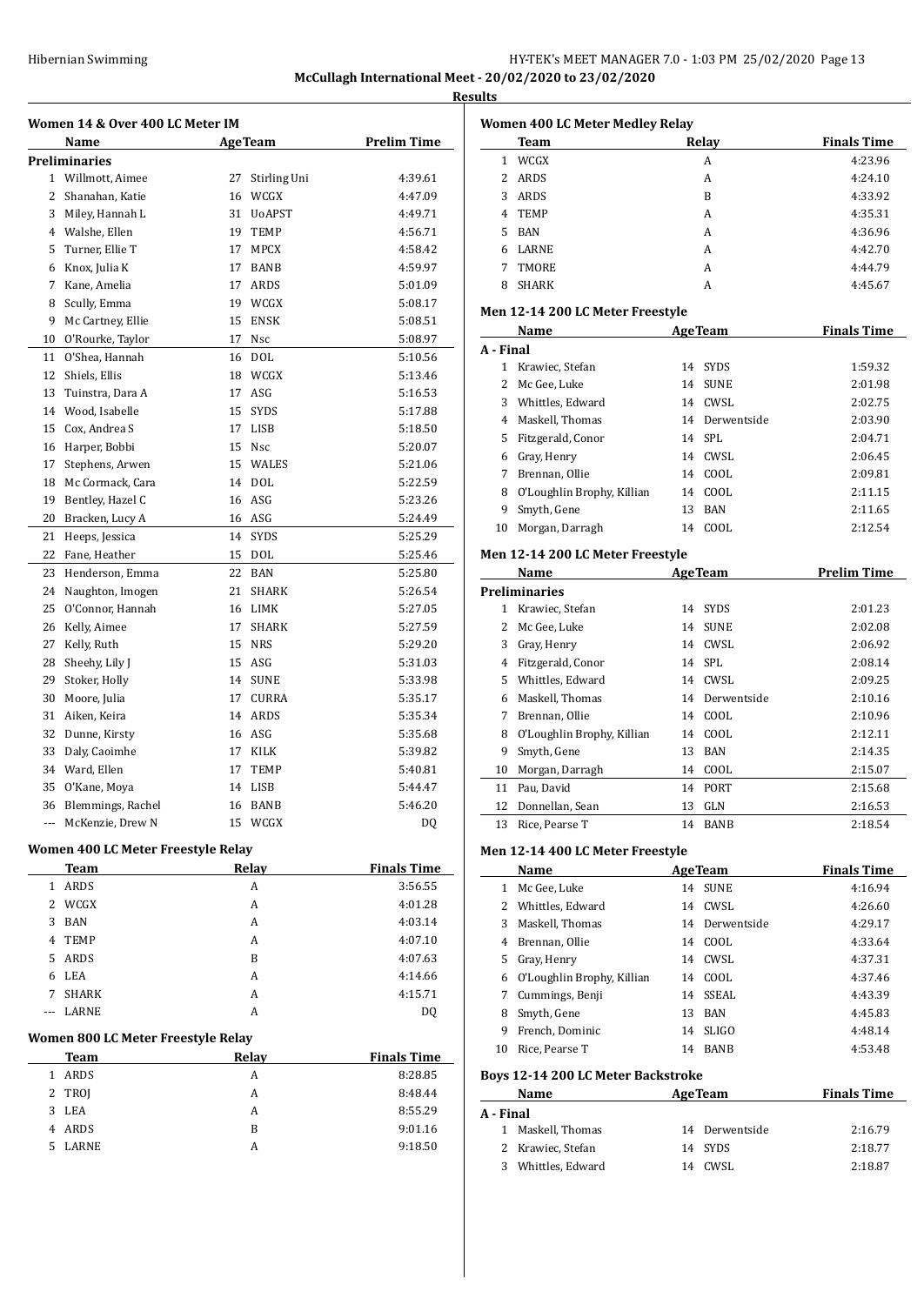**McCullagh International Meet - 20/02/2020 to 23/02/2020**

**Results**

### Women 14 & Over 400 LC Meter IM

| | Name | Age | Team | Prelim Time |
|---|---|---|---|---|
| **Preliminaries** | | | | |
| 1 | Willmott, Aimee | 27 | Stirling Uni | 4:39.61 |
| 2 | Shanahan, Katie | 16 | WCGX | 4:47.09 |
| 3 | Miley, Hannah L | 31 | UoAPST | 4:49.71 |
| 4 | Walshe, Ellen | 19 | TEMP | 4:56.71 |
| 5 | Turner, Ellie T | 17 | MPCX | 4:58.42 |
| 6 | Knox, Julia K | 17 | BANB | 4:59.97 |
| 7 | Kane, Amelia | 17 | ARDS | 5:01.09 |
| 8 | Scully, Emma | 19 | WCGX | 5:08.17 |
| 9 | Mc Cartney, Ellie | 15 | ENSK | 5:08.51 |
| 10 | O'Rourke, Taylor | 17 | Nsc | 5:08.97 |
| 11 | O'Shea, Hannah | 16 | DOL | 5:10.56 |
| 12 | Shiels, Ellis | 18 | WCGX | 5:13.46 |
| 13 | Tuinstra, Dara A | 17 | ASG | 5:16.53 |
| 14 | Wood, Isabelle | 15 | SYDS | 5:17.88 |
| 15 | Cox, Andrea S | 17 | LISB | 5:18.50 |
| 16 | Harper, Bobbi | 15 | Nsc | 5:20.07 |
| 17 | Stephens, Arwen | 15 | WALES | 5:21.06 |
| 18 | Mc Cormack, Cara | 14 | DOL | 5:22.59 |
| 19 | Bentley, Hazel C | 16 | ASG | 5:23.26 |
| 20 | Bracken, Lucy A | 16 | ASG | 5:24.49 |
| 21 | Heeps, Jessica | 14 | SYDS | 5:25.29 |
| 22 | Fane, Heather | 15 | DOL | 5:25.46 |
| 23 | Henderson, Emma | 22 | BAN | 5:25.80 |
| 24 | Naughton, Imogen | 21 | SHARK | 5:26.54 |
| 25 | O'Connor, Hannah | 16 | LIMK | 5:27.05 |
| 26 | Kelly, Aimee | 17 | SHARK | 5:27.59 |
| 27 | Kelly, Ruth | 15 | NRS | 5:29.20 |
| 28 | Sheehy, Lily J | 15 | ASG | 5:31.03 |
| 29 | Stoker, Holly | 14 | SUNE | 5:33.98 |
| 30 | Moore, Julia | 17 | CURRA | 5:35.17 |
| 31 | Aiken, Keira | 14 | ARDS | 5:35.34 |
| 32 | Dunne, Kirsty | 16 | ASG | 5:35.68 |
| 33 | Daly, Caoimhe | 17 | KILK | 5:39.82 |
| 34 | Ward, Ellen | 17 | TEMP | 5:40.81 |
| 35 | O'Kane, Moya | 14 | LISB | 5:44.47 |
| 36 | Blemmings, Rachel | 16 | BANB | 5:46.20 |
| --- | McKenzie, Drew N | 15 | WCGX | DQ |

### Women 400 LC Meter Freestyle Relay

| | Team | Relay | Finals Time |
|---|---|---|---|
| 1 | ARDS | A | 3:56.55 |
| 2 | WCGX | A | 4:01.28 |
| 3 | BAN | A | 4:03.14 |
| 4 | TEMP | A | 4:07.10 |
| 5 | ARDS | B | 4:07.63 |
| 6 | LEA | A | 4:14.66 |
| 7 | SHARK | A | 4:15.71 |
| --- | LARNE | A | DQ |

### Women 800 LC Meter Freestyle Relay

| | Team | Relay | Finals Time |
|---|---|---|---|
| 1 | ARDS | A | 8:28.85 |
| 2 | TROJ | A | 8:48.44 |
| 3 | LEA | A | 8:55.29 |
| 4 | ARDS | B | 9:01.16 |
| 5 | LARNE | A | 9:18.50 |

### Women 400 LC Meter Medley Relay

| | Team | Relay | Finals Time |
|---|---|---|---|
| 1 | WCGX | A | 4:23.96 |
| 2 | ARDS | A | 4:24.10 |
| 3 | ARDS | B | 4:33.92 |
| 4 | TEMP | A | 4:35.31 |
| 5 | BAN | A | 4:36.96 |
| 6 | LARNE | A | 4:42.70 |
| 7 | TMORE | A | 4:44.79 |
| 8 | SHARK | A | 4:45.67 |

### Men 12-14 200 LC Meter Freestyle

| | Name | Age | Team | Finals Time |
|---|---|---|---|---|
| **A - Final** | | | | |
| 1 | Krawiec, Stefan | 14 | SYDS | 1:59.32 |
| 2 | Mc Gee, Luke | 14 | SUNE | 2:01.98 |
| 3 | Whittles, Edward | 14 | CWSL | 2:02.75 |
| 4 | Maskell, Thomas | 14 | Derwentside | 2:03.90 |
| 5 | Fitzgerald, Conor | 14 | SPL | 2:04.71 |
| 6 | Gray, Henry | 14 | CWSL | 2:06.45 |
| 7 | Brennan, Ollie | 14 | COOL | 2:09.81 |
| 8 | O'Loughlin Brophy, Killian | 14 | COOL | 2:11.15 |
| 9 | Smyth, Gene | 13 | BAN | 2:11.65 |
| 10 | Morgan, Darragh | 14 | COOL | 2:12.54 |

### Men 12-14 200 LC Meter Freestyle

| | Name | Age | Team | Prelim Time |
|---|---|---|---|---|
| **Preliminaries** | | | | |
| 1 | Krawiec, Stefan | 14 | SYDS | 2:01.23 |
| 2 | Mc Gee, Luke | 14 | SUNE | 2:02.08 |
| 3 | Gray, Henry | 14 | CWSL | 2:06.92 |
| 4 | Fitzgerald, Conor | 14 | SPL | 2:08.14 |
| 5 | Whittles, Edward | 14 | CWSL | 2:09.25 |
| 6 | Maskell, Thomas | 14 | Derwentside | 2:10.16 |
| 7 | Brennan, Ollie | 14 | COOL | 2:10.96 |
| 8 | O'Loughlin Brophy, Killian | 14 | COOL | 2:12.11 |
| 9 | Smyth, Gene | 13 | BAN | 2:14.35 |
| 10 | Morgan, Darragh | 14 | COOL | 2:15.07 |
| 11 | Pau, David | 14 | PORT | 2:15.68 |
| 12 | Donnellan, Sean | 13 | GLN | 2:16.53 |
| 13 | Rice, Pearse T | 14 | BANB | 2:18.54 |

### Men 12-14 400 LC Meter Freestyle

| | Name | Age | Team | Finals Time |
|---|---|---|---|---|
| 1 | Mc Gee, Luke | 14 | SUNE | 4:16.94 |
| 2 | Whittles, Edward | 14 | CWSL | 4:26.60 |
| 3 | Maskell, Thomas | 14 | Derwentside | 4:29.17 |
| 4 | Brennan, Ollie | 14 | COOL | 4:33.64 |
| 5 | Gray, Henry | 14 | CWSL | 4:37.31 |
| 6 | O'Loughlin Brophy, Killian | 14 | COOL | 4:37.46 |
| 7 | Cummings, Benji | 14 | SSEAL | 4:43.39 |
| 8 | Smyth, Gene | 13 | BAN | 4:45.83 |
| 9 | French, Dominic | 14 | SLIGO | 4:48.14 |
| 10 | Rice, Pearse T | 14 | BANB | 4:53.48 |

### Boys 12-14 200 LC Meter Backstroke

| | Name | Age | Team | Finals Time |
|---|---|---|---|---|
| **A - Final** | | | | |
| 1 | Maskell, Thomas | 14 | Derwentside | 2:16.79 |
| 2 | Krawiec, Stefan | 14 | SYDS | 2:18.77 |
| 3 | Whittles, Edward | 14 | CWSL | 2:18.87 |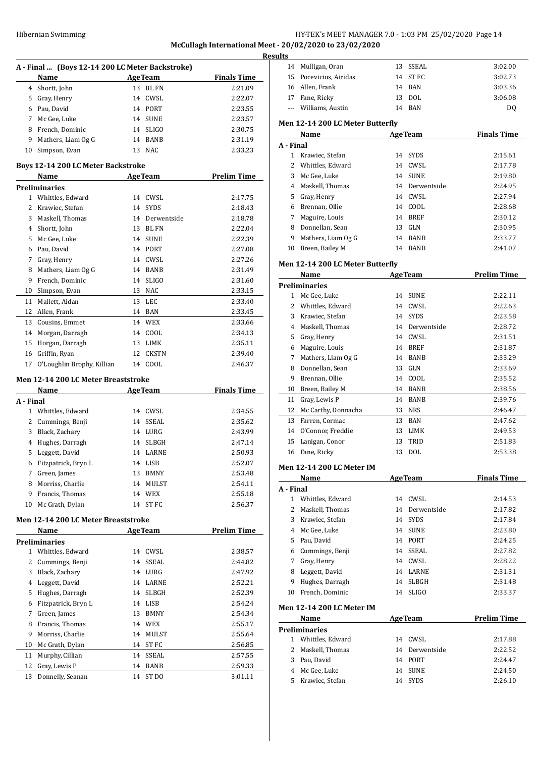## McCullagh International Meet - 20/02/2020 to 23/02/2020

### Results

### A - Final ... (Boys 12-14 200 LC Meter Backstroke)

| | Name | Age | Team | Finals Time |
|---|---|---|---|---|
| 4 | Shortt, John | 13 | BL FN | 2:21.09 |
| 5 | Gray, Henry | 14 | CWSL | 2:22.07 |
| 6 | Pau, David | 14 | PORT | 2:23.55 |
| 7 | Mc Gee, Luke | 14 | SUNE | 2:23.57 |
| 8 | French, Dominic | 14 | SLIGO | 2:30.75 |
| 9 | Mathers, Liam Og G | 14 | BANB | 2:31.19 |
| 10 | Simpson, Evan | 13 | NAC | 2:33.23 |

### Boys 12-14 200 LC Meter Backstroke

| | Name | Age | Team | Prelim Time |
|---|---|---|---|---|
| **Preliminaries** | | | | |
| 1 | Whittles, Edward | 14 | CWSL | 2:17.75 |
| 2 | Krawiec, Stefan | 14 | SYDS | 2:18.43 |
| 3 | Maskell, Thomas | 14 | Derwentside | 2:18.78 |
| 4 | Shortt, John | 13 | BL FN | 2:22.04 |
| 5 | Mc Gee, Luke | 14 | SUNE | 2:22.39 |
| 6 | Pau, David | 14 | PORT | 2:27.08 |
| 7 | Gray, Henry | 14 | CWSL | 2:27.26 |
| 8 | Mathers, Liam Og G | 14 | BANB | 2:31.49 |
| 9 | French, Dominic | 14 | SLIGO | 2:31.60 |
| 10 | Simpson, Evan | 13 | NAC | 2:33.15 |
| 11 | Mallett, Aidan | 13 | LEC | 2:33.40 |
| 12 | Allen, Frank | 14 | BAN | 2:33.45 |
| 13 | Cousins, Emmet | 14 | WEX | 2:33.66 |
| 14 | Morgan, Darragh | 14 | COOL | 2:34.13 |
| 15 | Horgan, Darragh | 13 | LIMK | 2:35.11 |
| 16 | Griffin, Ryan | 12 | CKSTN | 2:39.40 |
| 17 | O'Loughlin Brophy, Killian | 14 | COOL | 2:46.37 |

### Men 12-14 200 LC Meter Breaststroke

| | Name | Age | Team | Finals Time |
|---|---|---|---|---|
| **A - Final** | | | | |
| 1 | Whittles, Edward | 14 | CWSL | 2:34.55 |
| 2 | Cummings, Benji | 14 | SSEAL | 2:35.62 |
| 3 | Black, Zachary | 14 | LURG | 2:43.99 |
| 4 | Hughes, Darragh | 14 | SLBGH | 2:47.14 |
| 5 | Leggett, David | 14 | LARNE | 2:50.93 |
| 6 | Fitzpatrick, Bryn L | 14 | LISB | 2:52.07 |
| 7 | Green, James | 13 | BMNY | 2:53.48 |
| 8 | Morriss, Charlie | 14 | MULST | 2:54.11 |
| 9 | Francis, Thomas | 14 | WEX | 2:55.18 |
| 10 | Mc Grath, Dylan | 14 | ST FC | 2:56.37 |

### Men 12-14 200 LC Meter Breaststroke

| | Name | Age | Team | Prelim Time |
|---|---|---|---|---|
| **Preliminaries** | | | | |
| 1 | Whittles, Edward | 14 | CWSL | 2:38.57 |
| 2 | Cummings, Benji | 14 | SSEAL | 2:44.82 |
| 3 | Black, Zachary | 14 | LURG | 2:47.92 |
| 4 | Leggett, David | 14 | LARNE | 2:52.21 |
| 5 | Hughes, Darragh | 14 | SLBGH | 2:52.39 |
| 6 | Fitzpatrick, Bryn L | 14 | LISB | 2:54.24 |
| 7 | Green, James | 13 | BMNY | 2:54.34 |
| 8 | Francis, Thomas | 14 | WEX | 2:55.17 |
| 9 | Morriss, Charlie | 14 | MULST | 2:55.64 |
| 10 | Mc Grath, Dylan | 14 | ST FC | 2:56.85 |
| 11 | Murphy, Cillian | 14 | SSEAL | 2:57.55 |
| 12 | Gray, Lewis P | 14 | BANB | 2:59.33 |
| 13 | Donnelly, Seanan | 14 | ST DO | 3:01.11 |
| 14 | Mulligan, Oran | 13 | SSEAL | 3:02.00 |
| 15 | Pocevicius, Airidas | 14 | ST FC | 3:02.73 |
| 16 | Allen, Frank | 14 | BAN | 3:03.36 |
| 17 | Fane, Ricky | 13 | DOL | 3:06.08 |
| --- | Williams, Austin | 14 | BAN | DQ |

### Men 12-14 200 LC Meter Butterfly

| | Name | Age | Team | Finals Time |
|---|---|---|---|---|
| **A - Final** | | | | |
| 1 | Krawiec, Stefan | 14 | SYDS | 2:15.61 |
| 2 | Whittles, Edward | 14 | CWSL | 2:17.78 |
| 3 | Mc Gee, Luke | 14 | SUNE | 2:19.80 |
| 4 | Maskell, Thomas | 14 | Derwentside | 2:24.95 |
| 5 | Gray, Henry | 14 | CWSL | 2:27.94 |
| 6 | Brennan, Ollie | 14 | COOL | 2:28.68 |
| 7 | Maguire, Louis | 14 | BREF | 2:30.12 |
| 8 | Donnellan, Sean | 13 | GLN | 2:30.95 |
| 9 | Mathers, Liam Og G | 14 | BANB | 2:33.77 |
| 10 | Breen, Bailey M | 14 | BANB | 2:41.07 |

### Men 12-14 200 LC Meter Butterfly

| | Name | Age | Team | Prelim Time |
|---|---|---|---|---|
| **Preliminaries** | | | | |
| 1 | Mc Gee, Luke | 14 | SUNE | 2:22.11 |
| 2 | Whittles, Edward | 14 | CWSL | 2:22.63 |
| 3 | Krawiec, Stefan | 14 | SYDS | 2:23.58 |
| 4 | Maskell, Thomas | 14 | Derwentside | 2:28.72 |
| 5 | Gray, Henry | 14 | CWSL | 2:31.51 |
| 6 | Maguire, Louis | 14 | BREF | 2:31.87 |
| 7 | Mathers, Liam Og G | 14 | BANB | 2:33.29 |
| 8 | Donnellan, Sean | 13 | GLN | 2:33.69 |
| 9 | Brennan, Ollie | 14 | COOL | 2:35.52 |
| 10 | Breen, Bailey M | 14 | BANB | 2:38.56 |
| 11 | Gray, Lewis P | 14 | BANB | 2:39.76 |
| 12 | Mc Carthy, Donnacha | 13 | NRS | 2:46.47 |
| 13 | Farren, Cormac | 13 | BAN | 2:47.62 |
| 14 | O'Connor, Freddie | 13 | LIMK | 2:49.53 |
| 15 | Lanigan, Conor | 13 | TRID | 2:51.83 |
| 16 | Fane, Ricky | 13 | DOL | 2:53.38 |

### Men 12-14 200 LC Meter IM

| | Name | Age | Team | Finals Time |
|---|---|---|---|---|
| **A - Final** | | | | |
| 1 | Whittles, Edward | 14 | CWSL | 2:14.53 |
| 2 | Maskell, Thomas | 14 | Derwentside | 2:17.82 |
| 3 | Krawiec, Stefan | 14 | SYDS | 2:17.84 |
| 4 | Mc Gee, Luke | 14 | SUNE | 2:23.80 |
| 5 | Pau, David | 14 | PORT | 2:24.25 |
| 6 | Cummings, Benji | 14 | SSEAL | 2:27.82 |
| 7 | Gray, Henry | 14 | CWSL | 2:28.22 |
| 8 | Leggett, David | 14 | LARNE | 2:31.31 |
| 9 | Hughes, Darragh | 14 | SLBGH | 2:31.48 |
| 10 | French, Dominic | 14 | SLIGO | 2:33.37 |

### Men 12-14 200 LC Meter IM

| | Name | Age | Team | Prelim Time |
|---|---|---|---|---|
| **Preliminaries** | | | | |
| 1 | Whittles, Edward | 14 | CWSL | 2:17.88 |
| 2 | Maskell, Thomas | 14 | Derwentside | 2:22.52 |
| 3 | Pau, David | 14 | PORT | 2:24.47 |
| 4 | Mc Gee, Luke | 14 | SUNE | 2:24.50 |
| 5 | Krawiec, Stefan | 14 | SYDS | 2:26.10 |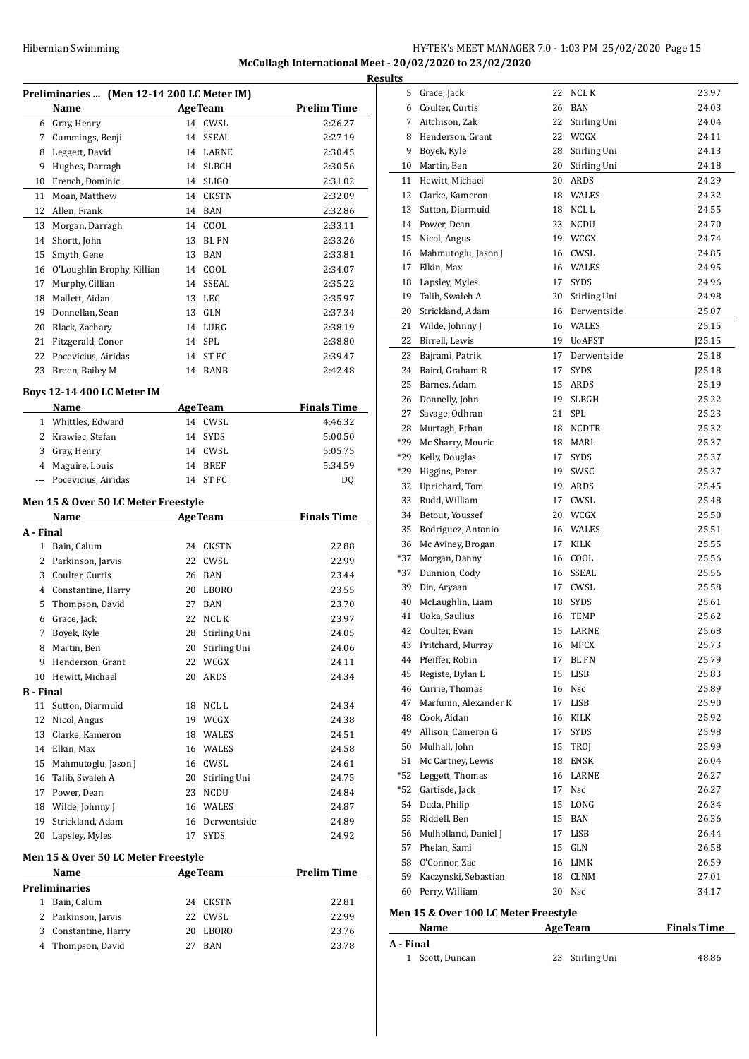McCullagh International Meet - 20/02/2020 to 23/02/2020

Results

### Preliminaries ... (Men 12-14 200 LC Meter IM)

| | Name | Age | Team | Prelim Time |
|---|---|---|---|---|
| 6 | Gray, Henry | 14 | CWSL | 2:26.27 |
| 7 | Cummings, Benji | 14 | SSEAL | 2:27.19 |
| 8 | Leggett, David | 14 | LARNE | 2:30.45 |
| 9 | Hughes, Darragh | 14 | SLBGH | 2:30.56 |
| 10 | French, Dominic | 14 | SLIGO | 2:31.02 |
| 11 | Moan, Matthew | 14 | CKSTN | 2:32.09 |
| 12 | Allen, Frank | 14 | BAN | 2:32.86 |
| 13 | Morgan, Darragh | 14 | COOL | 2:33.11 |
| 14 | Shortt, John | 13 | BL FN | 2:33.26 |
| 15 | Smyth, Gene | 13 | BAN | 2:33.81 |
| 16 | O'Loughlin Brophy, Killian | 14 | COOL | 2:34.07 |
| 17 | Murphy, Cillian | 14 | SSEAL | 2:35.22 |
| 18 | Mallett, Aidan | 13 | LEC | 2:35.97 |
| 19 | Donnellan, Sean | 13 | GLN | 2:37.34 |
| 20 | Black, Zachary | 14 | LURG | 2:38.19 |
| 21 | Fitzgerald, Conor | 14 | SPL | 2:38.80 |
| 22 | Pocevicius, Airidas | 14 | ST FC | 2:39.47 |
| 23 | Breen, Bailey M | 14 | BANB | 2:42.48 |

### Boys 12-14 400 LC Meter IM

| | Name | Age | Team | Finals Time |
|---|---|---|---|---|
| 1 | Whittles, Edward | 14 | CWSL | 4:46.32 |
| 2 | Krawiec, Stefan | 14 | SYDS | 5:00.50 |
| 3 | Gray, Henry | 14 | CWSL | 5:05.75 |
| 4 | Maguire, Louis | 14 | BREF | 5:34.59 |
| --- | Pocevicius, Airidas | 14 | ST FC | DQ |

### Men 15 & Over 50 LC Meter Freestyle

| | Name | Age | Team | Finals Time |
|---|---|---|---|---|
| **A - Final** | | | | |
| 1 | Bain, Calum | 24 | CKSTN | 22.88 |
| 2 | Parkinson, Jarvis | 22 | CWSL | 22.99 |
| 3 | Coulter, Curtis | 26 | BAN | 23.44 |
| 4 | Constantine, Harry | 20 | LBORO | 23.55 |
| 5 | Thompson, David | 27 | BAN | 23.70 |
| 6 | Grace, Jack | 22 | NCL K | 23.97 |
| 7 | Boyek, Kyle | 28 | Stirling Uni | 24.05 |
| 8 | Martin, Ben | 20 | Stirling Uni | 24.06 |
| 9 | Henderson, Grant | 22 | WCGX | 24.11 |
| 10 | Hewitt, Michael | 20 | ARDS | 24.34 |
| **B - Final** | | | | |
| 11 | Sutton, Diarmuid | 18 | NCL L | 24.34 |
| 12 | Nicol, Angus | 19 | WCGX | 24.38 |
| 13 | Clarke, Kameron | 18 | WALES | 24.51 |
| 14 | Elkin, Max | 16 | WALES | 24.58 |
| 15 | Mahmutoglu, Jason J | 16 | CWSL | 24.61 |
| 16 | Talib, Swaleh A | 20 | Stirling Uni | 24.75 |
| 17 | Power, Dean | 23 | NCDU | 24.84 |
| 18 | Wilde, Johnny J | 16 | WALES | 24.87 |
| 19 | Strickland, Adam | 16 | Derwentside | 24.89 |
| 20 | Lapsley, Myles | 17 | SYDS | 24.92 |

### Men 15 & Over 50 LC Meter Freestyle

| | Name | Age | Team | Prelim Time |
|---|---|---|---|---|
| **Preliminaries** | | | | |
| 1 | Bain, Calum | 24 | CKSTN | 22.81 |
| 2 | Parkinson, Jarvis | 22 | CWSL | 22.99 |
| 3 | Constantine, Harry | 20 | LBORO | 23.76 |
| 4 | Thompson, David | 27 | BAN | 23.78 |
| 5 | Grace, Jack | 22 | NCL K | 23.97 |
| 6 | Coulter, Curtis | 26 | BAN | 24.03 |
| 7 | Aitchison, Zak | 22 | Stirling Uni | 24.04 |
| 8 | Henderson, Grant | 22 | WCGX | 24.11 |
| 9 | Boyek, Kyle | 28 | Stirling Uni | 24.13 |
| 10 | Martin, Ben | 20 | Stirling Uni | 24.18 |
| 11 | Hewitt, Michael | 20 | ARDS | 24.29 |
| 12 | Clarke, Kameron | 18 | WALES | 24.32 |
| 13 | Sutton, Diarmuid | 18 | NCL L | 24.55 |
| 14 | Power, Dean | 23 | NCDU | 24.70 |
| 15 | Nicol, Angus | 19 | WCGX | 24.74 |
| 16 | Mahmutoglu, Jason J | 16 | CWSL | 24.85 |
| 17 | Elkin, Max | 16 | WALES | 24.95 |
| 18 | Lapsley, Myles | 17 | SYDS | 24.96 |
| 19 | Talib, Swaleh A | 20 | Stirling Uni | 24.98 |
| 20 | Strickland, Adam | 16 | Derwentside | 25.07 |
| 21 | Wilde, Johnny J | 16 | WALES | 25.15 |
| 22 | Birrell, Lewis | 19 | UoAPST | J25.15 |
| 23 | Bajrami, Patrik | 17 | Derwentside | 25.18 |
| 24 | Baird, Graham R | 17 | SYDS | J25.18 |
| 25 | Barnes, Adam | 15 | ARDS | 25.19 |
| 26 | Donnelly, John | 19 | SLBGH | 25.22 |
| 27 | Savage, Odhran | 21 | SPL | 25.23 |
| 28 | Murtagh, Ethan | 18 | NCDTR | 25.32 |
| *29 | Mc Sharry, Mouric | 18 | MARL | 25.37 |
| *29 | Kelly, Douglas | 17 | SYDS | 25.37 |
| *29 | Higgins, Peter | 19 | SWSC | 25.37 |
| 32 | Uprichard, Tom | 19 | ARDS | 25.45 |
| 33 | Rudd, William | 17 | CWSL | 25.48 |
| 34 | Betout, Youssef | 20 | WCGX | 25.50 |
| 35 | Rodriguez, Antonio | 16 | WALES | 25.51 |
| 36 | Mc Aviney, Brogan | 17 | KILK | 25.55 |
| *37 | Morgan, Danny | 16 | COOL | 25.56 |
| *37 | Dunnion, Cody | 16 | SSEAL | 25.56 |
| 39 | Din, Aryaan | 17 | CWSL | 25.58 |
| 40 | McLaughlin, Liam | 18 | SYDS | 25.61 |
| 41 | Uoka, Saulius | 16 | TEMP | 25.62 |
| 42 | Coulter, Evan | 15 | LARNE | 25.68 |
| 43 | Pritchard, Murray | 16 | MPCX | 25.73 |
| 44 | Pfeiffer, Robin | 17 | BL FN | 25.79 |
| 45 | Registe, Dylan L | 15 | LISB | 25.83 |
| 46 | Currie, Thomas | 16 | Nsc | 25.89 |
| 47 | Marfunin, Alexander K | 17 | LISB | 25.90 |
| 48 | Cook, Aidan | 16 | KILK | 25.92 |
| 49 | Allison, Cameron G | 17 | SYDS | 25.98 |
| 50 | Mulhall, John | 15 | TROJ | 25.99 |
| 51 | Mc Cartney, Lewis | 18 | ENSK | 26.04 |
| *52 | Leggett, Thomas | 16 | LARNE | 26.27 |
| *52 | Gartisde, Jack | 17 | Nsc | 26.27 |
| 54 | Duda, Philip | 15 | LONG | 26.34 |
| 55 | Riddell, Ben | 15 | BAN | 26.36 |
| 56 | Mulholland, Daniel J | 17 | LISB | 26.44 |
| 57 | Phelan, Sami | 15 | GLN | 26.58 |
| 58 | O'Connor, Zac | 16 | LIMK | 26.59 |
| 59 | Kaczynski, Sebastian | 18 | CLNM | 27.01 |
| 60 | Perry, William | 20 | Nsc | 34.17 |

### Men 15 & Over 100 LC Meter Freestyle

| | Name | Age | Team | Finals Time |
|---|---|---|---|---|
| **A - Final** | | | | |
| 1 | Scott, Duncan | 23 | Stirling Uni | 48.86 |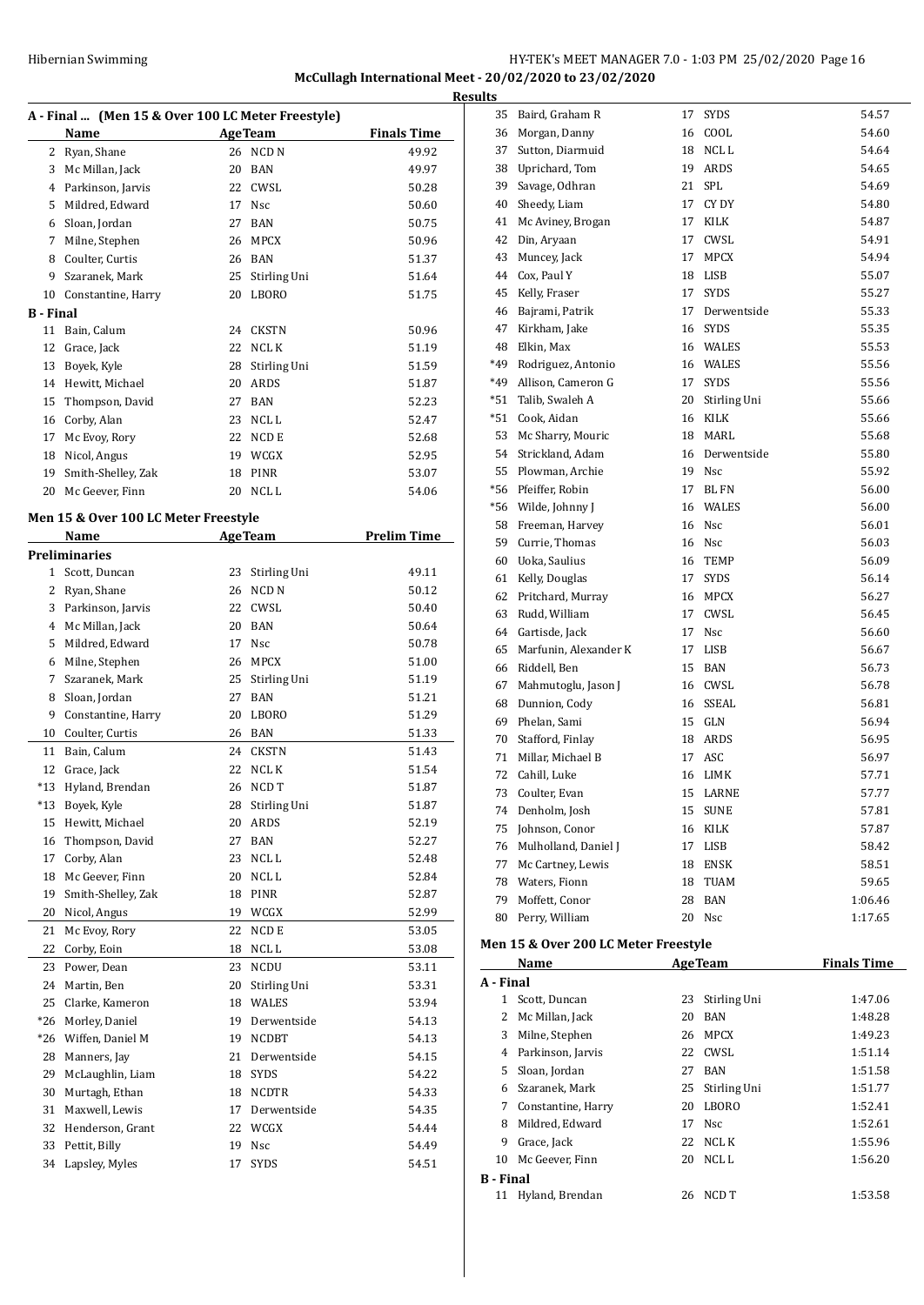McCullagh International Meet - 20/02/2020 to 23/02/2020

Results

### A - Final ... (Men 15 & Over 100 LC Meter Freestyle)

| | Name | Age | Team | Finals Time |
|---|---|---|---|---|
| 2 | Ryan, Shane | 26 | NCD N | 49.92 |
| 3 | Mc Millan, Jack | 20 | BAN | 49.97 |
| 4 | Parkinson, Jarvis | 22 | CWSL | 50.28 |
| 5 | Mildred, Edward | 17 | Nsc | 50.60 |
| 6 | Sloan, Jordan | 27 | BAN | 50.75 |
| 7 | Milne, Stephen | 26 | MPCX | 50.96 |
| 8 | Coulter, Curtis | 26 | BAN | 51.37 |
| 9 | Szaranek, Mark | 25 | Stirling Uni | 51.64 |
| 10 | Constantine, Harry | 20 | LBORO | 51.75 |
| **B - Final** | | | | |
| 11 | Bain, Calum | 24 | CKSTN | 50.96 |
| 12 | Grace, Jack | 22 | NCL K | 51.19 |
| 13 | Boyek, Kyle | 28 | Stirling Uni | 51.59 |
| 14 | Hewitt, Michael | 20 | ARDS | 51.87 |
| 15 | Thompson, David | 27 | BAN | 52.23 |
| 16 | Corby, Alan | 23 | NCL L | 52.47 |
| 17 | Mc Evoy, Rory | 22 | NCD E | 52.68 |
| 18 | Nicol, Angus | 19 | WCGX | 52.95 |
| 19 | Smith-Shelley, Zak | 18 | PINR | 53.07 |
| 20 | Mc Geever, Finn | 20 | NCL L | 54.06 |

### Men 15 & Over 100 LC Meter Freestyle

| | Name | Age | Team | Prelim Time |
|---|---|---|---|---|
| **Preliminaries** | | | | |
| 1 | Scott, Duncan | 23 | Stirling Uni | 49.11 |
| 2 | Ryan, Shane | 26 | NCD N | 50.12 |
| 3 | Parkinson, Jarvis | 22 | CWSL | 50.40 |
| 4 | Mc Millan, Jack | 20 | BAN | 50.64 |
| 5 | Mildred, Edward | 17 | Nsc | 50.78 |
| 6 | Milne, Stephen | 26 | MPCX | 51.00 |
| 7 | Szaranek, Mark | 25 | Stirling Uni | 51.19 |
| 8 | Sloan, Jordan | 27 | BAN | 51.21 |
| 9 | Constantine, Harry | 20 | LBORO | 51.29 |
| 10 | Coulter, Curtis | 26 | BAN | 51.33 |
| 11 | Bain, Calum | 24 | CKSTN | 51.43 |
| 12 | Grace, Jack | 22 | NCL K | 51.54 |
| *13 | Hyland, Brendan | 26 | NCD T | 51.87 |
| *13 | Boyek, Kyle | 28 | Stirling Uni | 51.87 |
| 15 | Hewitt, Michael | 20 | ARDS | 52.19 |
| 16 | Thompson, David | 27 | BAN | 52.27 |
| 17 | Corby, Alan | 23 | NCL L | 52.48 |
| 18 | Mc Geever, Finn | 20 | NCL L | 52.84 |
| 19 | Smith-Shelley, Zak | 18 | PINR | 52.87 |
| 20 | Nicol, Angus | 19 | WCGX | 52.99 |
| 21 | Mc Evoy, Rory | 22 | NCD E | 53.05 |
| 22 | Corby, Eoin | 18 | NCL L | 53.08 |
| 23 | Power, Dean | 23 | NCDU | 53.11 |
| 24 | Martin, Ben | 20 | Stirling Uni | 53.31 |
| 25 | Clarke, Kameron | 18 | WALES | 53.94 |
| *26 | Morley, Daniel | 19 | Derwentside | 54.13 |
| *26 | Wiffen, Daniel M | 19 | NCDBT | 54.13 |
| 28 | Manners, Jay | 21 | Derwentside | 54.15 |
| 29 | McLaughlin, Liam | 18 | SYDS | 54.22 |
| 30 | Murtagh, Ethan | 18 | NCDTR | 54.33 |
| 31 | Maxwell, Lewis | 17 | Derwentside | 54.35 |
| 32 | Henderson, Grant | 22 | WCGX | 54.44 |
| 33 | Pettit, Billy | 19 | Nsc | 54.49 |
| 34 | Lapsley, Myles | 17 | SYDS | 54.51 |
| 35 | Baird, Graham R | 17 | SYDS | 54.57 |
| 36 | Morgan, Danny | 16 | COOL | 54.60 |
| 37 | Sutton, Diarmuid | 18 | NCL L | 54.64 |
| 38 | Uprichard, Tom | 19 | ARDS | 54.65 |
| 39 | Savage, Odhran | 21 | SPL | 54.69 |
| 40 | Sheedy, Liam | 17 | CY DY | 54.80 |
| 41 | Mc Aviney, Brogan | 17 | KILK | 54.87 |
| 42 | Din, Aryaan | 17 | CWSL | 54.91 |
| 43 | Muncey, Jack | 17 | MPCX | 54.94 |
| 44 | Cox, Paul Y | 18 | LISB | 55.07 |
| 45 | Kelly, Fraser | 17 | SYDS | 55.27 |
| 46 | Bajrami, Patrik | 17 | Derwentside | 55.33 |
| 47 | Kirkham, Jake | 16 | SYDS | 55.35 |
| 48 | Elkin, Max | 16 | WALES | 55.53 |
| *49 | Rodriguez, Antonio | 16 | WALES | 55.56 |
| *49 | Allison, Cameron G | 17 | SYDS | 55.56 |
| *51 | Talib, Swaleh A | 20 | Stirling Uni | 55.66 |
| *51 | Cook, Aidan | 16 | KILK | 55.66 |
| 53 | Mc Sharry, Mouric | 18 | MARL | 55.68 |
| 54 | Strickland, Adam | 16 | Derwentside | 55.80 |
| 55 | Plowman, Archie | 19 | Nsc | 55.92 |
| *56 | Pfeiffer, Robin | 17 | BL FN | 56.00 |
| *56 | Wilde, Johnny J | 16 | WALES | 56.00 |
| 58 | Freeman, Harvey | 16 | Nsc | 56.01 |
| 59 | Currie, Thomas | 16 | Nsc | 56.03 |
| 60 | Uoka, Saulius | 16 | TEMP | 56.09 |
| 61 | Kelly, Douglas | 17 | SYDS | 56.14 |
| 62 | Pritchard, Murray | 16 | MPCX | 56.27 |
| 63 | Rudd, William | 17 | CWSL | 56.45 |
| 64 | Gartisde, Jack | 17 | Nsc | 56.60 |
| 65 | Marfunin, Alexander K | 17 | LISB | 56.67 |
| 66 | Riddell, Ben | 15 | BAN | 56.73 |
| 67 | Mahmutoglu, Jason J | 16 | CWSL | 56.78 |
| 68 | Dunnion, Cody | 16 | SSEAL | 56.81 |
| 69 | Phelan, Sami | 15 | GLN | 56.94 |
| 70 | Stafford, Finlay | 18 | ARDS | 56.95 |
| 71 | Millar, Michael B | 17 | ASC | 56.97 |
| 72 | Cahill, Luke | 16 | LIMK | 57.71 |
| 73 | Coulter, Evan | 15 | LARNE | 57.77 |
| 74 | Denholm, Josh | 15 | SUNE | 57.81 |
| 75 | Johnson, Conor | 16 | KILK | 57.87 |
| 76 | Mulholland, Daniel J | 17 | LISB | 58.42 |
| 77 | Mc Cartney, Lewis | 18 | ENSK | 58.51 |
| 78 | Waters, Fionn | 18 | TUAM | 59.65 |
| 79 | Moffett, Conor | 28 | BAN | 1:06.46 |
| 80 | Perry, William | 20 | Nsc | 1:17.65 |

### Men 15 & Over 200 LC Meter Freestyle

| | Name | Age | Team | Finals Time |
|---|---|---|---|---|
| **A - Final** | | | | |
| 1 | Scott, Duncan | 23 | Stirling Uni | 1:47.06 |
| 2 | Mc Millan, Jack | 20 | BAN | 1:48.28 |
| 3 | Milne, Stephen | 26 | MPCX | 1:49.23 |
| 4 | Parkinson, Jarvis | 22 | CWSL | 1:51.14 |
| 5 | Sloan, Jordan | 27 | BAN | 1:51.58 |
| 6 | Szaranek, Mark | 25 | Stirling Uni | 1:51.77 |
| 7 | Constantine, Harry | 20 | LBORO | 1:52.41 |
| 8 | Mildred, Edward | 17 | Nsc | 1:52.61 |
| 9 | Grace, Jack | 22 | NCL K | 1:55.96 |
| 10 | Mc Geever, Finn | 20 | NCL L | 1:56.20 |
| **B - Final** | | | | |
| 11 | Hyland, Brendan | 26 | NCD T | 1:53.58 |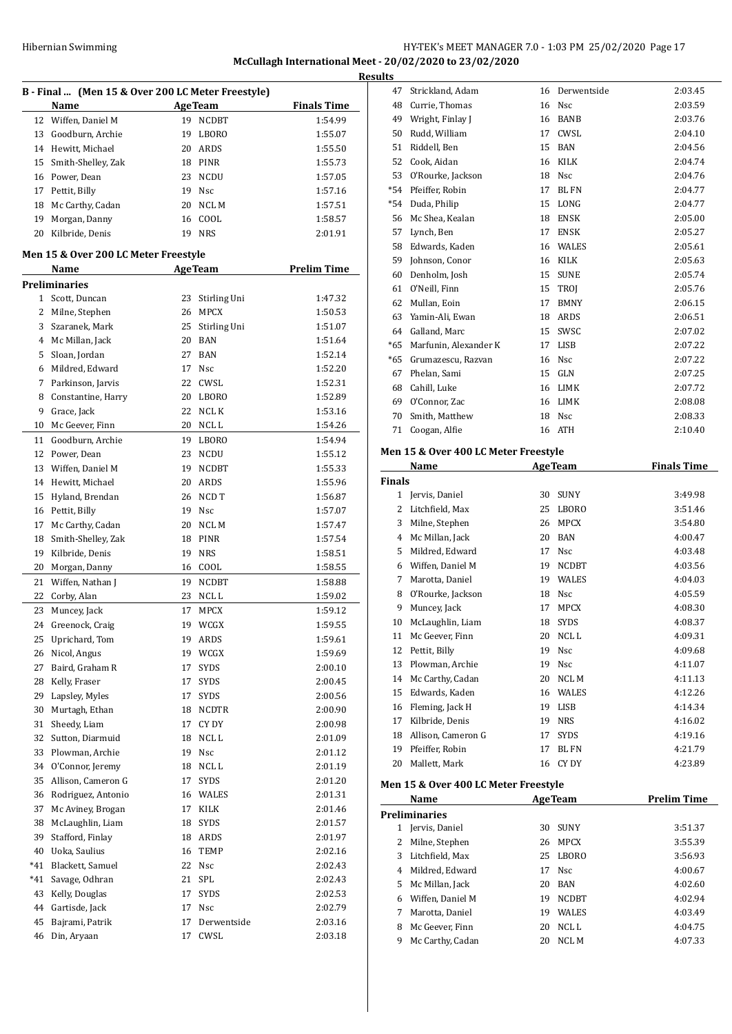**Results**

### B - Final ... (Men 15 & Over 200 LC Meter Freestyle)

| | Name | Age | Team | Finals Time |
|---|---|---|---|---|
| 12 | Wiffen, Daniel M | 19 | NCDBT | 1:54.99 |
| 13 | Goodburn, Archie | 19 | LBORO | 1:55.07 |
| 14 | Hewitt, Michael | 20 | ARDS | 1:55.50 |
| 15 | Smith-Shelley, Zak | 18 | PINR | 1:55.73 |
| 16 | Power, Dean | 23 | NCDU | 1:57.05 |
| 17 | Pettit, Billy | 19 | Nsc | 1:57.16 |
| 18 | Mc Carthy, Cadan | 20 | NCL M | 1:57.51 |
| 19 | Morgan, Danny | 16 | COOL | 1:58.57 |
| 20 | Kilbride, Denis | 19 | NRS | 2:01.91 |

### Men 15 & Over 200 LC Meter Freestyle

| | Name | Age | Team | Prelim Time |
|---|---|---|---|---|
| **Preliminaries** | | | | |
| 1 | Scott, Duncan | 23 | Stirling Uni | 1:47.32 |
| 2 | Milne, Stephen | 26 | MPCX | 1:50.53 |
| 3 | Szaranek, Mark | 25 | Stirling Uni | 1:51.07 |
| 4 | Mc Millan, Jack | 20 | BAN | 1:51.64 |
| 5 | Sloan, Jordan | 27 | BAN | 1:52.14 |
| 6 | Mildred, Edward | 17 | Nsc | 1:52.20 |
| 7 | Parkinson, Jarvis | 22 | CWSL | 1:52.31 |
| 8 | Constantine, Harry | 20 | LBORO | 1:52.89 |
| 9 | Grace, Jack | 22 | NCL K | 1:53.16 |
| 10 | Mc Geever, Finn | 20 | NCL L | 1:54.26 |
| 11 | Goodburn, Archie | 19 | LBORO | 1:54.94 |
| 12 | Power, Dean | 23 | NCDU | 1:55.12 |
| 13 | Wiffen, Daniel M | 19 | NCDBT | 1:55.33 |
| 14 | Hewitt, Michael | 20 | ARDS | 1:55.96 |
| 15 | Hyland, Brendan | 26 | NCD T | 1:56.87 |
| 16 | Pettit, Billy | 19 | Nsc | 1:57.07 |
| 17 | Mc Carthy, Cadan | 20 | NCL M | 1:57.47 |
| 18 | Smith-Shelley, Zak | 18 | PINR | 1:57.54 |
| 19 | Kilbride, Denis | 19 | NRS | 1:58.51 |
| 20 | Morgan, Danny | 16 | COOL | 1:58.55 |
| 21 | Wiffen, Nathan J | 19 | NCDBT | 1:58.88 |
| 22 | Corby, Alan | 23 | NCL L | 1:59.02 |
| 23 | Muncey, Jack | 17 | MPCX | 1:59.12 |
| 24 | Greenock, Craig | 19 | WCGX | 1:59.55 |
| 25 | Uprichard, Tom | 19 | ARDS | 1:59.61 |
| 26 | Nicol, Angus | 19 | WCGX | 1:59.69 |
| 27 | Baird, Graham R | 17 | SYDS | 2:00.10 |
| 28 | Kelly, Fraser | 17 | SYDS | 2:00.45 |
| 29 | Lapsley, Myles | 17 | SYDS | 2:00.56 |
| 30 | Murtagh, Ethan | 18 | NCDTR | 2:00.90 |
| 31 | Sheedy, Liam | 17 | CY DY | 2:00.98 |
| 32 | Sutton, Diarmuid | 18 | NCL L | 2:01.09 |
| 33 | Plowman, Archie | 19 | Nsc | 2:01.12 |
| 34 | O'Connor, Jeremy | 18 | NCL L | 2:01.19 |
| 35 | Allison, Cameron G | 17 | SYDS | 2:01.20 |
| 36 | Rodriguez, Antonio | 16 | WALES | 2:01.31 |
| 37 | Mc Aviney, Brogan | 17 | KILK | 2:01.46 |
| 38 | McLaughlin, Liam | 18 | SYDS | 2:01.57 |
| 39 | Stafford, Finlay | 18 | ARDS | 2:01.97 |
| 40 | Uoka, Saulius | 16 | TEMP | 2:02.16 |
| *41 | Blackett, Samuel | 22 | Nsc | 2:02.43 |
| *41 | Savage, Odhran | 21 | SPL | 2:02.43 |
| 43 | Kelly, Douglas | 17 | SYDS | 2:02.53 |
| 44 | Gartisde, Jack | 17 | Nsc | 2:02.79 |
| 45 | Bajrami, Patrik | 17 | Derwentside | 2:03.16 |
| 46 | Din, Aryaan | 17 | CWSL | 2:03.18 |
| 47 | Strickland, Adam | 16 | Derwentside | 2:03.45 |
| 48 | Currie, Thomas | 16 | Nsc | 2:03.59 |
| 49 | Wright, Finlay J | 16 | BANB | 2:03.76 |
| 50 | Rudd, William | 17 | CWSL | 2:04.10 |
| 51 | Riddell, Ben | 15 | BAN | 2:04.56 |
| 52 | Cook, Aidan | 16 | KILK | 2:04.74 |
| 53 | O'Rourke, Jackson | 18 | Nsc | 2:04.76 |
| *54 | Pfeiffer, Robin | 17 | BL FN | 2:04.77 |
| *54 | Duda, Philip | 15 | LONG | 2:04.77 |
| 56 | Mc Shea, Kealan | 18 | ENSK | 2:05.00 |
| 57 | Lynch, Ben | 17 | ENSK | 2:05.27 |
| 58 | Edwards, Kaden | 16 | WALES | 2:05.61 |
| 59 | Johnson, Conor | 16 | KILK | 2:05.63 |
| 60 | Denholm, Josh | 15 | SUNE | 2:05.74 |
| 61 | O'Neill, Finn | 15 | TROJ | 2:05.76 |
| 62 | Mullan, Eoin | 17 | BMNY | 2:06.15 |
| 63 | Yamin-Ali, Ewan | 18 | ARDS | 2:06.51 |
| 64 | Galland, Marc | 15 | SWSC | 2:07.02 |
| *65 | Marfunin, Alexander K | 17 | LISB | 2:07.22 |
| *65 | Grumazescu, Razvan | 16 | Nsc | 2:07.22 |
| 67 | Phelan, Sami | 15 | GLN | 2:07.25 |
| 68 | Cahill, Luke | 16 | LIMK | 2:07.72 |
| 69 | O'Connor, Zac | 16 | LIMK | 2:08.08 |
| 70 | Smith, Matthew | 18 | Nsc | 2:08.33 |
| 71 | Coogan, Alfie | 16 | ATH | 2:10.40 |

### Men 15 & Over 400 LC Meter Freestyle

| | Name | Age | Team | Finals Time |
|---|---|---|---|---|
| **Finals** | | | | |
| 1 | Jervis, Daniel | 30 | SUNY | 3:49.98 |
| 2 | Litchfield, Max | 25 | LBORO | 3:51.46 |
| 3 | Milne, Stephen | 26 | MPCX | 3:54.80 |
| 4 | Mc Millan, Jack | 20 | BAN | 4:00.47 |
| 5 | Mildred, Edward | 17 | Nsc | 4:03.48 |
| 6 | Wiffen, Daniel M | 19 | NCDBT | 4:03.56 |
| 7 | Marotta, Daniel | 19 | WALES | 4:04.03 |
| 8 | O'Rourke, Jackson | 18 | Nsc | 4:05.59 |
| 9 | Muncey, Jack | 17 | MPCX | 4:08.30 |
| 10 | McLaughlin, Liam | 18 | SYDS | 4:08.37 |
| 11 | Mc Geever, Finn | 20 | NCL L | 4:09.31 |
| 12 | Pettit, Billy | 19 | Nsc | 4:09.68 |
| 13 | Plowman, Archie | 19 | Nsc | 4:11.07 |
| 14 | Mc Carthy, Cadan | 20 | NCL M | 4:11.13 |
| 15 | Edwards, Kaden | 16 | WALES | 4:12.26 |
| 16 | Fleming, Jack H | 19 | LISB | 4:14.34 |
| 17 | Kilbride, Denis | 19 | NRS | 4:16.02 |
| 18 | Allison, Cameron G | 17 | SYDS | 4:19.16 |
| 19 | Pfeiffer, Robin | 17 | BL FN | 4:21.79 |
| 20 | Mallett, Mark | 16 | CY DY | 4:23.89 |

### Men 15 & Over 400 LC Meter Freestyle

| | Name | Age | Team | Prelim Time |
|---|---|---|---|---|
| **Preliminaries** | | | | |
| 1 | Jervis, Daniel | 30 | SUNY | 3:51.37 |
| 2 | Milne, Stephen | 26 | MPCX | 3:55.39 |
| 3 | Litchfield, Max | 25 | LBORO | 3:56.93 |
| 4 | Mildred, Edward | 17 | Nsc | 4:00.67 |
| 5 | Mc Millan, Jack | 20 | BAN | 4:02.60 |
| 6 | Wiffen, Daniel M | 19 | NCDBT | 4:02.94 |
| 7 | Marotta, Daniel | 19 | WALES | 4:03.49 |
| 8 | Mc Geever, Finn | 20 | NCL L | 4:04.75 |
| 9 | Mc Carthy, Cadan | 20 | NCL M | 4:07.33 |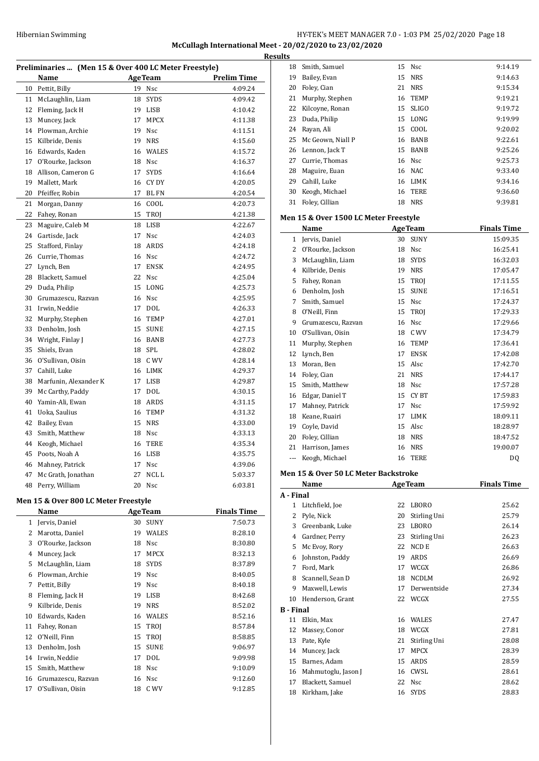McCullagh International Meet - 20/02/2020 to 23/02/2020

Results

### Preliminaries ... (Men 15 & Over 400 LC Meter Freestyle)

| | Name | Age | Team | Prelim Time |
|---|---|---|---|---|
| 10 | Pettit, Billy | 19 | Nsc | 4:09.24 |
| 11 | McLaughlin, Liam | 18 | SYDS | 4:09.42 |
| 12 | Fleming, Jack H | 19 | LISB | 4:10.42 |
| 13 | Muncey, Jack | 17 | MPCX | 4:11.38 |
| 14 | Plowman, Archie | 19 | Nsc | 4:11.51 |
| 15 | Kilbride, Denis | 19 | NRS | 4:15.60 |
| 16 | Edwards, Kaden | 16 | WALES | 4:15.72 |
| 17 | O'Rourke, Jackson | 18 | Nsc | 4:16.37 |
| 18 | Allison, Cameron G | 17 | SYDS | 4:16.64 |
| 19 | Mallett, Mark | 16 | CY DY | 4:20.05 |
| 20 | Pfeiffer, Robin | 17 | BL FN | 4:20.54 |
| 21 | Morgan, Danny | 16 | COOL | 4:20.73 |
| 22 | Fahey, Ronan | 15 | TROJ | 4:21.38 |
| 23 | Maguire, Caleb M | 18 | LISB | 4:22.67 |
| 24 | Gartisde, Jack | 17 | Nsc | 4:24.03 |
| 25 | Stafford, Finlay | 18 | ARDS | 4:24.18 |
| 26 | Currie, Thomas | 16 | Nsc | 4:24.72 |
| 27 | Lynch, Ben | 17 | ENSK | 4:24.95 |
| 28 | Blackett, Samuel | 22 | Nsc | 4:25.04 |
| 29 | Duda, Philip | 15 | LONG | 4:25.73 |
| 30 | Grumazescu, Razvan | 16 | Nsc | 4:25.95 |
| 31 | Irwin, Neddie | 17 | DOL | 4:26.33 |
| 32 | Murphy, Stephen | 16 | TEMP | 4:27.01 |
| 33 | Denholm, Josh | 15 | SUNE | 4:27.15 |
| 34 | Wright, Finlay J | 16 | BANB | 4:27.73 |
| 35 | Shiels, Evan | 18 | SPL | 4:28.02 |
| 36 | O'Sullivan, Oisin | 18 | C WV | 4:28.14 |
| 37 | Cahill, Luke | 16 | LIMK | 4:29.37 |
| 38 | Marfunin, Alexander K | 17 | LISB | 4:29.87 |
| 39 | Mc Carthy, Paddy | 17 | DOL | 4:30.15 |
| 40 | Yamin-Ali, Ewan | 18 | ARDS | 4:31.15 |
| 41 | Uoka, Saulius | 16 | TEMP | 4:31.32 |
| 42 | Bailey, Evan | 15 | NRS | 4:33.00 |
| 43 | Smith, Matthew | 18 | Nsc | 4:33.13 |
| 44 | Keogh, Michael | 16 | TERE | 4:35.34 |
| 45 | Poots, Noah A | 16 | LISB | 4:35.75 |
| 46 | Mahney, Patrick | 17 | Nsc | 4:39.06 |
| 47 | Mc Grath, Jonathan | 27 | NCL L | 5:03.37 |
| 48 | Perry, William | 20 | Nsc | 6:03.81 |

### Men 15 & Over 800 LC Meter Freestyle

| | Name | Age | Team | Finals Time |
|---|---|---|---|---|
| 1 | Jervis, Daniel | 30 | SUNY | 7:50.73 |
| 2 | Marotta, Daniel | 19 | WALES | 8:28.10 |
| 3 | O'Rourke, Jackson | 18 | Nsc | 8:30.80 |
| 4 | Muncey, Jack | 17 | MPCX | 8:32.13 |
| 5 | McLaughlin, Liam | 18 | SYDS | 8:37.89 |
| 6 | Plowman, Archie | 19 | Nsc | 8:40.05 |
| 7 | Pettit, Billy | 19 | Nsc | 8:40.18 |
| 8 | Fleming, Jack H | 19 | LISB | 8:42.68 |
| 9 | Kilbride, Denis | 19 | NRS | 8:52.02 |
| 10 | Edwards, Kaden | 16 | WALES | 8:52.16 |
| 11 | Fahey, Ronan | 15 | TROJ | 8:57.84 |
| 12 | O'Neill, Finn | 15 | TROJ | 8:58.85 |
| 13 | Denholm, Josh | 15 | SUNE | 9:06.97 |
| 14 | Irwin, Neddie | 17 | DOL | 9:09.98 |
| 15 | Smith, Matthew | 18 | Nsc | 9:10.09 |
| 16 | Grumazescu, Razvan | 16 | Nsc | 9:12.60 |
| 17 | O'Sullivan, Oisin | 18 | C WV | 9:12.85 |
| 18 | Smith, Samuel | 15 | Nsc | 9:14.19 |
| 19 | Bailey, Evan | 15 | NRS | 9:14.63 |
| 20 | Foley, Cian | 21 | NRS | 9:15.34 |
| 21 | Murphy, Stephen | 16 | TEMP | 9:19.21 |
| 22 | Kilcoyne, Ronan | 15 | SLIGO | 9:19.72 |
| 23 | Duda, Philip | 15 | LONG | 9:19.99 |
| 24 | Rayan, Ali | 15 | COOL | 9:20.02 |
| 25 | Mc Geown, Niall P | 16 | BANB | 9:22.61 |
| 26 | Lennon, Jack T | 15 | BANB | 9:25.26 |
| 27 | Currie, Thomas | 16 | Nsc | 9:25.73 |
| 28 | Maguire, Euan | 16 | NAC | 9:33.40 |
| 29 | Cahill, Luke | 16 | LIMK | 9:34.16 |
| 30 | Keogh, Michael | 16 | TERE | 9:36.60 |
| 31 | Foley, Cillian | 18 | NRS | 9:39.81 |

### Men 15 & Over 1500 LC Meter Freestyle

| | Name | Age | Team | Finals Time |
|---|---|---|---|---|
| 1 | Jervis, Daniel | 30 | SUNY | 15:09.35 |
| 2 | O'Rourke, Jackson | 18 | Nsc | 16:25.41 |
| 3 | McLaughlin, Liam | 18 | SYDS | 16:32.03 |
| 4 | Kilbride, Denis | 19 | NRS | 17:05.47 |
| 5 | Fahey, Ronan | 15 | TROJ | 17:11.55 |
| 6 | Denholm, Josh | 15 | SUNE | 17:16.51 |
| 7 | Smith, Samuel | 15 | Nsc | 17:24.37 |
| 8 | O'Neill, Finn | 15 | TROJ | 17:29.33 |
| 9 | Grumazescu, Razvan | 16 | Nsc | 17:29.66 |
| 10 | O'Sullivan, Oisin | 18 | C WV | 17:34.79 |
| 11 | Murphy, Stephen | 16 | TEMP | 17:36.41 |
| 12 | Lynch, Ben | 17 | ENSK | 17:42.08 |
| 13 | Moran, Ben | 15 | Alsc | 17:42.70 |
| 14 | Foley, Cian | 21 | NRS | 17:44.17 |
| 15 | Smith, Matthew | 18 | Nsc | 17:57.28 |
| 16 | Edgar, Daniel T | 15 | CY BT | 17:59.83 |
| 17 | Mahney, Patrick | 17 | Nsc | 17:59.92 |
| 18 | Keane, Ruairi | 17 | LIMK | 18:09.11 |
| 19 | Coyle, David | 15 | Alsc | 18:28.97 |
| 20 | Foley, Cillian | 18 | NRS | 18:47.52 |
| 21 | Harrison, James | 16 | NRS | 19:00.07 |
| --- | Keogh, Michael | 16 | TERE | DQ |

### Men 15 & Over 50 LC Meter Backstroke

| | Name | Age | Team | Finals Time |
|---|---|---|---|---|
| **A - Final** | | | | |
| 1 | Litchfield, Joe | 22 | LBORO | 25.62 |
| 2 | Pyle, Nick | 20 | Stirling Uni | 25.79 |
| 3 | Greenbank, Luke | 23 | LBORO | 26.14 |
| 4 | Gardner, Perry | 23 | Stirling Uni | 26.23 |
| 5 | Mc Evoy, Rory | 22 | NCD E | 26.63 |
| 6 | Johnston, Paddy | 19 | ARDS | 26.69 |
| 7 | Ford, Mark | 17 | WCGX | 26.86 |
| 8 | Scannell, Sean D | 18 | NCDLM | 26.92 |
| 9 | Maxwell, Lewis | 17 | Derwentside | 27.34 |
| 10 | Henderson, Grant | 22 | WCGX | 27.55 |
| **B - Final** | | | | |
| 11 | Elkin, Max | 16 | WALES | 27.47 |
| 12 | Massey, Conor | 18 | WCGX | 27.81 |
| 13 | Pate, Kyle | 21 | Stirling Uni | 28.08 |
| 14 | Muncey, Jack | 17 | MPCX | 28.39 |
| 15 | Barnes, Adam | 15 | ARDS | 28.59 |
| 16 | Mahmutoglu, Jason J | 16 | CWSL | 28.61 |
| 17 | Blackett, Samuel | 22 | Nsc | 28.62 |
| 18 | Kirkham, Jake | 16 | SYDS | 28.83 |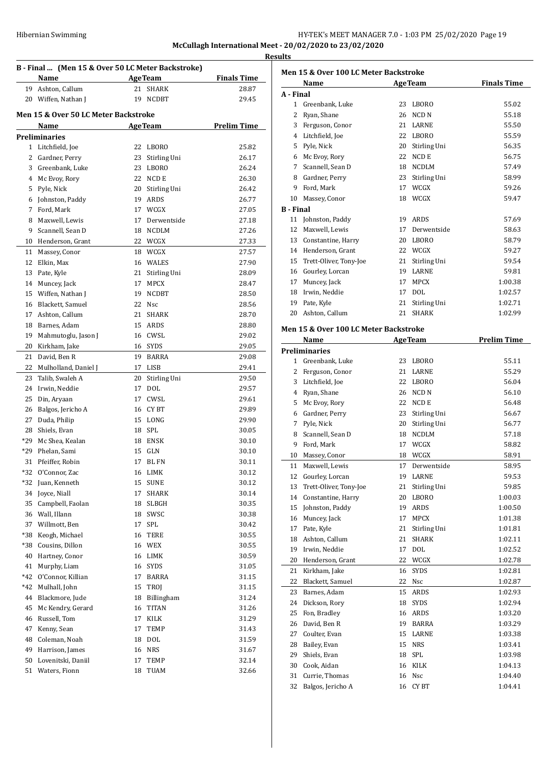**McCullagh International Meet - 20/02/2020 to 23/02/2020**

**Results**

### B - Final ... (Men 15 & Over 50 LC Meter Backstroke)

| | Name | Age | Team | Finals Time |
|---|---|---|---|---|
| 19 | Ashton, Callum | 21 | SHARK | 28.87 |
| 20 | Wiffen, Nathan J | 19 | NCDBT | 29.45 |

### Men 15 & Over 50 LC Meter Backstroke

| | Name | Age | Team | Prelim Time |
|---|---|---|---|---|
| **Preliminaries** | | | | |
| 1 | Litchfield, Joe | 22 | LBORO | 25.82 |
| 2 | Gardner, Perry | 23 | Stirling Uni | 26.17 |
| 3 | Greenbank, Luke | 23 | LBORO | 26.24 |
| 4 | Mc Evoy, Rory | 22 | NCD E | 26.30 |
| 5 | Pyle, Nick | 20 | Stirling Uni | 26.42 |
| 6 | Johnston, Paddy | 19 | ARDS | 26.77 |
| 7 | Ford, Mark | 17 | WCGX | 27.05 |
| 8 | Maxwell, Lewis | 17 | Derwentside | 27.18 |
| 9 | Scannell, Sean D | 18 | NCDLM | 27.26 |
| 10 | Henderson, Grant | 22 | WCGX | 27.33 |
| 11 | Massey, Conor | 18 | WCGX | 27.57 |
| 12 | Elkin, Max | 16 | WALES | 27.90 |
| 13 | Pate, Kyle | 21 | Stirling Uni | 28.09 |
| 14 | Muncey, Jack | 17 | MPCX | 28.47 |
| 15 | Wiffen, Nathan J | 19 | NCDBT | 28.50 |
| 16 | Blackett, Samuel | 22 | Nsc | 28.56 |
| 17 | Ashton, Callum | 21 | SHARK | 28.70 |
| 18 | Barnes, Adam | 15 | ARDS | 28.80 |
| 19 | Mahmutoglu, Jason J | 16 | CWSL | 29.02 |
| 20 | Kirkham, Jake | 16 | SYDS | 29.05 |
| 21 | David, Ben R | 19 | BARRA | 29.08 |
| 22 | Mulholland, Daniel J | 17 | LISB | 29.41 |
| 23 | Talib, Swaleh A | 20 | Stirling Uni | 29.50 |
| 24 | Irwin, Neddie | 17 | DOL | 29.57 |
| 25 | Din, Aryaan | 17 | CWSL | 29.61 |
| 26 | Balgos, Jericho A | 16 | CY BT | 29.89 |
| 27 | Duda, Philip | 15 | LONG | 29.90 |
| 28 | Shiels, Evan | 18 | SPL | 30.05 |
| *29 | Mc Shea, Kealan | 18 | ENSK | 30.10 |
| *29 | Phelan, Sami | 15 | GLN | 30.10 |
| 31 | Pfeiffer, Robin | 17 | BL FN | 30.11 |
| *32 | O'Connor, Zac | 16 | LIMK | 30.12 |
| *32 | Juan, Kenneth | 15 | SUNE | 30.12 |
| 34 | Joyce, Niall | 17 | SHARK | 30.14 |
| 35 | Campbell, Faolan | 18 | SLBGH | 30.35 |
| 36 | Wall, Illann | 18 | SWSC | 30.38 |
| 37 | Willmott, Ben | 17 | SPL | 30.42 |
| *38 | Keogh, Michael | 16 | TERE | 30.55 |
| *38 | Cousins, Dillon | 16 | WEX | 30.55 |
| 40 | Hartney, Conor | 16 | LIMK | 30.59 |
| 41 | Murphy, Liam | 16 | SYDS | 31.05 |
| *42 | O'Connor, Killian | 17 | BARRA | 31.15 |
| *42 | Mulhall, John | 15 | TROJ | 31.15 |
| 44 | Blackmore, Jude | 18 | Billingham | 31.24 |
| 45 | Mc Kendry, Gerard | 16 | TITAN | 31.26 |
| 46 | Russell, Tom | 17 | KILK | 31.29 |
| 47 | Kenny, Sean | 17 | TEMP | 31.43 |
| 48 | Coleman, Noah | 18 | DOL | 31.59 |
| 49 | Harrison, James | 16 | NRS | 31.67 |
| 50 | Lovenitski, Daniil | 17 | TEMP | 32.14 |
| 51 | Waters, Fionn | 18 | TUAM | 32.66 |

### Men 15 & Over 100 LC Meter Backstroke

| | Name | Age | Team | Finals Time |
|---|---|---|---|---|
| **A - Final** | | | | |
| 1 | Greenbank, Luke | 23 | LBORO | 55.02 |
| 2 | Ryan, Shane | 26 | NCD N | 55.18 |
| 3 | Ferguson, Conor | 21 | LARNE | 55.50 |
| 4 | Litchfield, Joe | 22 | LBORO | 55.59 |
| 5 | Pyle, Nick | 20 | Stirling Uni | 56.35 |
| 6 | Mc Evoy, Rory | 22 | NCD E | 56.75 |
| 7 | Scannell, Sean D | 18 | NCDLM | 57.49 |
| 8 | Gardner, Perry | 23 | Stirling Uni | 58.99 |
| 9 | Ford, Mark | 17 | WCGX | 59.26 |
| 10 | Massey, Conor | 18 | WCGX | 59.47 |
| **B - Final** | | | | |
| 11 | Johnston, Paddy | 19 | ARDS | 57.69 |
| 12 | Maxwell, Lewis | 17 | Derwentside | 58.63 |
| 13 | Constantine, Harry | 20 | LBORO | 58.79 |
| 14 | Henderson, Grant | 22 | WCGX | 59.27 |
| 15 | Trett-Oliver, Tony-Joe | 21 | Stirling Uni | 59.54 |
| 16 | Gourley, Lorcan | 19 | LARNE | 59.81 |
| 17 | Muncey, Jack | 17 | MPCX | 1:00.38 |
| 18 | Irwin, Neddie | 17 | DOL | 1:02.57 |
| 19 | Pate, Kyle | 21 | Stirling Uni | 1:02.71 |
| 20 | Ashton, Callum | 21 | SHARK | 1:02.99 |

### Men 15 & Over 100 LC Meter Backstroke

| | Name | Age | Team | Prelim Time |
|---|---|---|---|---|
| **Preliminaries** | | | | |
| 1 | Greenbank, Luke | 23 | LBORO | 55.11 |
| 2 | Ferguson, Conor | 21 | LARNE | 55.29 |
| 3 | Litchfield, Joe | 22 | LBORO | 56.04 |
| 4 | Ryan, Shane | 26 | NCD N | 56.10 |
| 5 | Mc Evoy, Rory | 22 | NCD E | 56.48 |
| 6 | Gardner, Perry | 23 | Stirling Uni | 56.67 |
| 7 | Pyle, Nick | 20 | Stirling Uni | 56.77 |
| 8 | Scannell, Sean D | 18 | NCDLM | 57.18 |
| 9 | Ford, Mark | 17 | WCGX | 58.82 |
| 10 | Massey, Conor | 18 | WCGX | 58.91 |
| 11 | Maxwell, Lewis | 17 | Derwentside | 58.95 |
| 12 | Gourley, Lorcan | 19 | LARNE | 59.53 |
| 13 | Trett-Oliver, Tony-Joe | 21 | Stirling Uni | 59.85 |
| 14 | Constantine, Harry | 20 | LBORO | 1:00.03 |
| 15 | Johnston, Paddy | 19 | ARDS | 1:00.50 |
| 16 | Muncey, Jack | 17 | MPCX | 1:01.38 |
| 17 | Pate, Kyle | 21 | Stirling Uni | 1:01.81 |
| 18 | Ashton, Callum | 21 | SHARK | 1:02.11 |
| 19 | Irwin, Neddie | 17 | DOL | 1:02.52 |
| 20 | Henderson, Grant | 22 | WCGX | 1:02.78 |
| 21 | Kirkham, Jake | 16 | SYDS | 1:02.81 |
| 22 | Blackett, Samuel | 22 | Nsc | 1:02.87 |
| 23 | Barnes, Adam | 15 | ARDS | 1:02.93 |
| 24 | Dickson, Rory | 18 | SYDS | 1:02.94 |
| 25 | Fon, Bradley | 16 | ARDS | 1:03.20 |
| 26 | David, Ben R | 19 | BARRA | 1:03.29 |
| 27 | Coulter, Evan | 15 | LARNE | 1:03.38 |
| 28 | Bailey, Evan | 15 | NRS | 1:03.41 |
| 29 | Shiels, Evan | 18 | SPL | 1:03.98 |
| 30 | Cook, Aidan | 16 | KILK | 1:04.13 |
| 31 | Currie, Thomas | 16 | Nsc | 1:04.40 |
| 32 | Balgos, Jericho A | 16 | CY BT | 1:04.41 |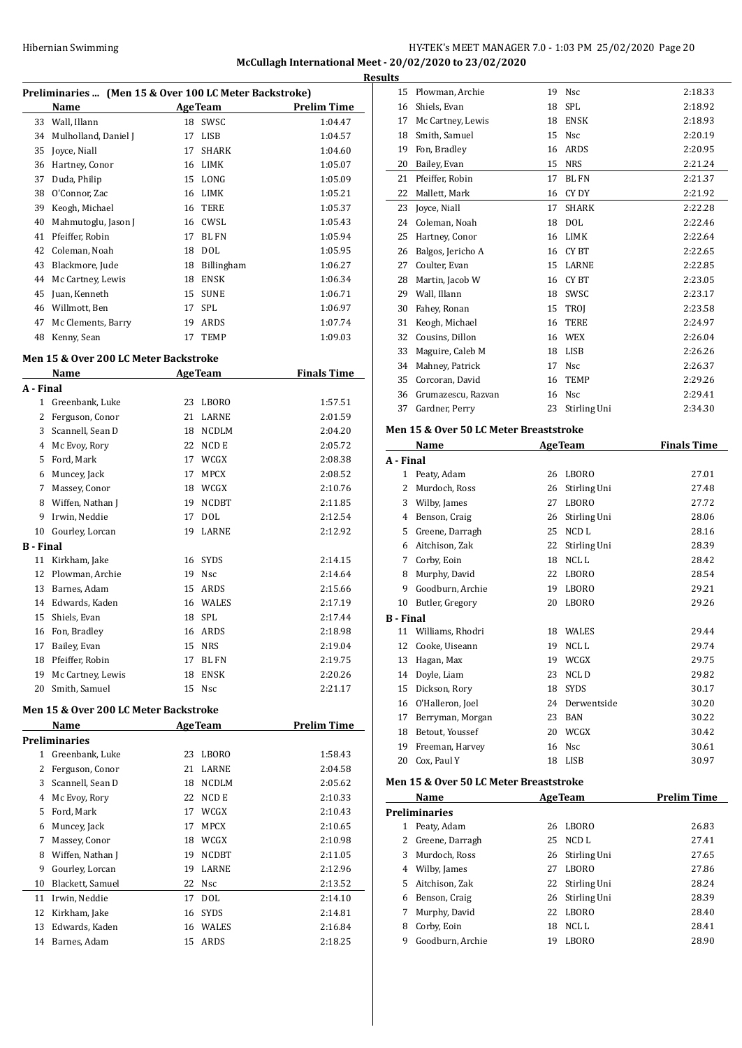**McCullagh International Meet - 20/02/2020 to 23/02/2020**

**Results**

### Preliminaries ... (Men 15 & Over 100 LC Meter Backstroke)

| | Name | Age | Team | Prelim Time |
|---|---|---|---|---|
| 33 | Wall, Illann | 18 | SWSC | 1:04.47 |
| 34 | Mulholland, Daniel J | 17 | LISB | 1:04.57 |
| 35 | Joyce, Niall | 17 | SHARK | 1:04.60 |
| 36 | Hartney, Conor | 16 | LIMK | 1:05.07 |
| 37 | Duda, Philip | 15 | LONG | 1:05.09 |
| 38 | O'Connor, Zac | 16 | LIMK | 1:05.21 |
| 39 | Keogh, Michael | 16 | TERE | 1:05.37 |
| 40 | Mahmutoglu, Jason J | 16 | CWSL | 1:05.43 |
| 41 | Pfeiffer, Robin | 17 | BL FN | 1:05.94 |
| 42 | Coleman, Noah | 18 | DOL | 1:05.95 |
| 43 | Blackmore, Jude | 18 | Billingham | 1:06.27 |
| 44 | Mc Cartney, Lewis | 18 | ENSK | 1:06.34 |
| 45 | Juan, Kenneth | 15 | SUNE | 1:06.71 |
| 46 | Willmott, Ben | 17 | SPL | 1:06.97 |
| 47 | Mc Clements, Barry | 19 | ARDS | 1:07.74 |
| 48 | Kenny, Sean | 17 | TEMP | 1:09.03 |

### Men 15 & Over 200 LC Meter Backstroke

| | Name | Age | Team | Finals Time |
|---|---|---|---|---|
| **A - Final** | | | | |
| 1 | Greenbank, Luke | 23 | LBORO | 1:57.51 |
| 2 | Ferguson, Conor | 21 | LARNE | 2:01.59 |
| 3 | Scannell, Sean D | 18 | NCDLM | 2:04.20 |
| 4 | Mc Evoy, Rory | 22 | NCD E | 2:05.72 |
| 5 | Ford, Mark | 17 | WCGX | 2:08.38 |
| 6 | Muncey, Jack | 17 | MPCX | 2:08.52 |
| 7 | Massey, Conor | 18 | WCGX | 2:10.76 |
| 8 | Wiffen, Nathan J | 19 | NCDBT | 2:11.85 |
| 9 | Irwin, Neddie | 17 | DOL | 2:12.54 |
| 10 | Gourley, Lorcan | 19 | LARNE | 2:12.92 |
| **B - Final** | | | | |
| 11 | Kirkham, Jake | 16 | SYDS | 2:14.15 |
| 12 | Plowman, Archie | 19 | Nsc | 2:14.64 |
| 13 | Barnes, Adam | 15 | ARDS | 2:15.66 |
| 14 | Edwards, Kaden | 16 | WALES | 2:17.19 |
| 15 | Shiels, Evan | 18 | SPL | 2:17.44 |
| 16 | Fon, Bradley | 16 | ARDS | 2:18.98 |
| 17 | Bailey, Evan | 15 | NRS | 2:19.04 |
| 18 | Pfeiffer, Robin | 17 | BL FN | 2:19.75 |
| 19 | Mc Cartney, Lewis | 18 | ENSK | 2:20.26 |
| 20 | Smith, Samuel | 15 | Nsc | 2:21.17 |

### Men 15 & Over 200 LC Meter Backstroke

| | Name | Age | Team | Prelim Time |
|---|---|---|---|---|
| **Preliminaries** | | | | |
| 1 | Greenbank, Luke | 23 | LBORO | 1:58.43 |
| 2 | Ferguson, Conor | 21 | LARNE | 2:04.58 |
| 3 | Scannell, Sean D | 18 | NCDLM | 2:05.62 |
| 4 | Mc Evoy, Rory | 22 | NCD E | 2:10.33 |
| 5 | Ford, Mark | 17 | WCGX | 2:10.43 |
| 6 | Muncey, Jack | 17 | MPCX | 2:10.65 |
| 7 | Massey, Conor | 18 | WCGX | 2:10.98 |
| 8 | Wiffen, Nathan J | 19 | NCDBT | 2:11.05 |
| 9 | Gourley, Lorcan | 19 | LARNE | 2:12.96 |
| 10 | Blackett, Samuel | 22 | Nsc | 2:13.52 |
| 11 | Irwin, Neddie | 17 | DOL | 2:14.10 |
| 12 | Kirkham, Jake | 16 | SYDS | 2:14.81 |
| 13 | Edwards, Kaden | 16 | WALES | 2:16.84 |
| 14 | Barnes, Adam | 15 | ARDS | 2:18.25 |
| 15 | Plowman, Archie | 19 | Nsc | 2:18.33 |
| 16 | Shiels, Evan | 18 | SPL | 2:18.92 |
| 17 | Mc Cartney, Lewis | 18 | ENSK | 2:18.93 |
| 18 | Smith, Samuel | 15 | Nsc | 2:20.19 |
| 19 | Fon, Bradley | 16 | ARDS | 2:20.95 |
| 20 | Bailey, Evan | 15 | NRS | 2:21.24 |
| 21 | Pfeiffer, Robin | 17 | BL FN | 2:21.37 |
| 22 | Mallett, Mark | 16 | CY DY | 2:21.92 |
| 23 | Joyce, Niall | 17 | SHARK | 2:22.28 |
| 24 | Coleman, Noah | 18 | DOL | 2:22.46 |
| 25 | Hartney, Conor | 16 | LIMK | 2:22.64 |
| 26 | Balgos, Jericho A | 16 | CY BT | 2:22.65 |
| 27 | Coulter, Evan | 15 | LARNE | 2:22.85 |
| 28 | Martin, Jacob W | 16 | CY BT | 2:23.05 |
| 29 | Wall, Illann | 18 | SWSC | 2:23.17 |
| 30 | Fahey, Ronan | 15 | TROJ | 2:23.58 |
| 31 | Keogh, Michael | 16 | TERE | 2:24.97 |
| 32 | Cousins, Dillon | 16 | WEX | 2:26.04 |
| 33 | Maguire, Caleb M | 18 | LISB | 2:26.26 |
| 34 | Mahney, Patrick | 17 | Nsc | 2:26.37 |
| 35 | Corcoran, David | 16 | TEMP | 2:29.26 |
| 36 | Grumazescu, Razvan | 16 | Nsc | 2:29.41 |
| 37 | Gardner, Perry | 23 | Stirling Uni | 2:34.30 |

### Men 15 & Over 50 LC Meter Breaststroke

| | Name | Age | Team | Finals Time |
|---|---|---|---|---|
| **A - Final** | | | | |
| 1 | Peaty, Adam | 26 | LBORO | 27.01 |
| 2 | Murdoch, Ross | 26 | Stirling Uni | 27.48 |
| 3 | Wilby, James | 27 | LBORO | 27.72 |
| 4 | Benson, Craig | 26 | Stirling Uni | 28.06 |
| 5 | Greene, Darragh | 25 | NCD L | 28.16 |
| 6 | Aitchison, Zak | 22 | Stirling Uni | 28.39 |
| 7 | Corby, Eoin | 18 | NCL L | 28.42 |
| 8 | Murphy, David | 22 | LBORO | 28.54 |
| 9 | Goodburn, Archie | 19 | LBORO | 29.21 |
| 10 | Butler, Gregory | 20 | LBORO | 29.26 |
| **B - Final** | | | | |
| 11 | Williams, Rhodri | 18 | WALES | 29.44 |
| 12 | Cooke, Uiseann | 19 | NCL L | 29.74 |
| 13 | Hagan, Max | 19 | WCGX | 29.75 |
| 14 | Doyle, Liam | 23 | NCL D | 29.82 |
| 15 | Dickson, Rory | 18 | SYDS | 30.17 |
| 16 | O'Halleron, Joel | 24 | Derwentside | 30.20 |
| 17 | Berryman, Morgan | 23 | BAN | 30.22 |
| 18 | Betout, Youssef | 20 | WCGX | 30.42 |
| 19 | Freeman, Harvey | 16 | Nsc | 30.61 |
| 20 | Cox, Paul Y | 18 | LISB | 30.97 |

### Men 15 & Over 50 LC Meter Breaststroke

| | Name | Age | Team | Prelim Time |
|---|---|---|---|---|
| **Preliminaries** | | | | |
| 1 | Peaty, Adam | 26 | LBORO | 26.83 |
| 2 | Greene, Darragh | 25 | NCD L | 27.41 |
| 3 | Murdoch, Ross | 26 | Stirling Uni | 27.65 |
| 4 | Wilby, James | 27 | LBORO | 27.86 |
| 5 | Aitchison, Zak | 22 | Stirling Uni | 28.24 |
| 6 | Benson, Craig | 26 | Stirling Uni | 28.39 |
| 7 | Murphy, David | 22 | LBORO | 28.40 |
| 8 | Corby, Eoin | 18 | NCL L | 28.41 |
| 9 | Goodburn, Archie | 19 | LBORO | 28.90 |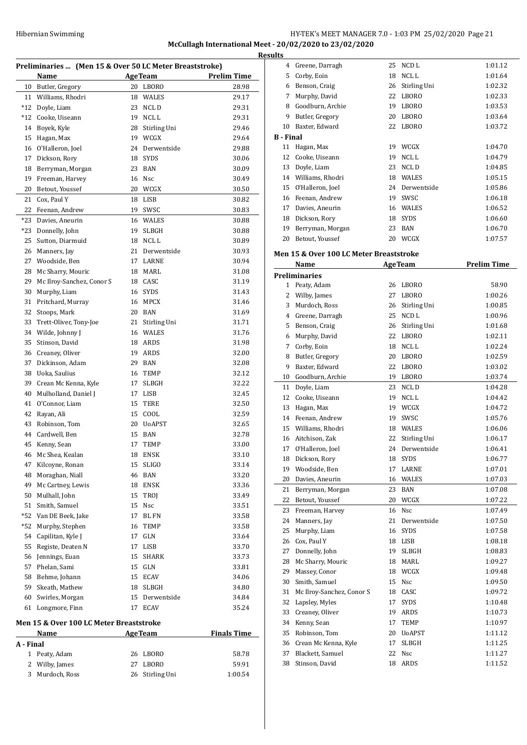Hibernian Swimming — HY-TEK's MEET MANAGER 7.0 - 1:03 PM 25/02/2020

**McCullagh International Meet - 20/02/2020 to 23/02/2020**

**Results**

### Preliminaries ... (Men 15 & Over 50 LC Meter Breaststroke)

| | Name | Age | Team | Prelim Time |
|---|---|---|---|---|
| 10 | Butler, Gregory | 20 | LBORO | 28.98 |
| 11 | Williams, Rhodri | 18 | WALES | 29.17 |
| *12 | Doyle, Liam | 23 | NCL D | 29.31 |
| *12 | Cooke, Uiseann | 19 | NCL L | 29.31 |
| 14 | Boyek, Kyle | 28 | Stirling Uni | 29.46 |
| 15 | Hagan, Max | 19 | WCGX | 29.64 |
| 16 | O'Halleron, Joel | 24 | Derwentside | 29.88 |
| 17 | Dickson, Rory | 18 | SYDS | 30.06 |
| 18 | Berryman, Morgan | 23 | BAN | 30.09 |
| 19 | Freeman, Harvey | 16 | Nsc | 30.49 |
| 20 | Betout, Youssef | 20 | WCGX | 30.50 |
| 21 | Cox, Paul Y | 18 | LISB | 30.82 |
| 22 | Feenan, Andrew | 19 | SWSC | 30.83 |
| *23 | Davies, Aneurin | 16 | WALES | 30.88 |
| *23 | Donnelly, John | 19 | SLBGH | 30.88 |
| 25 | Sutton, Diarmuid | 18 | NCL L | 30.89 |
| 26 | Manners, Jay | 21 | Derwentside | 30.93 |
| 27 | Woodside, Ben | 17 | LARNE | 30.94 |
| 28 | Mc Sharry, Mouric | 18 | MARL | 31.08 |
| 29 | Mc Ilroy-Sanchez, Conor S | 18 | CASC | 31.19 |
| 30 | Murphy, Liam | 16 | SYDS | 31.43 |
| 31 | Pritchard, Murray | 16 | MPCX | 31.46 |
| 32 | Stoops, Mark | 20 | BAN | 31.69 |
| 33 | Trett-Oliver, Tony-Joe | 21 | Stirling Uni | 31.71 |
| 34 | Wilde, Johnny J | 16 | WALES | 31.76 |
| 35 | Stinson, David | 18 | ARDS | 31.98 |
| 36 | Creaney, Oliver | 19 | ARDS | 32.00 |
| 37 | Dickinson, Adam | 29 | BAN | 32.08 |
| 38 | Uoka, Saulius | 16 | TEMP | 32.12 |
| 39 | Crean Mc Kenna, Kyle | 17 | SLBGH | 32.22 |
| 40 | Mulholland, Daniel J | 17 | LISB | 32.45 |
| 41 | O'Connor, Liam | 15 | TERE | 32.50 |
| 42 | Rayan, Ali | 15 | COOL | 32.59 |
| 43 | Robinson, Tom | 20 | UoAPST | 32.65 |
| 44 | Cardwell, Ben | 15 | BAN | 32.78 |
| 45 | Kenny, Sean | 17 | TEMP | 33.00 |
| 46 | Mc Shea, Kealan | 18 | ENSK | 33.10 |
| 47 | Kilcoyne, Ronan | 15 | SLIGO | 33.14 |
| 48 | Moraghan, Niall | 46 | BAN | 33.20 |
| 49 | Mc Cartney, Lewis | 18 | ENSK | 33.36 |
| 50 | Mulhall, John | 15 | TROJ | 33.49 |
| 51 | Smith, Samuel | 15 | Nsc | 33.51 |
| *52 | Van DE Beek, Jake | 17 | BL FN | 33.58 |
| *52 | Murphy, Stephen | 16 | TEMP | 33.58 |
| 54 | Capilitan, Kyle J | 17 | GLN | 33.64 |
| 55 | Registe, Deaten N | 17 | LISB | 33.70 |
| 56 | Jennings, Euan | 15 | SHARK | 33.73 |
| 57 | Phelan, Sami | 15 | GLN | 33.81 |
| 58 | Behme, Johann | 15 | ECAV | 34.06 |
| 59 | Skeath, Mathew | 18 | SLBGH | 34.80 |
| 60 | Swirles, Morgan | 15 | Derwentside | 34.84 |
| 61 | Longmore, Finn | 17 | ECAV | 35.24 |

### Men 15 & Over 100 LC Meter Breaststroke

| | Name | Age | Team | Finals Time |
|---|---|---|---|---|
| **A - Final** | | | | |
| 1 | Peaty, Adam | 26 | LBORO | 58.78 |
| 2 | Wilby, James | 27 | LBORO | 59.91 |
| 3 | Murdoch, Ross | 26 | Stirling Uni | 1:00.54 |
| 4 | Greene, Darragh | 25 | NCD L | 1:01.12 |
| 5 | Corby, Eoin | 18 | NCL L | 1:01.64 |
| 6 | Benson, Craig | 26 | Stirling Uni | 1:02.32 |
| 7 | Murphy, David | 22 | LBORO | 1:02.33 |
| 8 | Goodburn, Archie | 19 | LBORO | 1:03.53 |
| 9 | Butler, Gregory | 20 | LBORO | 1:03.64 |
| 10 | Baxter, Edward | 22 | LBORO | 1:03.72 |
| **B - Final** | | | | |
| 11 | Hagan, Max | 19 | WCGX | 1:04.70 |
| 12 | Cooke, Uiseann | 19 | NCL L | 1:04.79 |
| 13 | Doyle, Liam | 23 | NCL D | 1:04.85 |
| 14 | Williams, Rhodri | 18 | WALES | 1:05.15 |
| 15 | O'Halleron, Joel | 24 | Derwentside | 1:05.86 |
| 16 | Feenan, Andrew | 19 | SWSC | 1:06.18 |
| 17 | Davies, Aneurin | 16 | WALES | 1:06.52 |
| 18 | Dickson, Rory | 18 | SYDS | 1:06.60 |
| 19 | Berryman, Morgan | 23 | BAN | 1:06.70 |
| 20 | Betout, Youssef | 20 | WCGX | 1:07.57 |

### Men 15 & Over 100 LC Meter Breaststroke

| | Name | Age | Team | Prelim Time |
|---|---|---|---|---|
| **Preliminaries** | | | | |
| 1 | Peaty, Adam | 26 | LBORO | 58.90 |
| 2 | Wilby, James | 27 | LBORO | 1:00.26 |
| 3 | Murdoch, Ross | 26 | Stirling Uni | 1:00.85 |
| 4 | Greene, Darragh | 25 | NCD L | 1:00.96 |
| 5 | Benson, Craig | 26 | Stirling Uni | 1:01.68 |
| 6 | Murphy, David | 22 | LBORO | 1:02.11 |
| 7 | Corby, Eoin | 18 | NCL L | 1:02.24 |
| 8 | Butler, Gregory | 20 | LBORO | 1:02.59 |
| 9 | Baxter, Edward | 22 | LBORO | 1:03.02 |
| 10 | Goodburn, Archie | 19 | LBORO | 1:03.74 |
| 11 | Doyle, Liam | 23 | NCL D | 1:04.28 |
| 12 | Cooke, Uiseann | 19 | NCL L | 1:04.42 |
| 13 | Hagan, Max | 19 | WCGX | 1:04.72 |
| 14 | Feenan, Andrew | 19 | SWSC | 1:05.76 |
| 15 | Williams, Rhodri | 18 | WALES | 1:06.06 |
| 16 | Aitchison, Zak | 22 | Stirling Uni | 1:06.17 |
| 17 | O'Halleron, Joel | 24 | Derwentside | 1:06.41 |
| 18 | Dickson, Rory | 18 | SYDS | 1:06.77 |
| 19 | Woodside, Ben | 17 | LARNE | 1:07.01 |
| 20 | Davies, Aneurin | 16 | WALES | 1:07.03 |
| 21 | Berryman, Morgan | 23 | BAN | 1:07.08 |
| 22 | Betout, Youssef | 20 | WCGX | 1:07.22 |
| 23 | Freeman, Harvey | 16 | Nsc | 1:07.49 |
| 24 | Manners, Jay | 21 | Derwentside | 1:07.50 |
| 25 | Murphy, Liam | 16 | SYDS | 1:07.58 |
| 26 | Cox, Paul Y | 18 | LISB | 1:08.18 |
| 27 | Donnelly, John | 19 | SLBGH | 1:08.83 |
| 28 | Mc Sharry, Mouric | 18 | MARL | 1:09.27 |
| 29 | Massey, Conor | 18 | WCGX | 1:09.48 |
| 30 | Smith, Samuel | 15 | Nsc | 1:09.50 |
| 31 | Mc Ilroy-Sanchez, Conor S | 18 | CASC | 1:09.72 |
| 32 | Lapsley, Myles | 17 | SYDS | 1:10.48 |
| 33 | Creaney, Oliver | 19 | ARDS | 1:10.73 |
| 34 | Kenny, Sean | 17 | TEMP | 1:10.97 |
| 35 | Robinson, Tom | 20 | UoAPST | 1:11.12 |
| 36 | Crean Mc Kenna, Kyle | 17 | SLBGH | 1:11.25 |
| 37 | Blackett, Samuel | 22 | Nsc | 1:11.27 |
| 38 | Stinson, David | 18 | ARDS | 1:11.52 |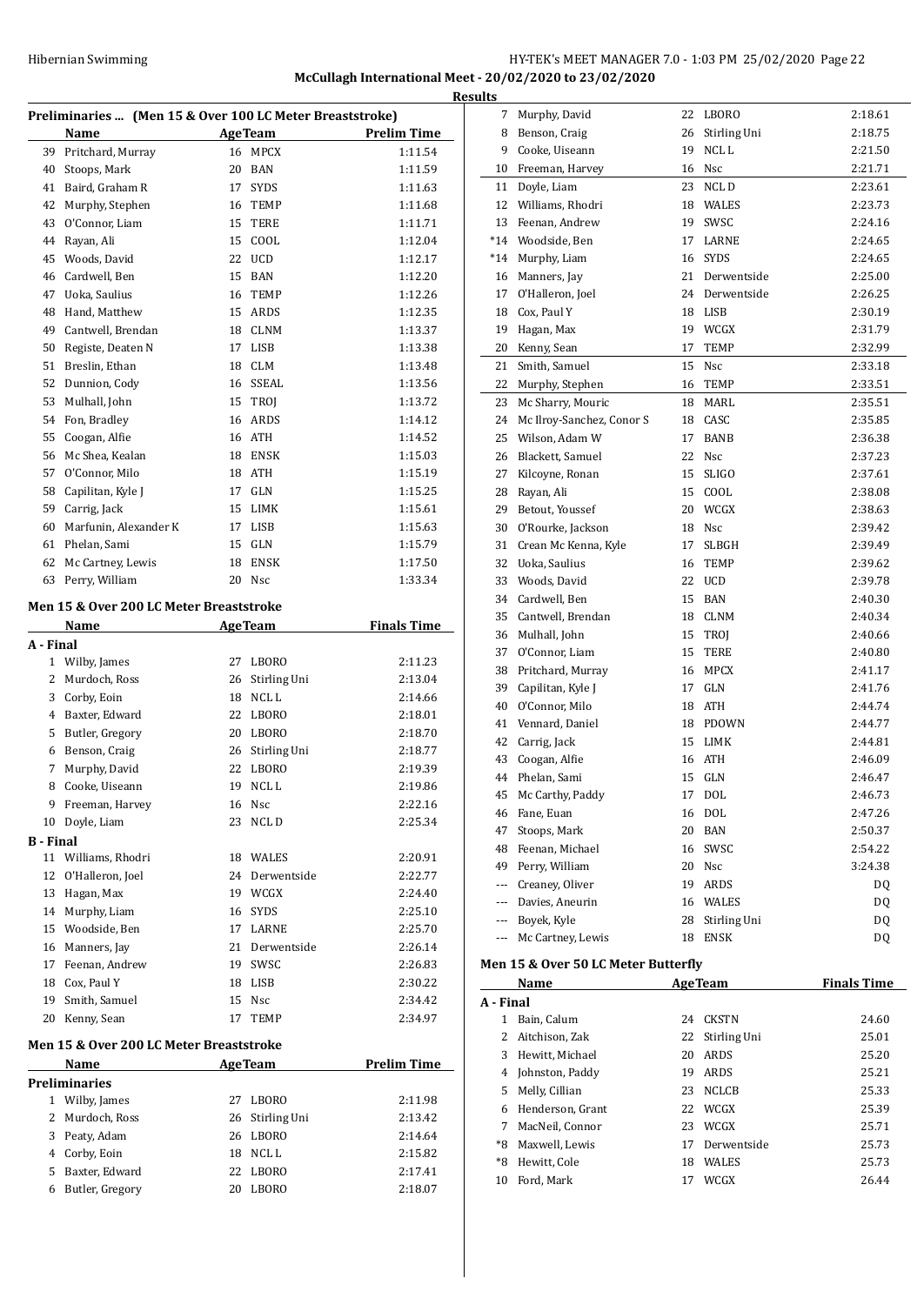McCullagh International Meet - 20/02/2020 to 23/02/2020

Results

## Preliminaries ... (Men 15 & Over 100 LC Meter Breaststroke)

| | Name | Age | Team | Prelim Time |
|---|---|---|---|---|
| 39 | Pritchard, Murray | 16 | MPCX | 1:11.54 |
| 40 | Stoops, Mark | 20 | BAN | 1:11.59 |
| 41 | Baird, Graham R | 17 | SYDS | 1:11.63 |
| 42 | Murphy, Stephen | 16 | TEMP | 1:11.68 |
| 43 | O'Connor, Liam | 15 | TERE | 1:11.71 |
| 44 | Rayan, Ali | 15 | COOL | 1:12.04 |
| 45 | Woods, David | 22 | UCD | 1:12.17 |
| 46 | Cardwell, Ben | 15 | BAN | 1:12.20 |
| 47 | Uoka, Saulius | 16 | TEMP | 1:12.26 |
| 48 | Hand, Matthew | 15 | ARDS | 1:12.35 |
| 49 | Cantwell, Brendan | 18 | CLNM | 1:13.37 |
| 50 | Registe, Deaten N | 17 | LISB | 1:13.38 |
| 51 | Breslin, Ethan | 18 | CLM | 1:13.48 |
| 52 | Dunnion, Cody | 16 | SSEAL | 1:13.56 |
| 53 | Mulhall, John | 15 | TROJ | 1:13.72 |
| 54 | Fon, Bradley | 16 | ARDS | 1:14.12 |
| 55 | Coogan, Alfie | 16 | ATH | 1:14.52 |
| 56 | Mc Shea, Kealan | 18 | ENSK | 1:15.03 |
| 57 | O'Connor, Milo | 18 | ATH | 1:15.19 |
| 58 | Capilitan, Kyle J | 17 | GLN | 1:15.25 |
| 59 | Carrig, Jack | 15 | LIMK | 1:15.61 |
| 60 | Marfunin, Alexander K | 17 | LISB | 1:15.63 |
| 61 | Phelan, Sami | 15 | GLN | 1:15.79 |
| 62 | Mc Cartney, Lewis | 18 | ENSK | 1:17.50 |
| 63 | Perry, William | 20 | Nsc | 1:33.34 |

## Men 15 & Over 200 LC Meter Breaststroke

| | Name | Age | Team | Finals Time |
|---|---|---|---|---|
| **A - Final** | | | | |
| 1 | Wilby, James | 27 | LBORO | 2:11.23 |
| 2 | Murdoch, Ross | 26 | Stirling Uni | 2:13.04 |
| 3 | Corby, Eoin | 18 | NCL L | 2:14.66 |
| 4 | Baxter, Edward | 22 | LBORO | 2:18.01 |
| 5 | Butler, Gregory | 20 | LBORO | 2:18.70 |
| 6 | Benson, Craig | 26 | Stirling Uni | 2:18.77 |
| 7 | Murphy, David | 22 | LBORO | 2:19.39 |
| 8 | Cooke, Uiseann | 19 | NCL L | 2:19.86 |
| 9 | Freeman, Harvey | 16 | Nsc | 2:22.16 |
| 10 | Doyle, Liam | 23 | NCL D | 2:25.34 |
| **B - Final** | | | | |
| 11 | Williams, Rhodri | 18 | WALES | 2:20.91 |
| 12 | O'Halleron, Joel | 24 | Derwentside | 2:22.77 |
| 13 | Hagan, Max | 19 | WCGX | 2:24.40 |
| 14 | Murphy, Liam | 16 | SYDS | 2:25.10 |
| 15 | Woodside, Ben | 17 | LARNE | 2:25.70 |
| 16 | Manners, Jay | 21 | Derwentside | 2:26.14 |
| 17 | Feenan, Andrew | 19 | SWSC | 2:26.83 |
| 18 | Cox, Paul Y | 18 | LISB | 2:30.22 |
| 19 | Smith, Samuel | 15 | Nsc | 2:34.42 |
| 20 | Kenny, Sean | 17 | TEMP | 2:34.97 |

## Men 15 & Over 200 LC Meter Breaststroke

| | Name | Age | Team | Prelim Time |
|---|---|---|---|---|
| **Preliminaries** | | | | |
| 1 | Wilby, James | 27 | LBORO | 2:11.98 |
| 2 | Murdoch, Ross | 26 | Stirling Uni | 2:13.42 |
| 3 | Peaty, Adam | 26 | LBORO | 2:14.64 |
| 4 | Corby, Eoin | 18 | NCL L | 2:15.82 |
| 5 | Baxter, Edward | 22 | LBORO | 2:17.41 |
| 6 | Butler, Gregory | 20 | LBORO | 2:18.07 |
| 7 | Murphy, David | 22 | LBORO | 2:18.61 |
| 8 | Benson, Craig | 26 | Stirling Uni | 2:18.75 |
| 9 | Cooke, Uiseann | 19 | NCL L | 2:21.50 |
| 10 | Freeman, Harvey | 16 | Nsc | 2:21.71 |
| 11 | Doyle, Liam | 23 | NCL D | 2:23.61 |
| 12 | Williams, Rhodri | 18 | WALES | 2:23.73 |
| 13 | Feenan, Andrew | 19 | SWSC | 2:24.16 |
| *14 | Woodside, Ben | 17 | LARNE | 2:24.65 |
| *14 | Murphy, Liam | 16 | SYDS | 2:24.65 |
| 16 | Manners, Jay | 21 | Derwentside | 2:25.00 |
| 17 | O'Halleron, Joel | 24 | Derwentside | 2:26.25 |
| 18 | Cox, Paul Y | 18 | LISB | 2:30.19 |
| 19 | Hagan, Max | 19 | WCGX | 2:31.79 |
| 20 | Kenny, Sean | 17 | TEMP | 2:32.99 |
| 21 | Smith, Samuel | 15 | Nsc | 2:33.18 |
| 22 | Murphy, Stephen | 16 | TEMP | 2:33.51 |
| 23 | Mc Sharry, Mouric | 18 | MARL | 2:35.51 |
| 24 | Mc Ilroy-Sanchez, Conor S | 18 | CASC | 2:35.85 |
| 25 | Wilson, Adam W | 17 | BANB | 2:36.38 |
| 26 | Blackett, Samuel | 22 | Nsc | 2:37.23 |
| 27 | Kilcoyne, Ronan | 15 | SLIGO | 2:37.61 |
| 28 | Rayan, Ali | 15 | COOL | 2:38.08 |
| 29 | Betout, Youssef | 20 | WCGX | 2:38.63 |
| 30 | O'Rourke, Jackson | 18 | Nsc | 2:39.42 |
| 31 | Crean Mc Kenna, Kyle | 17 | SLBGH | 2:39.49 |
| 32 | Uoka, Saulius | 16 | TEMP | 2:39.62 |
| 33 | Woods, David | 22 | UCD | 2:39.78 |
| 34 | Cardwell, Ben | 15 | BAN | 2:40.30 |
| 35 | Cantwell, Brendan | 18 | CLNM | 2:40.34 |
| 36 | Mulhall, John | 15 | TROJ | 2:40.66 |
| 37 | O'Connor, Liam | 15 | TERE | 2:40.80 |
| 38 | Pritchard, Murray | 16 | MPCX | 2:41.17 |
| 39 | Capilitan, Kyle J | 17 | GLN | 2:41.76 |
| 40 | O'Connor, Milo | 18 | ATH | 2:44.74 |
| 41 | Vennard, Daniel | 18 | PDOWN | 2:44.77 |
| 42 | Carrig, Jack | 15 | LIMK | 2:44.81 |
| 43 | Coogan, Alfie | 16 | ATH | 2:46.09 |
| 44 | Phelan, Sami | 15 | GLN | 2:46.47 |
| 45 | Mc Carthy, Paddy | 17 | DOL | 2:46.73 |
| 46 | Fane, Euan | 16 | DOL | 2:47.26 |
| 47 | Stoops, Mark | 20 | BAN | 2:50.37 |
| 48 | Feenan, Michael | 16 | SWSC | 2:54.22 |
| 49 | Perry, William | 20 | Nsc | 3:24.38 |
| --- | Creaney, Oliver | 19 | ARDS | DQ |
| --- | Davies, Aneurin | 16 | WALES | DQ |
| --- | Boyek, Kyle | 28 | Stirling Uni | DQ |
| --- | Mc Cartney, Lewis | 18 | ENSK | DQ |

## Men 15 & Over 50 LC Meter Butterfly

| | Name | Age | Team | Finals Time |
|---|---|---|---|---|
| **A - Final** | | | | |
| 1 | Bain, Calum | 24 | CKSTN | 24.60 |
| 2 | Aitchison, Zak | 22 | Stirling Uni | 25.01 |
| 3 | Hewitt, Michael | 20 | ARDS | 25.20 |
| 4 | Johnston, Paddy | 19 | ARDS | 25.21 |
| 5 | Melly, Cillian | 23 | NCLCB | 25.33 |
| 6 | Henderson, Grant | 22 | WCGX | 25.39 |
| 7 | MacNeil, Connor | 23 | WCGX | 25.71 |
| *8 | Maxwell, Lewis | 17 | Derwentside | 25.73 |
| *8 | Hewitt, Cole | 18 | WALES | 25.73 |
| 10 | Ford, Mark | 17 | WCGX | 26.44 |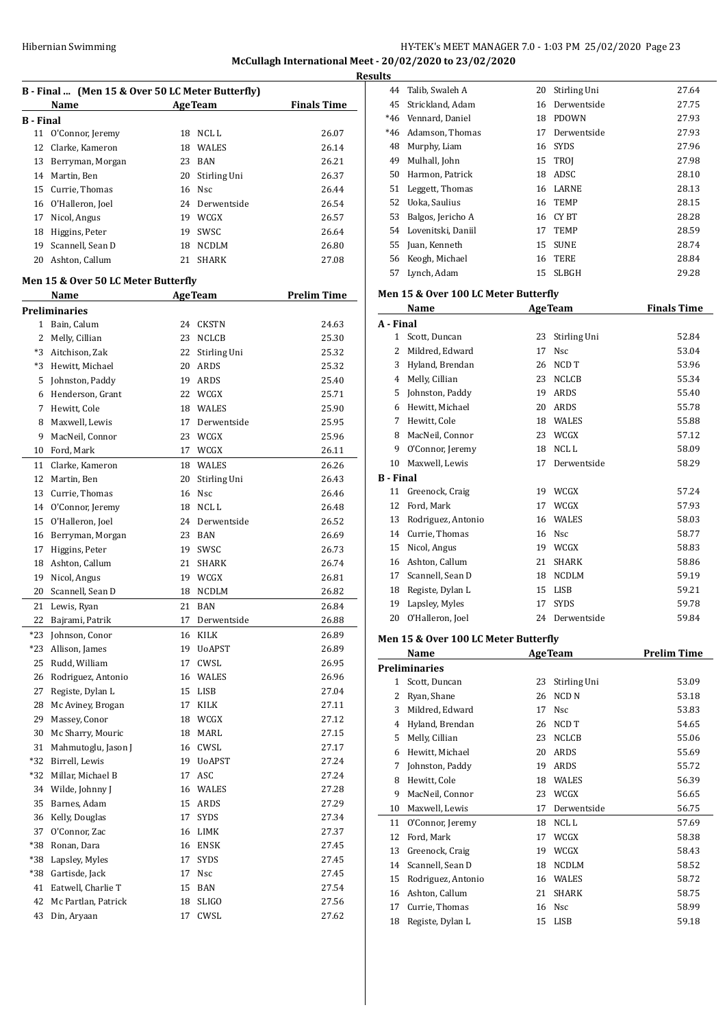**McCullagh International Meet - 20/02/2020 to 23/02/2020**

**Results**

## B - Final ... (Men 15 & Over 50 LC Meter Butterfly)

| | Name | Age | Team | Finals Time |
|---|---|---|---|---|
| **B - Final** | | | | |
| 11 | O'Connor, Jeremy | 18 | NCL L | 26.07 |
| 12 | Clarke, Kameron | 18 | WALES | 26.14 |
| 13 | Berryman, Morgan | 23 | BAN | 26.21 |
| 14 | Martin, Ben | 20 | Stirling Uni | 26.37 |
| 15 | Currie, Thomas | 16 | Nsc | 26.44 |
| 16 | O'Halleron, Joel | 24 | Derwentside | 26.54 |
| 17 | Nicol, Angus | 19 | WCGX | 26.57 |
| 18 | Higgins, Peter | 19 | SWSC | 26.64 |
| 19 | Scannell, Sean D | 18 | NCDLM | 26.80 |
| 20 | Ashton, Callum | 21 | SHARK | 27.08 |

## Men 15 & Over 50 LC Meter Butterfly

| | Name | Age | Team | Prelim Time |
|---|---|---|---|---|
| **Preliminaries** | | | | |
| 1 | Bain, Calum | 24 | CKSTN | 24.63 |
| 2 | Melly, Cillian | 23 | NCLCB | 25.30 |
| *3 | Aitchison, Zak | 22 | Stirling Uni | 25.32 |
| *3 | Hewitt, Michael | 20 | ARDS | 25.32 |
| 5 | Johnston, Paddy | 19 | ARDS | 25.40 |
| 6 | Henderson, Grant | 22 | WCGX | 25.71 |
| 7 | Hewitt, Cole | 18 | WALES | 25.90 |
| 8 | Maxwell, Lewis | 17 | Derwentside | 25.95 |
| 9 | MacNeil, Connor | 23 | WCGX | 25.96 |
| 10 | Ford, Mark | 17 | WCGX | 26.11 |
| 11 | Clarke, Kameron | 18 | WALES | 26.26 |
| 12 | Martin, Ben | 20 | Stirling Uni | 26.43 |
| 13 | Currie, Thomas | 16 | Nsc | 26.46 |
| 14 | O'Connor, Jeremy | 18 | NCL L | 26.48 |
| 15 | O'Halleron, Joel | 24 | Derwentside | 26.52 |
| 16 | Berryman, Morgan | 23 | BAN | 26.69 |
| 17 | Higgins, Peter | 19 | SWSC | 26.73 |
| 18 | Ashton, Callum | 21 | SHARK | 26.74 |
| 19 | Nicol, Angus | 19 | WCGX | 26.81 |
| 20 | Scannell, Sean D | 18 | NCDLM | 26.82 |
| 21 | Lewis, Ryan | 21 | BAN | 26.84 |
| 22 | Bajrami, Patrik | 17 | Derwentside | 26.88 |
| *23 | Johnson, Conor | 16 | KILK | 26.89 |
| *23 | Allison, James | 19 | UoAPST | 26.89 |
| 25 | Rudd, William | 17 | CWSL | 26.95 |
| 26 | Rodriguez, Antonio | 16 | WALES | 26.96 |
| 27 | Registe, Dylan L | 15 | LISB | 27.04 |
| 28 | Mc Aviney, Brogan | 17 | KILK | 27.11 |
| 29 | Massey, Conor | 18 | WCGX | 27.12 |
| 30 | Mc Sharry, Mouric | 18 | MARL | 27.15 |
| 31 | Mahmutoglu, Jason J | 16 | CWSL | 27.17 |
| *32 | Birrell, Lewis | 19 | UoAPST | 27.24 |
| *32 | Millar, Michael B | 17 | ASC | 27.24 |
| 34 | Wilde, Johnny J | 16 | WALES | 27.28 |
| 35 | Barnes, Adam | 15 | ARDS | 27.29 |
| 36 | Kelly, Douglas | 17 | SYDS | 27.34 |
| 37 | O'Connor, Zac | 16 | LIMK | 27.37 |
| *38 | Ronan, Dara | 16 | ENSK | 27.45 |
| *38 | Lapsley, Myles | 17 | SYDS | 27.45 |
| *38 | Gartisde, Jack | 17 | Nsc | 27.45 |
| 41 | Eatwell, Charlie T | 15 | BAN | 27.54 |
| 42 | Mc Partlan, Patrick | 18 | SLIGO | 27.56 |
| 43 | Din, Aryaan | 17 | CWSL | 27.62 |
| 44 | Talib, Swaleh A | 20 | Stirling Uni | 27.64 |
| 45 | Strickland, Adam | 16 | Derwentside | 27.75 |
| *46 | Vennard, Daniel | 18 | PDOWN | 27.93 |
| *46 | Adamson, Thomas | 17 | Derwentside | 27.93 |
| 48 | Murphy, Liam | 16 | SYDS | 27.96 |
| 49 | Mulhall, John | 15 | TROJ | 27.98 |
| 50 | Harmon, Patrick | 18 | ADSC | 28.10 |
| 51 | Leggett, Thomas | 16 | LARNE | 28.13 |
| 52 | Uoka, Saulius | 16 | TEMP | 28.15 |
| 53 | Balgos, Jericho A | 16 | CY BT | 28.28 |
| 54 | Lovenitski, Daniil | 17 | TEMP | 28.59 |
| 55 | Juan, Kenneth | 15 | SUNE | 28.74 |
| 56 | Keogh, Michael | 16 | TERE | 28.84 |
| 57 | Lynch, Adam | 15 | SLBGH | 29.28 |

## Men 15 & Over 100 LC Meter Butterfly

| | Name | Age | Team | Finals Time |
|---|---|---|---|---|
| **A - Final** | | | | |
| 1 | Scott, Duncan | 23 | Stirling Uni | 52.84 |
| 2 | Mildred, Edward | 17 | Nsc | 53.04 |
| 3 | Hyland, Brendan | 26 | NCD T | 53.96 |
| 4 | Melly, Cillian | 23 | NCLCB | 55.34 |
| 5 | Johnston, Paddy | 19 | ARDS | 55.40 |
| 6 | Hewitt, Michael | 20 | ARDS | 55.78 |
| 7 | Hewitt, Cole | 18 | WALES | 55.88 |
| 8 | MacNeil, Connor | 23 | WCGX | 57.12 |
| 9 | O'Connor, Jeremy | 18 | NCL L | 58.09 |
| 10 | Maxwell, Lewis | 17 | Derwentside | 58.29 |
| **B - Final** | | | | |
| 11 | Greenock, Craig | 19 | WCGX | 57.24 |
| 12 | Ford, Mark | 17 | WCGX | 57.93 |
| 13 | Rodriguez, Antonio | 16 | WALES | 58.03 |
| 14 | Currie, Thomas | 16 | Nsc | 58.77 |
| 15 | Nicol, Angus | 19 | WCGX | 58.83 |
| 16 | Ashton, Callum | 21 | SHARK | 58.86 |
| 17 | Scannell, Sean D | 18 | NCDLM | 59.19 |
| 18 | Registe, Dylan L | 15 | LISB | 59.21 |
| 19 | Lapsley, Myles | 17 | SYDS | 59.78 |
| 20 | O'Halleron, Joel | 24 | Derwentside | 59.84 |

## Men 15 & Over 100 LC Meter Butterfly

| | Name | Age | Team | Prelim Time |
|---|---|---|---|---|
| **Preliminaries** | | | | |
| 1 | Scott, Duncan | 23 | Stirling Uni | 53.09 |
| 2 | Ryan, Shane | 26 | NCD N | 53.18 |
| 3 | Mildred, Edward | 17 | Nsc | 53.83 |
| 4 | Hyland, Brendan | 26 | NCD T | 54.65 |
| 5 | Melly, Cillian | 23 | NCLCB | 55.06 |
| 6 | Hewitt, Michael | 20 | ARDS | 55.69 |
| 7 | Johnston, Paddy | 19 | ARDS | 55.72 |
| 8 | Hewitt, Cole | 18 | WALES | 56.39 |
| 9 | MacNeil, Connor | 23 | WCGX | 56.65 |
| 10 | Maxwell, Lewis | 17 | Derwentside | 56.75 |
| 11 | O'Connor, Jeremy | 18 | NCL L | 57.69 |
| 12 | Ford, Mark | 17 | WCGX | 58.38 |
| 13 | Greenock, Craig | 19 | WCGX | 58.43 |
| 14 | Scannell, Sean D | 18 | NCDLM | 58.52 |
| 15 | Rodriguez, Antonio | 16 | WALES | 58.72 |
| 16 | Ashton, Callum | 21 | SHARK | 58.75 |
| 17 | Currie, Thomas | 16 | Nsc | 58.99 |
| 18 | Registe, Dylan L | 15 | LISB | 59.18 |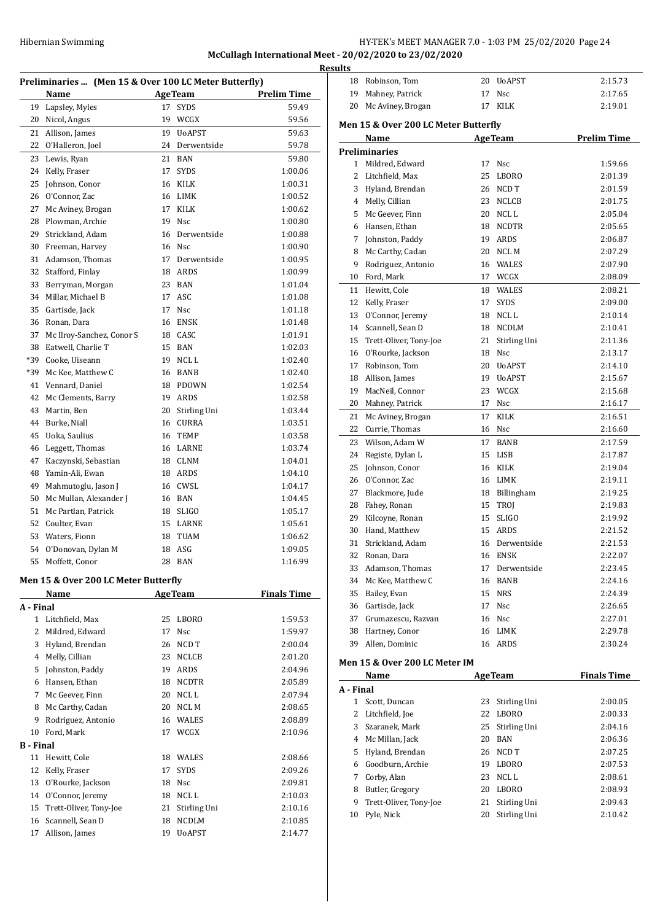Hibernian Swimming

McCullagh International Meet - 20/02/2020 to 23/02/2020

Results

**Preliminaries ... (Men 15 & Over 100 LC Meter Butterfly)**

| | Name | Age | Team | Prelim Time |
|---|---|---|---|---|
| 19 | Lapsley, Myles | 17 | SYDS | 59.49 |
| 20 | Nicol, Angus | 19 | WCGX | 59.56 |
| 21 | Allison, James | 19 | UoAPST | 59.63 |
| 22 | O'Halleron, Joel | 24 | Derwentside | 59.78 |
| 23 | Lewis, Ryan | 21 | BAN | 59.80 |
| 24 | Kelly, Fraser | 17 | SYDS | 1:00.06 |
| 25 | Johnson, Conor | 16 | KILK | 1:00.31 |
| 26 | O'Connor, Zac | 16 | LIMK | 1:00.52 |
| 27 | Mc Aviney, Brogan | 17 | KILK | 1:00.62 |
| 28 | Plowman, Archie | 19 | Nsc | 1:00.80 |
| 29 | Strickland, Adam | 16 | Derwentside | 1:00.88 |
| 30 | Freeman, Harvey | 16 | Nsc | 1:00.90 |
| 31 | Adamson, Thomas | 17 | Derwentside | 1:00.95 |
| 32 | Stafford, Finlay | 18 | ARDS | 1:00.99 |
| 33 | Berryman, Morgan | 23 | BAN | 1:01.04 |
| 34 | Millar, Michael B | 17 | ASC | 1:01.08 |
| 35 | Gartisde, Jack | 17 | Nsc | 1:01.18 |
| 36 | Ronan, Dara | 16 | ENSK | 1:01.48 |
| 37 | Mc Ilroy-Sanchez, Conor S | 18 | CASC | 1:01.91 |
| 38 | Eatwell, Charlie T | 15 | BAN | 1:02.03 |
| *39 | Cooke, Uiseann | 19 | NCL L | 1:02.40 |
| *39 | Mc Kee, Matthew C | 16 | BANB | 1:02.40 |
| 41 | Vennard, Daniel | 18 | PDOWN | 1:02.54 |
| 42 | Mc Clements, Barry | 19 | ARDS | 1:02.58 |
| 43 | Martin, Ben | 20 | Stirling Uni | 1:03.44 |
| 44 | Burke, Niall | 16 | CURRA | 1:03.51 |
| 45 | Uoka, Saulius | 16 | TEMP | 1:03.58 |
| 46 | Leggett, Thomas | 16 | LARNE | 1:03.74 |
| 47 | Kaczynski, Sebastian | 18 | CLNM | 1:04.01 |
| 48 | Yamin-Ali, Ewan | 18 | ARDS | 1:04.10 |
| 49 | Mahmutoglu, Jason J | 16 | CWSL | 1:04.17 |
| 50 | Mc Mullan, Alexander J | 16 | BAN | 1:04.45 |
| 51 | Mc Partlan, Patrick | 18 | SLIGO | 1:05.17 |
| 52 | Coulter, Evan | 15 | LARNE | 1:05.61 |
| 53 | Waters, Fionn | 18 | TUAM | 1:06.62 |
| 54 | O'Donovan, Dylan M | 18 | ASG | 1:09.05 |
| 55 | Moffett, Conor | 28 | BAN | 1:16.99 |

**Men 15 & Over 200 LC Meter Butterfly**

| | Name | Age | Team | Finals Time |
|---|---|---|---|---|
| **A - Final** | | | | |
| 1 | Litchfield, Max | 25 | LBORO | 1:59.53 |
| 2 | Mildred, Edward | 17 | Nsc | 1:59.97 |
| 3 | Hyland, Brendan | 26 | NCD T | 2:00.04 |
| 4 | Melly, Cillian | 23 | NCLCB | 2:01.20 |
| 5 | Johnston, Paddy | 19 | ARDS | 2:04.96 |
| 6 | Hansen, Ethan | 18 | NCDTR | 2:05.89 |
| 7 | Mc Geever, Finn | 20 | NCL L | 2:07.94 |
| 8 | Mc Carthy, Cadan | 20 | NCL M | 2:08.65 |
| 9 | Rodriguez, Antonio | 16 | WALES | 2:08.89 |
| 10 | Ford, Mark | 17 | WCGX | 2:10.96 |
| **B - Final** | | | | |
| 11 | Hewitt, Cole | 18 | WALES | 2:08.66 |
| 12 | Kelly, Fraser | 17 | SYDS | 2:09.26 |
| 13 | O'Rourke, Jackson | 18 | Nsc | 2:09.81 |
| 14 | O'Connor, Jeremy | 18 | NCL L | 2:10.03 |
| 15 | Trett-Oliver, Tony-Joe | 21 | Stirling Uni | 2:10.16 |
| 16 | Scannell, Sean D | 18 | NCDLM | 2:10.85 |
| 17 | Allison, James | 19 | UoAPST | 2:14.77 |
| 18 | Robinson, Tom | 20 | UoAPST | 2:15.73 |
| 19 | Mahney, Patrick | 17 | Nsc | 2:17.65 |
| 20 | Mc Aviney, Brogan | 17 | KILK | 2:19.01 |

**Men 15 & Over 200 LC Meter Butterfly**

| | Name | Age | Team | Prelim Time |
|---|---|---|---|---|
| **Preliminaries** | | | | |
| 1 | Mildred, Edward | 17 | Nsc | 1:59.66 |
| 2 | Litchfield, Max | 25 | LBORO | 2:01.39 |
| 3 | Hyland, Brendan | 26 | NCD T | 2:01.59 |
| 4 | Melly, Cillian | 23 | NCLCB | 2:01.75 |
| 5 | Mc Geever, Finn | 20 | NCL L | 2:05.04 |
| 6 | Hansen, Ethan | 18 | NCDTR | 2:05.65 |
| 7 | Johnston, Paddy | 19 | ARDS | 2:06.87 |
| 8 | Mc Carthy, Cadan | 20 | NCL M | 2:07.29 |
| 9 | Rodriguez, Antonio | 16 | WALES | 2:07.90 |
| 10 | Ford, Mark | 17 | WCGX | 2:08.09 |
| 11 | Hewitt, Cole | 18 | WALES | 2:08.21 |
| 12 | Kelly, Fraser | 17 | SYDS | 2:09.00 |
| 13 | O'Connor, Jeremy | 18 | NCL L | 2:10.14 |
| 14 | Scannell, Sean D | 18 | NCDLM | 2:10.41 |
| 15 | Trett-Oliver, Tony-Joe | 21 | Stirling Uni | 2:11.36 |
| 16 | O'Rourke, Jackson | 18 | Nsc | 2:13.17 |
| 17 | Robinson, Tom | 20 | UoAPST | 2:14.10 |
| 18 | Allison, James | 19 | UoAPST | 2:15.67 |
| 19 | MacNeil, Connor | 23 | WCGX | 2:15.68 |
| 20 | Mahney, Patrick | 17 | Nsc | 2:16.17 |
| 21 | Mc Aviney, Brogan | 17 | KILK | 2:16.51 |
| 22 | Currie, Thomas | 16 | Nsc | 2:16.60 |
| 23 | Wilson, Adam W | 17 | BANB | 2:17.59 |
| 24 | Registe, Dylan L | 15 | LISB | 2:17.87 |
| 25 | Johnson, Conor | 16 | KILK | 2:19.04 |
| 26 | O'Connor, Zac | 16 | LIMK | 2:19.11 |
| 27 | Blackmore, Jude | 18 | Billingham | 2:19.25 |
| 28 | Fahey, Ronan | 15 | TROJ | 2:19.83 |
| 29 | Kilcoyne, Ronan | 15 | SLIGO | 2:19.92 |
| 30 | Hand, Matthew | 15 | ARDS | 2:21.52 |
| 31 | Strickland, Adam | 16 | Derwentside | 2:21.53 |
| 32 | Ronan, Dara | 16 | ENSK | 2:22.07 |
| 33 | Adamson, Thomas | 17 | Derwentside | 2:23.45 |
| 34 | Mc Kee, Matthew C | 16 | BANB | 2:24.16 |
| 35 | Bailey, Evan | 15 | NRS | 2:24.39 |
| 36 | Gartisde, Jack | 17 | Nsc | 2:26.65 |
| 37 | Grumazescu, Razvan | 16 | Nsc | 2:27.01 |
| 38 | Hartney, Conor | 16 | LIMK | 2:29.78 |
| 39 | Allen, Dominic | 16 | ARDS | 2:30.24 |

**Men 15 & Over 200 LC Meter IM**

| | Name | Age | Team | Finals Time |
|---|---|---|---|---|
| **A - Final** | | | | |
| 1 | Scott, Duncan | 23 | Stirling Uni | 2:00.05 |
| 2 | Litchfield, Joe | 22 | LBORO | 2:00.33 |
| 3 | Szaranek, Mark | 25 | Stirling Uni | 2:04.16 |
| 4 | Mc Millan, Jack | 20 | BAN | 2:06.36 |
| 5 | Hyland, Brendan | 26 | NCD T | 2:07.25 |
| 6 | Goodburn, Archie | 19 | LBORO | 2:07.53 |
| 7 | Corby, Alan | 23 | NCL L | 2:08.61 |
| 8 | Butler, Gregory | 20 | LBORO | 2:08.93 |
| 9 | Trett-Oliver, Tony-Joe | 21 | Stirling Uni | 2:09.43 |
| 10 | Pyle, Nick | 20 | Stirling Uni | 2:10.42 |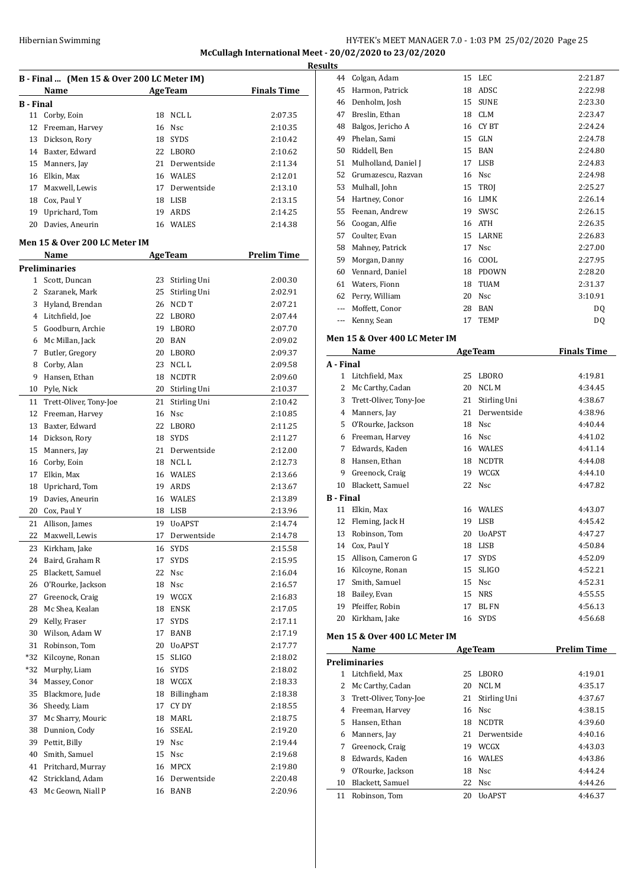## B - Final ... (Men 15 & Over 200 LC Meter IM)

| | Name | Age | Team | Finals Time |
|---|---|---|---|---|
| **B - Final** | | | | |
| 11 | Corby, Eoin | 18 | NCL L | 2:07.35 |
| 12 | Freeman, Harvey | 16 | Nsc | 2:10.35 |
| 13 | Dickson, Rory | 18 | SYDS | 2:10.42 |
| 14 | Baxter, Edward | 22 | LBORO | 2:10.62 |
| 15 | Manners, Jay | 21 | Derwentside | 2:11.34 |
| 16 | Elkin, Max | 16 | WALES | 2:12.01 |
| 17 | Maxwell, Lewis | 17 | Derwentside | 2:13.10 |
| 18 | Cox, Paul Y | 18 | LISB | 2:13.15 |
| 19 | Uprichard, Tom | 19 | ARDS | 2:14.25 |
| 20 | Davies, Aneurin | 16 | WALES | 2:14.38 |

## Men 15 & Over 200 LC Meter IM

| | Name | Age | Team | Prelim Time |
|---|---|---|---|---|
| **Preliminaries** | | | | |
| 1 | Scott, Duncan | 23 | Stirling Uni | 2:00.30 |
| 2 | Szaranek, Mark | 25 | Stirling Uni | 2:02.91 |
| 3 | Hyland, Brendan | 26 | NCD T | 2:07.21 |
| 4 | Litchfield, Joe | 22 | LBORO | 2:07.44 |
| 5 | Goodburn, Archie | 19 | LBORO | 2:07.70 |
| 6 | Mc Millan, Jack | 20 | BAN | 2:09.02 |
| 7 | Butler, Gregory | 20 | LBORO | 2:09.37 |
| 8 | Corby, Alan | 23 | NCL L | 2:09.58 |
| 9 | Hansen, Ethan | 18 | NCDTR | 2:09.60 |
| 10 | Pyle, Nick | 20 | Stirling Uni | 2:10.37 |
| 11 | Trett-Oliver, Tony-Joe | 21 | Stirling Uni | 2:10.42 |
| 12 | Freeman, Harvey | 16 | Nsc | 2:10.85 |
| 13 | Baxter, Edward | 22 | LBORO | 2:11.25 |
| 14 | Dickson, Rory | 18 | SYDS | 2:11.27 |
| 15 | Manners, Jay | 21 | Derwentside | 2:12.00 |
| 16 | Corby, Eoin | 18 | NCL L | 2:12.73 |
| 17 | Elkin, Max | 16 | WALES | 2:13.66 |
| 18 | Uprichard, Tom | 19 | ARDS | 2:13.67 |
| 19 | Davies, Aneurin | 16 | WALES | 2:13.89 |
| 20 | Cox, Paul Y | 18 | LISB | 2:13.96 |
| 21 | Allison, James | 19 | UoAPST | 2:14.74 |
| 22 | Maxwell, Lewis | 17 | Derwentside | 2:14.78 |
| 23 | Kirkham, Jake | 16 | SYDS | 2:15.58 |
| 24 | Baird, Graham R | 17 | SYDS | 2:15.95 |
| 25 | Blackett, Samuel | 22 | Nsc | 2:16.04 |
| 26 | O'Rourke, Jackson | 18 | Nsc | 2:16.57 |
| 27 | Greenock, Craig | 19 | WCGX | 2:16.83 |
| 28 | Mc Shea, Kealan | 18 | ENSK | 2:17.05 |
| 29 | Kelly, Fraser | 17 | SYDS | 2:17.11 |
| 30 | Wilson, Adam W | 17 | BANB | 2:17.19 |
| 31 | Robinson, Tom | 20 | UoAPST | 2:17.77 |
| *32 | Kilcoyne, Ronan | 15 | SLIGO | 2:18.02 |
| *32 | Murphy, Liam | 16 | SYDS | 2:18.02 |
| 34 | Massey, Conor | 18 | WCGX | 2:18.33 |
| 35 | Blackmore, Jude | 18 | Billingham | 2:18.38 |
| 36 | Sheedy, Liam | 17 | CY DY | 2:18.55 |
| 37 | Mc Sharry, Mouric | 18 | MARL | 2:18.75 |
| 38 | Dunnion, Cody | 16 | SSEAL | 2:19.20 |
| 39 | Pettit, Billy | 19 | Nsc | 2:19.44 |
| 40 | Smith, Samuel | 15 | Nsc | 2:19.68 |
| 41 | Pritchard, Murray | 16 | MPCX | 2:19.80 |
| 42 | Strickland, Adam | 16 | Derwentside | 2:20.48 |
| 43 | Mc Geown, Niall P | 16 | BANB | 2:20.96 |
| 44 | Colgan, Adam | 15 | LEC | 2:21.87 |
| 45 | Harmon, Patrick | 18 | ADSC | 2:22.98 |
| 46 | Denholm, Josh | 15 | SUNE | 2:23.30 |
| 47 | Breslin, Ethan | 18 | CLM | 2:23.47 |
| 48 | Balgos, Jericho A | 16 | CY BT | 2:24.24 |
| 49 | Phelan, Sami | 15 | GLN | 2:24.78 |
| 50 | Riddell, Ben | 15 | BAN | 2:24.80 |
| 51 | Mulholland, Daniel J | 17 | LISB | 2:24.83 |
| 52 | Grumazescu, Razvan | 16 | Nsc | 2:24.98 |
| 53 | Mulhall, John | 15 | TROJ | 2:25.27 |
| 54 | Hartney, Conor | 16 | LIMK | 2:26.14 |
| 55 | Feenan, Andrew | 19 | SWSC | 2:26.15 |
| 56 | Coogan, Alfie | 16 | ATH | 2:26.35 |
| 57 | Coulter, Evan | 15 | LARNE | 2:26.83 |
| 58 | Mahney, Patrick | 17 | Nsc | 2:27.00 |
| 59 | Morgan, Danny | 16 | COOL | 2:27.95 |
| 60 | Vennard, Daniel | 18 | PDOWN | 2:28.20 |
| 61 | Waters, Fionn | 18 | TUAM | 2:31.37 |
| 62 | Perry, William | 20 | Nsc | 3:10.91 |
| --- | Moffett, Conor | 28 | BAN | DQ |
| --- | Kenny, Sean | 17 | TEMP | DQ |

## Men 15 & Over 400 LC Meter IM

| | Name | Age | Team | Finals Time |
|---|---|---|---|---|
| **A - Final** | | | | |
| 1 | Litchfield, Max | 25 | LBORO | 4:19.81 |
| 2 | Mc Carthy, Cadan | 20 | NCL M | 4:34.45 |
| 3 | Trett-Oliver, Tony-Joe | 21 | Stirling Uni | 4:38.67 |
| 4 | Manners, Jay | 21 | Derwentside | 4:38.96 |
| 5 | O'Rourke, Jackson | 18 | Nsc | 4:40.44 |
| 6 | Freeman, Harvey | 16 | Nsc | 4:41.02 |
| 7 | Edwards, Kaden | 16 | WALES | 4:41.14 |
| 8 | Hansen, Ethan | 18 | NCDTR | 4:44.08 |
| 9 | Greenock, Craig | 19 | WCGX | 4:44.10 |
| 10 | Blackett, Samuel | 22 | Nsc | 4:47.82 |
| **B - Final** | | | | |
| 11 | Elkin, Max | 16 | WALES | 4:43.07 |
| 12 | Fleming, Jack H | 19 | LISB | 4:45.42 |
| 13 | Robinson, Tom | 20 | UoAPST | 4:47.27 |
| 14 | Cox, Paul Y | 18 | LISB | 4:50.84 |
| 15 | Allison, Cameron G | 17 | SYDS | 4:52.09 |
| 16 | Kilcoyne, Ronan | 15 | SLIGO | 4:52.21 |
| 17 | Smith, Samuel | 15 | Nsc | 4:52.31 |
| 18 | Bailey, Evan | 15 | NRS | 4:55.55 |
| 19 | Pfeiffer, Robin | 17 | BL FN | 4:56.13 |
| 20 | Kirkham, Jake | 16 | SYDS | 4:56.68 |

## Men 15 & Over 400 LC Meter IM

| | Name | Age | Team | Prelim Time |
|---|---|---|---|---|
| **Preliminaries** | | | | |
| 1 | Litchfield, Max | 25 | LBORO | 4:19.01 |
| 2 | Mc Carthy, Cadan | 20 | NCL M | 4:35.17 |
| 3 | Trett-Oliver, Tony-Joe | 21 | Stirling Uni | 4:37.67 |
| 4 | Freeman, Harvey | 16 | Nsc | 4:38.15 |
| 5 | Hansen, Ethan | 18 | NCDTR | 4:39.60 |
| 6 | Manners, Jay | 21 | Derwentside | 4:40.16 |
| 7 | Greenock, Craig | 19 | WCGX | 4:43.03 |
| 8 | Edwards, Kaden | 16 | WALES | 4:43.86 |
| 9 | O'Rourke, Jackson | 18 | Nsc | 4:44.24 |
| 10 | Blackett, Samuel | 22 | Nsc | 4:44.26 |
| 11 | Robinson, Tom | 20 | UoAPST | 4:46.37 |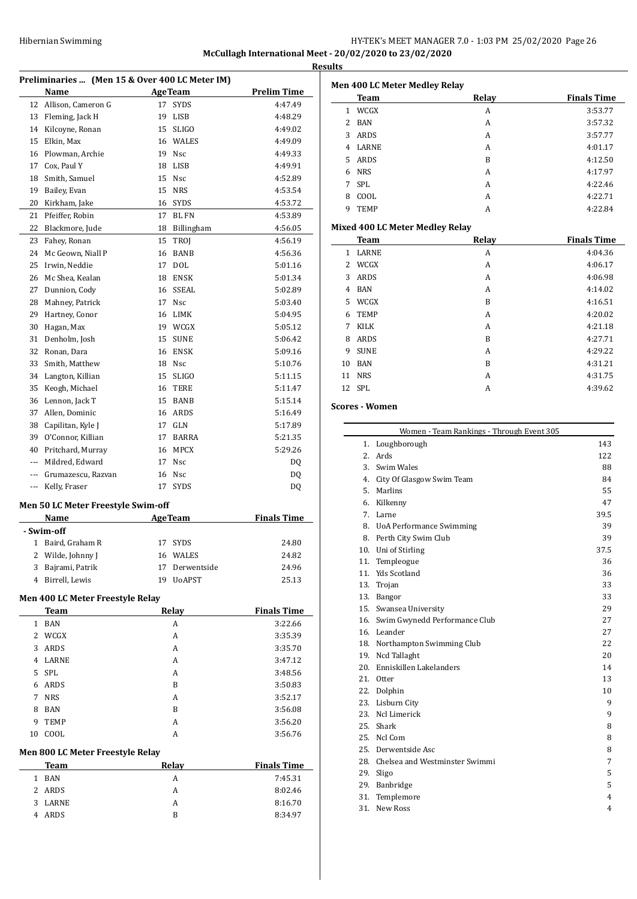McCullagh International Meet - 20/02/2020 to 23/02/2020

**Results**

### Preliminaries ... (Men 15 & Over 400 LC Meter IM)

| | Name | Age | Team | Prelim Time |
|---|---|---|---|---|
| 12 | Allison, Cameron G | 17 | SYDS | 4:47.49 |
| 13 | Fleming, Jack H | 19 | LISB | 4:48.29 |
| 14 | Kilcoyne, Ronan | 15 | SLIGO | 4:49.02 |
| 15 | Elkin, Max | 16 | WALES | 4:49.09 |
| 16 | Plowman, Archie | 19 | Nsc | 4:49.33 |
| 17 | Cox, Paul Y | 18 | LISB | 4:49.91 |
| 18 | Smith, Samuel | 15 | Nsc | 4:52.89 |
| 19 | Bailey, Evan | 15 | NRS | 4:53.54 |
| 20 | Kirkham, Jake | 16 | SYDS | 4:53.72 |
| 21 | Pfeiffer, Robin | 17 | BL FN | 4:53.89 |
| 22 | Blackmore, Jude | 18 | Billingham | 4:56.05 |
| 23 | Fahey, Ronan | 15 | TROJ | 4:56.19 |
| 24 | Mc Geown, Niall P | 16 | BANB | 4:56.36 |
| 25 | Irwin, Neddie | 17 | DOL | 5:01.16 |
| 26 | Mc Shea, Kealan | 18 | ENSK | 5:01.34 |
| 27 | Dunnion, Cody | 16 | SSEAL | 5:02.89 |
| 28 | Mahney, Patrick | 17 | Nsc | 5:03.40 |
| 29 | Hartney, Conor | 16 | LIMK | 5:04.95 |
| 30 | Hagan, Max | 19 | WCGX | 5:05.12 |
| 31 | Denholm, Josh | 15 | SUNE | 5:06.42 |
| 32 | Ronan, Dara | 16 | ENSK | 5:09.16 |
| 33 | Smith, Matthew | 18 | Nsc | 5:10.76 |
| 34 | Langton, Killian | 15 | SLIGO | 5:11.15 |
| 35 | Keogh, Michael | 16 | TERE | 5:11.47 |
| 36 | Lennon, Jack T | 15 | BANB | 5:15.14 |
| 37 | Allen, Dominic | 16 | ARDS | 5:16.49 |
| 38 | Capilitan, Kyle J | 17 | GLN | 5:17.89 |
| 39 | O'Connor, Killian | 17 | BARRA | 5:21.35 |
| 40 | Pritchard, Murray | 16 | MPCX | 5:29.26 |
| --- | Mildred, Edward | 17 | Nsc | DQ |
| --- | Grumazescu, Razvan | 16 | Nsc | DQ |
| --- | Kelly, Fraser | 17 | SYDS | DQ |

### Men 50 LC Meter Freestyle Swim-off

| | Name | Age | Team | Finals Time |
|---|---|---|---|---|
| **- Swim-off** | | | | |
| 1 | Baird, Graham R | 17 | SYDS | 24.80 |
| 2 | Wilde, Johnny J | 16 | WALES | 24.82 |
| 3 | Bajrami, Patrik | 17 | Derwentside | 24.96 |
| 4 | Birrell, Lewis | 19 | UoAPST | 25.13 |

### Men 400 LC Meter Freestyle Relay

| | Team | Relay | Finals Time |
|---|---|---|---|
| 1 | BAN | A | 3:22.66 |
| 2 | WCGX | A | 3:35.39 |
| 3 | ARDS | A | 3:35.70 |
| 4 | LARNE | A | 3:47.12 |
| 5 | SPL | A | 3:48.56 |
| 6 | ARDS | B | 3:50.83 |
| 7 | NRS | A | 3:52.17 |
| 8 | BAN | B | 3:56.08 |
| 9 | TEMP | A | 3:56.20 |
| 10 | COOL | A | 3:56.76 |

### Men 800 LC Meter Freestyle Relay

| | Team | Relay | Finals Time |
|---|---|---|---|
| 1 | BAN | A | 7:45.31 |
| 2 | ARDS | A | 8:02.46 |
| 3 | LARNE | A | 8:16.70 |
| 4 | ARDS | B | 8:34.97 |

### Men 400 LC Meter Medley Relay

| | Team | Relay | Finals Time |
|---|---|---|---|
| 1 | WCGX | A | 3:53.77 |
| 2 | BAN | A | 3:57.32 |
| 3 | ARDS | A | 3:57.77 |
| 4 | LARNE | A | 4:01.17 |
| 5 | ARDS | B | 4:12.50 |
| 6 | NRS | A | 4:17.97 |
| 7 | SPL | A | 4:22.46 |
| 8 | COOL | A | 4:22.71 |
| 9 | TEMP | A | 4:22.84 |

### Mixed 400 LC Meter Medley Relay

| | Team | Relay | Finals Time |
|---|---|---|---|
| 1 | LARNE | A | 4:04.36 |
| 2 | WCGX | A | 4:06.17 |
| 3 | ARDS | A | 4:06.98 |
| 4 | BAN | A | 4:14.02 |
| 5 | WCGX | B | 4:16.51 |
| 6 | TEMP | A | 4:20.02 |
| 7 | KILK | A | 4:21.18 |
| 8 | ARDS | B | 4:27.71 |
| 9 | SUNE | A | 4:29.22 |
| 10 | BAN | B | 4:31.21 |
| 11 | NRS | A | 4:31.75 |
| 12 | SPL | A | 4:39.62 |

### Scores - Women

| Women - Team Rankings - Through Event 305 | | |
|---|---|---|
| 1. | Loughborough | 143 |
| 2. | Ards | 122 |
| 3. | Swim Wales | 88 |
| 4. | City Of Glasgow Swim Team | 84 |
| 5. | Marlins | 55 |
| 6. | Kilkenny | 47 |
| 7. | Larne | 39.5 |
| 8. | UoA Performance Swimming | 39 |
| 8. | Perth City Swim Club | 39 |
| 10. | Uni of Stirling | 37.5 |
| 11. | Templeogue | 36 |
| 11. | Yds Scotland | 36 |
| 13. | Trojan | 33 |
| 13. | Bangor | 33 |
| 15. | Swansea University | 29 |
| 16. | Swim Gwynedd Performance Club | 27 |
| 16. | Leander | 27 |
| 18. | Northampton Swimming Club | 22 |
| 19. | Ncd Tallaght | 20 |
| 20. | Enniskillen Lakelanders | 14 |
| 21. | Otter | 13 |
| 22. | Dolphin | 10 |
| 23. | Lisburn City | 9 |
| 23. | Ncl Limerick | 9 |
| 25. | Shark | 8 |
| 25. | Ncl Com | 8 |
| 25. | Derwentside Asc | 8 |
| 28. | Chelsea and Westminster Swimmi | 7 |
| 29. | Sligo | 5 |
| 29. | Banbridge | 5 |
| 31. | Templemore | 4 |
| 31. | New Ross | 4 |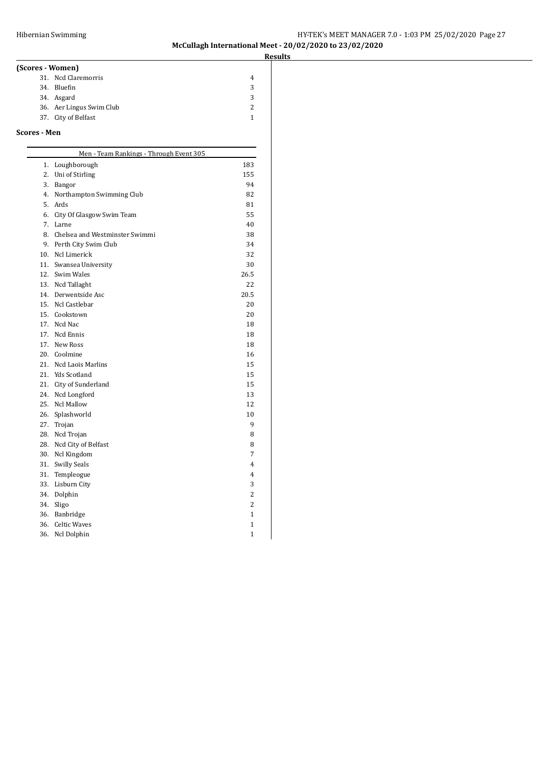**Results**

**(Scores - Women)**

| | | |
|---|---|---|
| 31. | Ncd Claremorris | 4 |
| 34. | Bluefin | 3 |
| 34. | Asgard | 3 |
| 36. | Aer Lingus Swim Club | 2 |
| 37. | City of Belfast | 1 |

**Scores - Men**

Men - Team Rankings - Through Event 305

| | | |
|---|---|---|
| 1. | Loughborough | 183 |
| 2. | Uni of Stirling | 155 |
| 3. | Bangor | 94 |
| 4. | Northampton Swimming Club | 82 |
| 5. | Ards | 81 |
| 6. | City Of Glasgow Swim Team | 55 |
| 7. | Larne | 40 |
| 8. | Chelsea and Westminster Swimmi | 38 |
| 9. | Perth City Swim Club | 34 |
| 10. | Ncl Limerick | 32 |
| 11. | Swansea University | 30 |
| 12. | Swim Wales | 26.5 |
| 13. | Ncd Tallaght | 22 |
| 14. | Derwentside Asc | 20.5 |
| 15. | Ncl Castlebar | 20 |
| 15. | Cookstown | 20 |
| 17. | Ncd Nac | 18 |
| 17. | Ncd Ennis | 18 |
| 17. | New Ross | 18 |
| 20. | Coolmine | 16 |
| 21. | Ncd Laois Marlins | 15 |
| 21. | Yds Scotland | 15 |
| 21. | City of Sunderland | 15 |
| 24. | Ncd Longford | 13 |
| 25. | Ncl Mallow | 12 |
| 26. | Splashworld | 10 |
| 27. | Trojan | 9 |
| 28. | Ncd Trojan | 8 |
| 28. | Ncd City of Belfast | 8 |
| 30. | Ncl Kingdom | 7 |
| 31. | Swilly Seals | 4 |
| 31. | Templeogue | 4 |
| 33. | Lisburn City | 3 |
| 34. | Dolphin | 2 |
| 34. | Sligo | 2 |
| 36. | Banbridge | 1 |
| 36. | Celtic Waves | 1 |
| 36. | Ncl Dolphin | 1 |